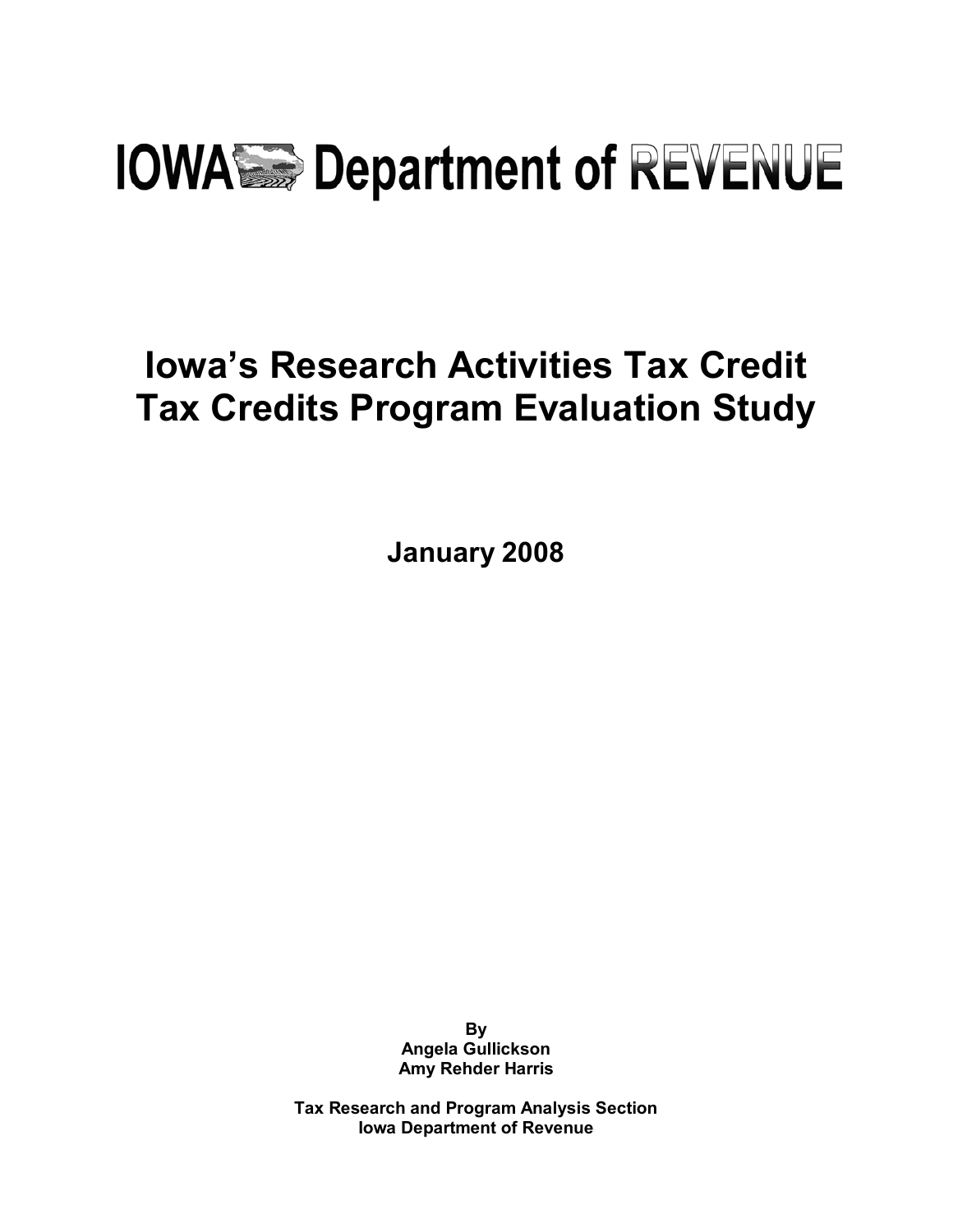IOWA Department of REVENUE

# Iowa's Research Activities Tax Credit Tax Credits Program Evaluation Study

**January 2008**

**By**
**Angela Gullickson**
**Amy Rehder Harris**

**Tax Research and Program Analysis Section**
**Iowa Department of Revenue**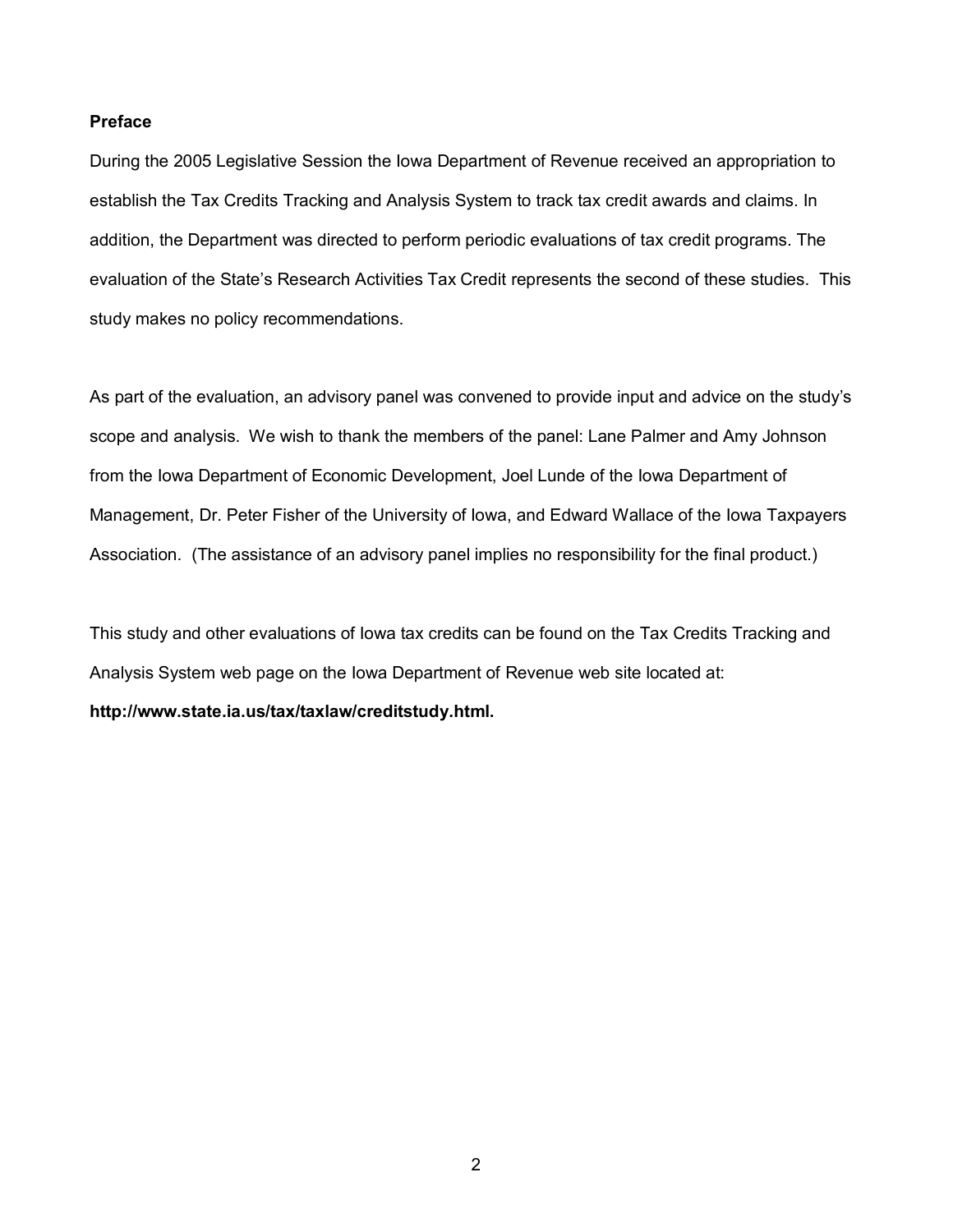**Preface**

During the 2005 Legislative Session the Iowa Department of Revenue received an appropriation to establish the Tax Credits Tracking and Analysis System to track tax credit awards and claims. In addition, the Department was directed to perform periodic evaluations of tax credit programs. The evaluation of the State's Research Activities Tax Credit represents the second of these studies. This study makes no policy recommendations.

As part of the evaluation, an advisory panel was convened to provide input and advice on the study's scope and analysis. We wish to thank the members of the panel: Lane Palmer and Amy Johnson from the Iowa Department of Economic Development, Joel Lunde of the Iowa Department of Management, Dr. Peter Fisher of the University of Iowa, and Edward Wallace of the Iowa Taxpayers Association. (The assistance of an advisory panel implies no responsibility for the final product.)

This study and other evaluations of Iowa tax credits can be found on the Tax Credits Tracking and Analysis System web page on the Iowa Department of Revenue web site located at: **http://www.state.ia.us/tax/taxlaw/creditstudy.html.**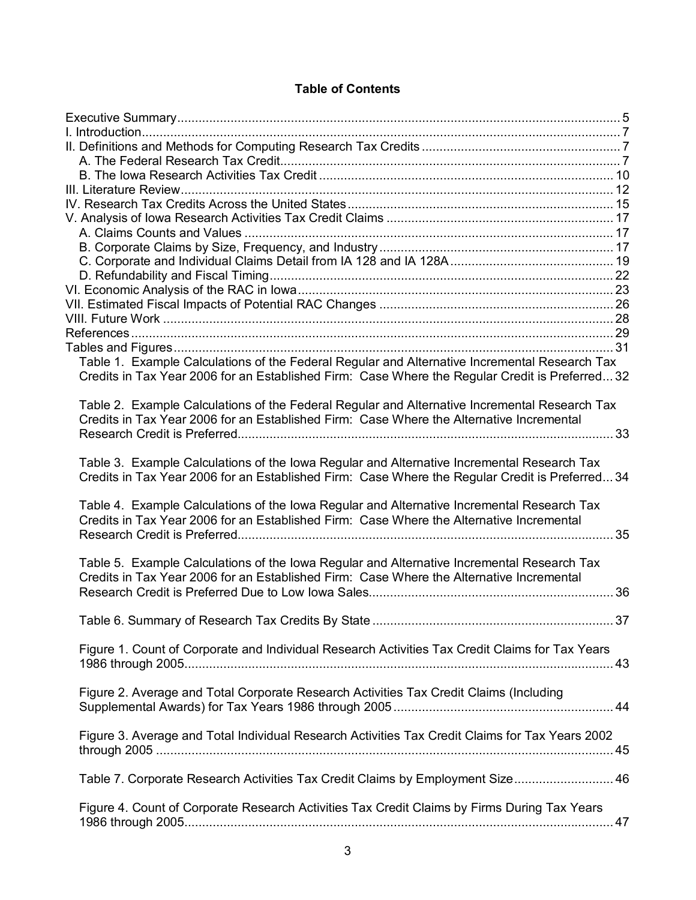## Table of Contents

Executive Summary ... 5
I. Introduction ... 7
II. Definitions and Methods for Computing Research Tax Credits ... 7
  A. The Federal Research Tax Credit ... 7
  B. The Iowa Research Activities Tax Credit ... 10
III. Literature Review ... 12
IV. Research Tax Credits Across the United States ... 15
V. Analysis of Iowa Research Activities Tax Credit Claims ... 17
  A. Claims Counts and Values ... 17
  B. Corporate Claims by Size, Frequency, and Industry ... 17
  C. Corporate and Individual Claims Detail from IA 128 and IA 128A ... 19
  D. Refundability and Fiscal Timing ... 22
VI. Economic Analysis of the RAC in Iowa ... 23
VII. Estimated Fiscal Impacts of Potential RAC Changes ... 26
VIII. Future Work ... 28
References ... 29
Tables and Figures ... 31

  Table 1. Example Calculations of the Federal Regular and Alternative Incremental Research Tax Credits in Tax Year 2006 for an Established Firm: Case Where the Regular Credit is Preferred ... 32

  Table 2. Example Calculations of the Federal Regular and Alternative Incremental Research Tax Credits in Tax Year 2006 for an Established Firm: Case Where the Alternative Incremental Research Credit is Preferred ... 33

  Table 3. Example Calculations of the Iowa Regular and Alternative Incremental Research Tax Credits in Tax Year 2006 for an Established Firm: Case Where the Regular Credit is Preferred ... 34

  Table 4. Example Calculations of the Iowa Regular and Alternative Incremental Research Tax Credits in Tax Year 2006 for an Established Firm: Case Where the Alternative Incremental Research Credit is Preferred ... 35

  Table 5. Example Calculations of the Iowa Regular and Alternative Incremental Research Tax Credits in Tax Year 2006 for an Established Firm: Case Where the Alternative Incremental Research Credit is Preferred Due to Low Iowa Sales ... 36

  Table 6. Summary of Research Tax Credits By State ... 37

  Figure 1. Count of Corporate and Individual Research Activities Tax Credit Claims for Tax Years 1986 through 2005 ... 43

  Figure 2. Average and Total Corporate Research Activities Tax Credit Claims (Including Supplemental Awards) for Tax Years 1986 through 2005 ... 44

  Figure 3. Average and Total Individual Research Activities Tax Credit Claims for Tax Years 2002 through 2005 ... 45

  Table 7. Corporate Research Activities Tax Credit Claims by Employment Size ... 46

  Figure 4. Count of Corporate Research Activities Tax Credit Claims by Firms During Tax Years 1986 through 2005 ... 47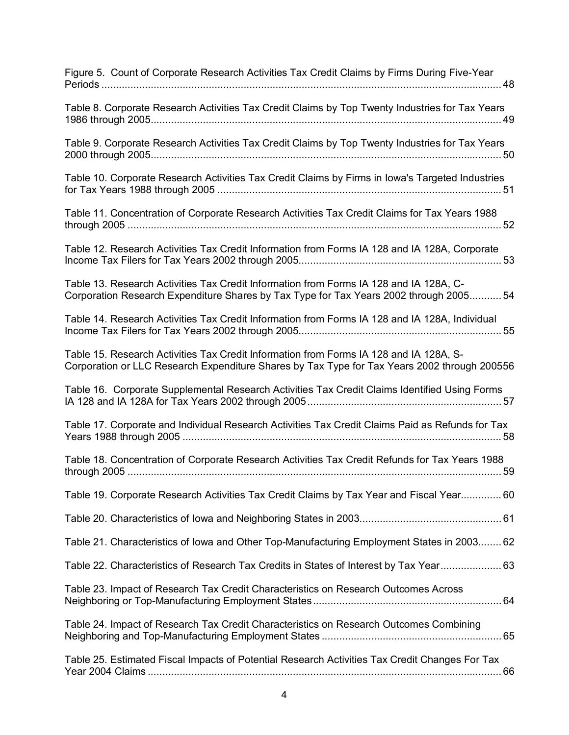Figure 5. Count of Corporate Research Activities Tax Credit Claims by Firms During Five-Year Periods ........................................................................................................................... 48

Table 8. Corporate Research Activities Tax Credit Claims by Top Twenty Industries for Tax Years 1986 through 2005......................................................................................................... 49

Table 9. Corporate Research Activities Tax Credit Claims by Top Twenty Industries for Tax Years 2000 through 2005......................................................................................................... 50

Table 10. Corporate Research Activities Tax Credit Claims by Firms in Iowa's Targeted Industries for Tax Years 1988 through 2005 .................................................................................. 51

Table 11. Concentration of Corporate Research Activities Tax Credit Claims for Tax Years 1988 through 2005 ................................................................................................................ 52

Table 12. Research Activities Tax Credit Information from Forms IA 128 and IA 128A, Corporate Income Tax Filers for Tax Years 2002 through 2005..................................................................... 53

Table 13. Research Activities Tax Credit Information from Forms IA 128 and IA 128A, C-Corporation Research Expenditure Shares by Tax Type for Tax Years 2002 through 2005........... 54

Table 14. Research Activities Tax Credit Information from Forms IA 128 and IA 128A, Individual Income Tax Filers for Tax Years 2002 through 2005...................................................................... 55

Table 15. Research Activities Tax Credit Information from Forms IA 128 and IA 128A, S-Corporation or LLC Research Expenditure Shares by Tax Type for Tax Years 2002 through 2005 56

Table 16. Corporate Supplemental Research Activities Tax Credit Claims Identified Using Forms IA 128 and IA 128A for Tax Years 2002 through 2005.................................................................. 57

Table 17. Corporate and Individual Research Activities Tax Credit Claims Paid as Refunds for Tax Years 1988 through 2005 .............................................................................................. 58

Table 18. Concentration of Corporate Research Activities Tax Credit Refunds for Tax Years 1988 through 2005 ................................................................................................................ 59

Table 19. Corporate Research Activities Tax Credit Claims by Tax Year and Fiscal Year.............. 60

Table 20. Characteristics of Iowa and Neighboring States in 2003................................................ 61

Table 21. Characteristics of Iowa and Other Top-Manufacturing Employment States in 2003........ 62

Table 22. Characteristics of Research Tax Credits in States of Interest by Tax Year..................... 63

Table 23. Impact of Research Tax Credit Characteristics on Research Outcomes Across Neighboring or Top-Manufacturing Employment States................................................................ 64

Table 24. Impact of Research Tax Credit Characteristics on Research Outcomes Combining Neighboring and Top-Manufacturing Employment States ............................................................. 65

Table 25. Estimated Fiscal Impacts of Potential Research Activities Tax Credit Changes For Tax Year 2004 Claims ......................................................................................................... 66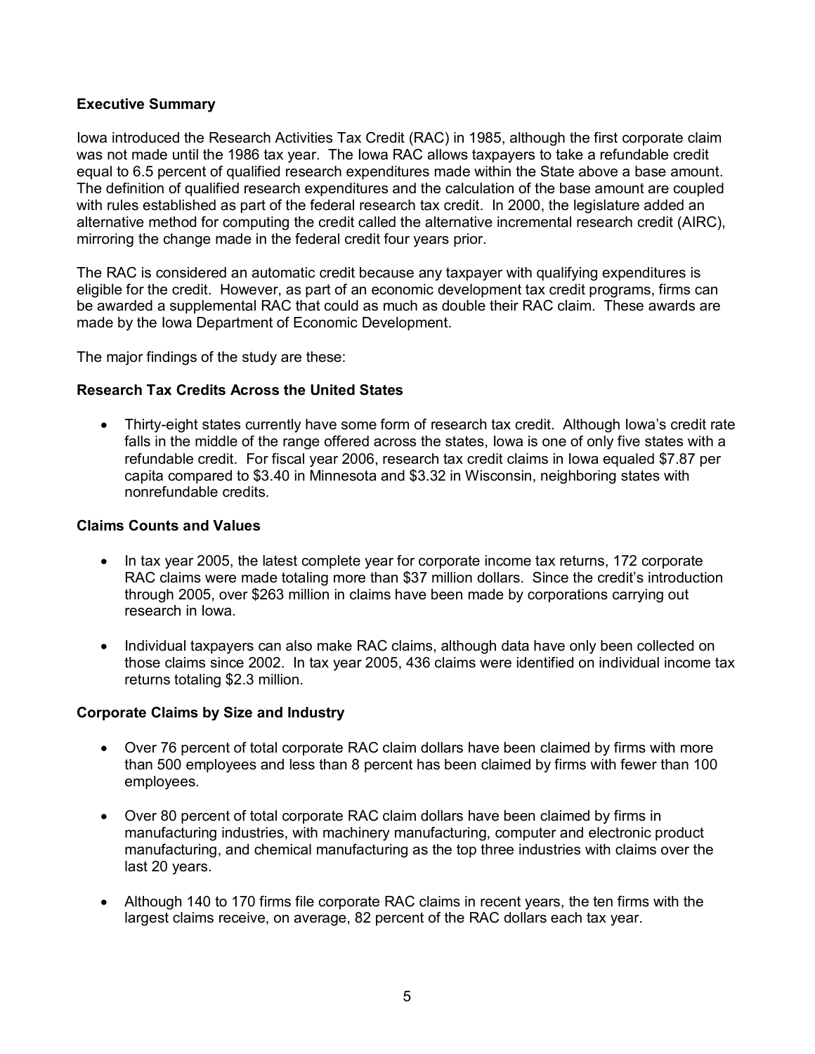## Executive Summary

Iowa introduced the Research Activities Tax Credit (RAC) in 1985, although the first corporate claim was not made until the 1986 tax year. The Iowa RAC allows taxpayers to take a refundable credit equal to 6.5 percent of qualified research expenditures made within the State above a base amount. The definition of qualified research expenditures and the calculation of the base amount are coupled with rules established as part of the federal research tax credit. In 2000, the legislature added an alternative method for computing the credit called the alternative incremental research credit (AIRC), mirroring the change made in the federal credit four years prior.

The RAC is considered an automatic credit because any taxpayer with qualifying expenditures is eligible for the credit. However, as part of an economic development tax credit programs, firms can be awarded a supplemental RAC that could as much as double their RAC claim. These awards are made by the Iowa Department of Economic Development.

The major findings of the study are these:

### Research Tax Credits Across the United States

- Thirty-eight states currently have some form of research tax credit. Although Iowa's credit rate falls in the middle of the range offered across the states, Iowa is one of only five states with a refundable credit. For fiscal year 2006, research tax credit claims in Iowa equaled $7.87 per capita compared to $3.40 in Minnesota and $3.32 in Wisconsin, neighboring states with nonrefundable credits.

### Claims Counts and Values

- In tax year 2005, the latest complete year for corporate income tax returns, 172 corporate RAC claims were made totaling more than $37 million dollars. Since the credit's introduction through 2005, over $263 million in claims have been made by corporations carrying out research in Iowa.

- Individual taxpayers can also make RAC claims, although data have only been collected on those claims since 2002. In tax year 2005, 436 claims were identified on individual income tax returns totaling $2.3 million.

### Corporate Claims by Size and Industry

- Over 76 percent of total corporate RAC claim dollars have been claimed by firms with more than 500 employees and less than 8 percent has been claimed by firms with fewer than 100 employees.

- Over 80 percent of total corporate RAC claim dollars have been claimed by firms in manufacturing industries, with machinery manufacturing, computer and electronic product manufacturing, and chemical manufacturing as the top three industries with claims over the last 20 years.

- Although 140 to 170 firms file corporate RAC claims in recent years, the ten firms with the largest claims receive, on average, 82 percent of the RAC dollars each tax year.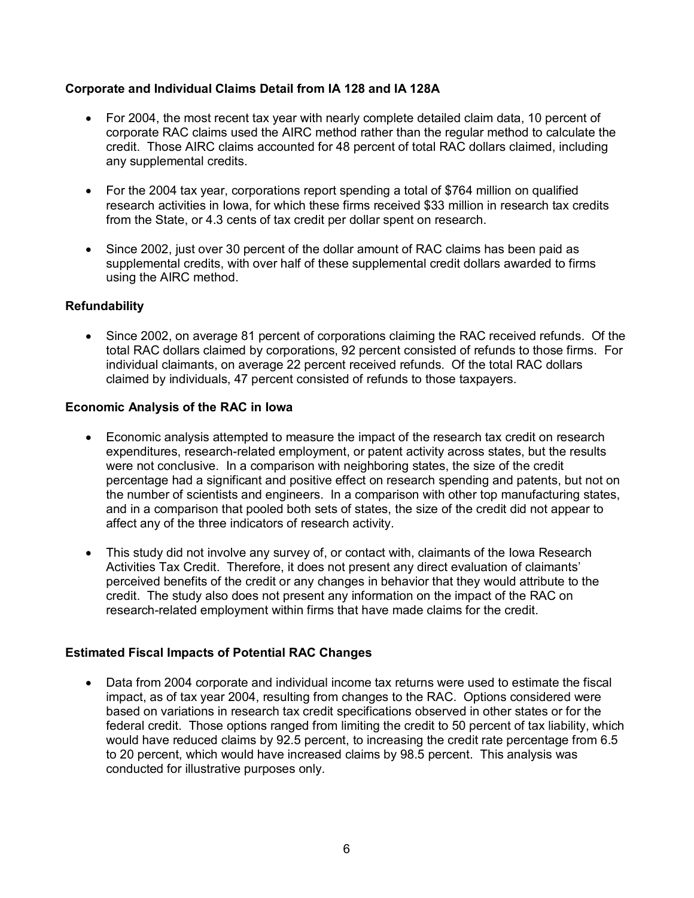### Corporate and Individual Claims Detail from IA 128 and IA 128A

- For 2004, the most recent tax year with nearly complete detailed claim data, 10 percent of corporate RAC claims used the AIRC method rather than the regular method to calculate the credit. Those AIRC claims accounted for 48 percent of total RAC dollars claimed, including any supplemental credits.
- For the 2004 tax year, corporations report spending a total of $764 million on qualified research activities in Iowa, for which these firms received $33 million in research tax credits from the State, or 4.3 cents of tax credit per dollar spent on research.
- Since 2002, just over 30 percent of the dollar amount of RAC claims has been paid as supplemental credits, with over half of these supplemental credit dollars awarded to firms using the AIRC method.

### Refundability

- Since 2002, on average 81 percent of corporations claiming the RAC received refunds. Of the total RAC dollars claimed by corporations, 92 percent consisted of refunds to those firms. For individual claimants, on average 22 percent received refunds. Of the total RAC dollars claimed by individuals, 47 percent consisted of refunds to those taxpayers.

### Economic Analysis of the RAC in Iowa

- Economic analysis attempted to measure the impact of the research tax credit on research expenditures, research-related employment, or patent activity across states, but the results were not conclusive. In a comparison with neighboring states, the size of the credit percentage had a significant and positive effect on research spending and patents, but not on the number of scientists and engineers. In a comparison with other top manufacturing states, and in a comparison that pooled both sets of states, the size of the credit did not appear to affect any of the three indicators of research activity.
- This study did not involve any survey of, or contact with, claimants of the Iowa Research Activities Tax Credit. Therefore, it does not present any direct evaluation of claimants' perceived benefits of the credit or any changes in behavior that they would attribute to the credit. The study also does not present any information on the impact of the RAC on research-related employment within firms that have made claims for the credit.

### Estimated Fiscal Impacts of Potential RAC Changes

- Data from 2004 corporate and individual income tax returns were used to estimate the fiscal impact, as of tax year 2004, resulting from changes to the RAC. Options considered were based on variations in research tax credit specifications observed in other states or for the federal credit. Those options ranged from limiting the credit to 50 percent of tax liability, which would have reduced claims by 92.5 percent, to increasing the credit rate percentage from 6.5 to 20 percent, which would have increased claims by 98.5 percent. This analysis was conducted for illustrative purposes only.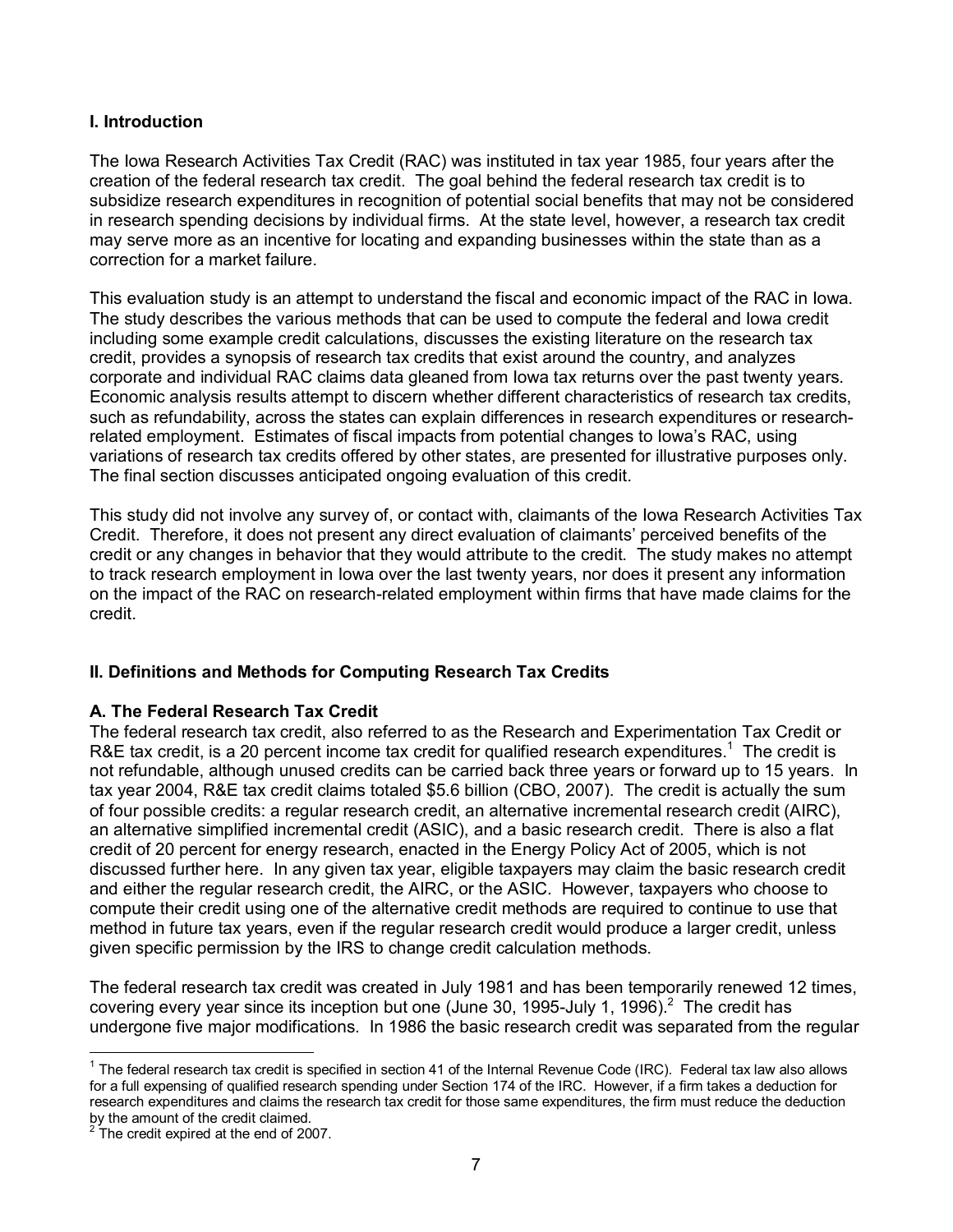## I. Introduction

The Iowa Research Activities Tax Credit (RAC) was instituted in tax year 1985, four years after the creation of the federal research tax credit. The goal behind the federal research tax credit is to subsidize research expenditures in recognition of potential social benefits that may not be considered in research spending decisions by individual firms. At the state level, however, a research tax credit may serve more as an incentive for locating and expanding businesses within the state than as a correction for a market failure.

This evaluation study is an attempt to understand the fiscal and economic impact of the RAC in Iowa. The study describes the various methods that can be used to compute the federal and Iowa credit including some example credit calculations, discusses the existing literature on the research tax credit, provides a synopsis of research tax credits that exist around the country, and analyzes corporate and individual RAC claims data gleaned from Iowa tax returns over the past twenty years. Economic analysis results attempt to discern whether different characteristics of research tax credits, such as refundability, across the states can explain differences in research expenditures or research-related employment. Estimates of fiscal impacts from potential changes to Iowa's RAC, using variations of research tax credits offered by other states, are presented for illustrative purposes only. The final section discusses anticipated ongoing evaluation of this credit.

This study did not involve any survey of, or contact with, claimants of the Iowa Research Activities Tax Credit. Therefore, it does not present any direct evaluation of claimants' perceived benefits of the credit or any changes in behavior that they would attribute to the credit. The study makes no attempt to track research employment in Iowa over the last twenty years, nor does it present any information on the impact of the RAC on research-related employment within firms that have made claims for the credit.

## II. Definitions and Methods for Computing Research Tax Credits

### A. The Federal Research Tax Credit

The federal research tax credit, also referred to as the Research and Experimentation Tax Credit or R&E tax credit, is a 20 percent income tax credit for qualified research expenditures.[1] The credit is not refundable, although unused credits can be carried back three years or forward up to 15 years. In tax year 2004, R&E tax credit claims totaled $5.6 billion (CBO, 2007). The credit is actually the sum of four possible credits: a regular research credit, an alternative incremental research credit (AIRC), an alternative simplified incremental credit (ASIC), and a basic research credit. There is also a flat credit of 20 percent for energy research, enacted in the Energy Policy Act of 2005, which is not discussed further here. In any given tax year, eligible taxpayers may claim the basic research credit and either the regular research credit, the AIRC, or the ASIC. However, taxpayers who choose to compute their credit using one of the alternative credit methods are required to continue to use that method in future tax years, even if the regular research credit would produce a larger credit, unless given specific permission by the IRS to change credit calculation methods.

The federal research tax credit was created in July 1981 and has been temporarily renewed 12 times, covering every year since its inception but one (June 30, 1995-July 1, 1996).[2] The credit has undergone five major modifications. In 1986 the basic research credit was separated from the regular

---

[1] The federal research tax credit is specified in section 41 of the Internal Revenue Code (IRC). Federal tax law also allows for a full expensing of qualified research spending under Section 174 of the IRC. However, if a firm takes a deduction for research expenditures and claims the research tax credit for those same expenditures, the firm must reduce the deduction by the amount of the credit claimed.

[2] The credit expired at the end of 2007.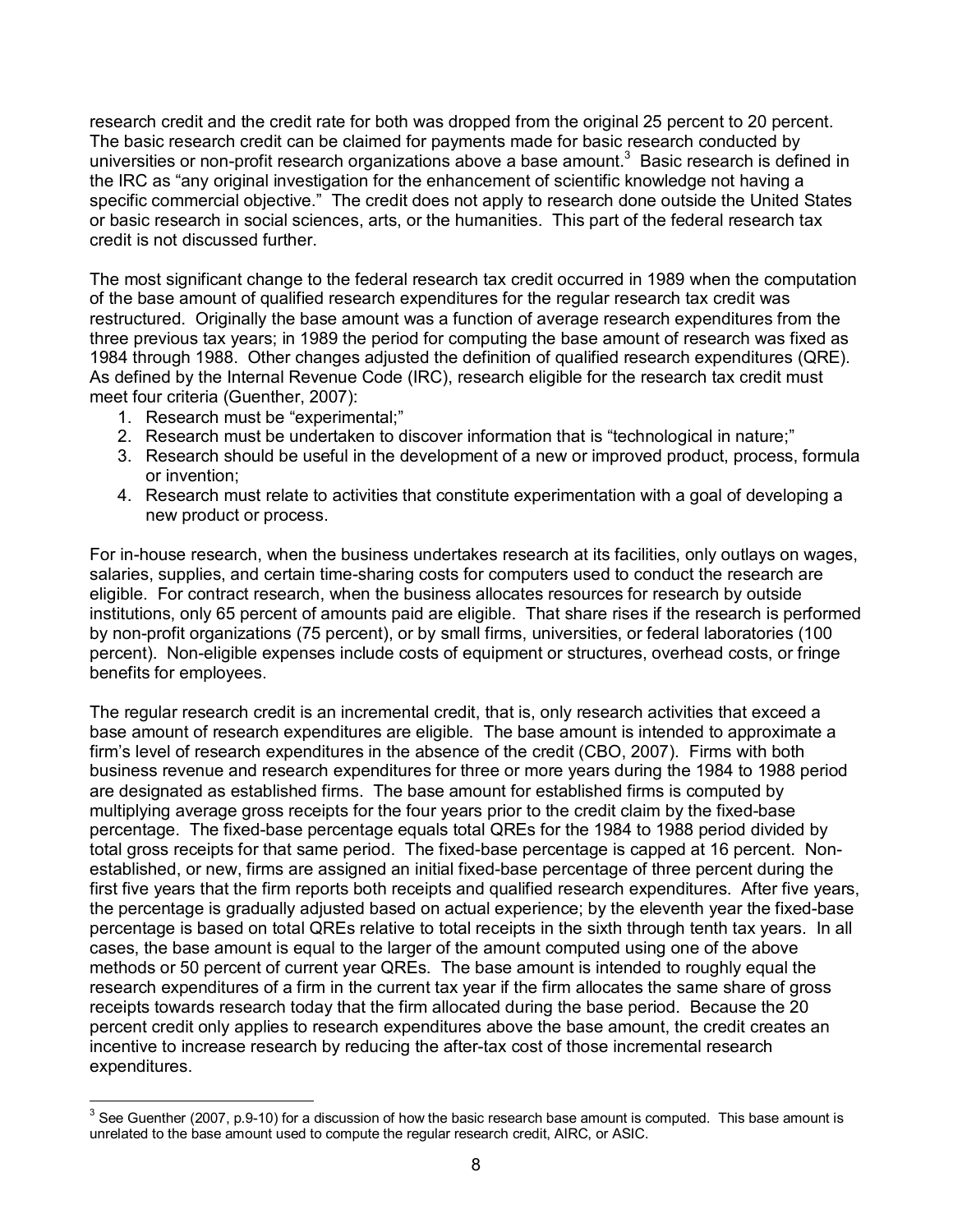research credit and the credit rate for both was dropped from the original 25 percent to 20 percent. The basic research credit can be claimed for payments made for basic research conducted by universities or non-profit research organizations above a base amount.[3] Basic research is defined in the IRC as "any original investigation for the enhancement of scientific knowledge not having a specific commercial objective." The credit does not apply to research done outside the United States or basic research in social sciences, arts, or the humanities. This part of the federal research tax credit is not discussed further.

The most significant change to the federal research tax credit occurred in 1989 when the computation of the base amount of qualified research expenditures for the regular research tax credit was restructured. Originally the base amount was a function of average research expenditures from the three previous tax years; in 1989 the period for computing the base amount of research was fixed as 1984 through 1988. Other changes adjusted the definition of qualified research expenditures (QRE). As defined by the Internal Revenue Code (IRC), research eligible for the research tax credit must meet four criteria (Guenther, 2007):

1. Research must be "experimental;"
2. Research must be undertaken to discover information that is "technological in nature;"
3. Research should be useful in the development of a new or improved product, process, formula or invention;
4. Research must relate to activities that constitute experimentation with a goal of developing a new product or process.

For in-house research, when the business undertakes research at its facilities, only outlays on wages, salaries, supplies, and certain time-sharing costs for computers used to conduct the research are eligible. For contract research, when the business allocates resources for research by outside institutions, only 65 percent of amounts paid are eligible. That share rises if the research is performed by non-profit organizations (75 percent), or by small firms, universities, or federal laboratories (100 percent). Non-eligible expenses include costs of equipment or structures, overhead costs, or fringe benefits for employees.

The regular research credit is an incremental credit, that is, only research activities that exceed a base amount of research expenditures are eligible. The base amount is intended to approximate a firm's level of research expenditures in the absence of the credit (CBO, 2007). Firms with both business revenue and research expenditures for three or more years during the 1984 to 1988 period are designated as established firms. The base amount for established firms is computed by multiplying average gross receipts for the four years prior to the credit claim by the fixed-base percentage. The fixed-base percentage equals total QREs for the 1984 to 1988 period divided by total gross receipts for that same period. The fixed-base percentage is capped at 16 percent. Non-established, or new, firms are assigned an initial fixed-base percentage of three percent during the first five years that the firm reports both receipts and qualified research expenditures. After five years, the percentage is gradually adjusted based on actual experience; by the eleventh year the fixed-base percentage is based on total QREs relative to total receipts in the sixth through tenth tax years. In all cases, the base amount is equal to the larger of the amount computed using one of the above methods or 50 percent of current year QREs. The base amount is intended to roughly equal the research expenditures of a firm in the current tax year if the firm allocates the same share of gross receipts towards research today that the firm allocated during the base period. Because the 20 percent credit only applies to research expenditures above the base amount, the credit creates an incentive to increase research by reducing the after-tax cost of those incremental research expenditures.

[3] See Guenther (2007, p.9-10) for a discussion of how the basic research base amount is computed. This base amount is unrelated to the base amount used to compute the regular research credit, AIRC, or ASIC.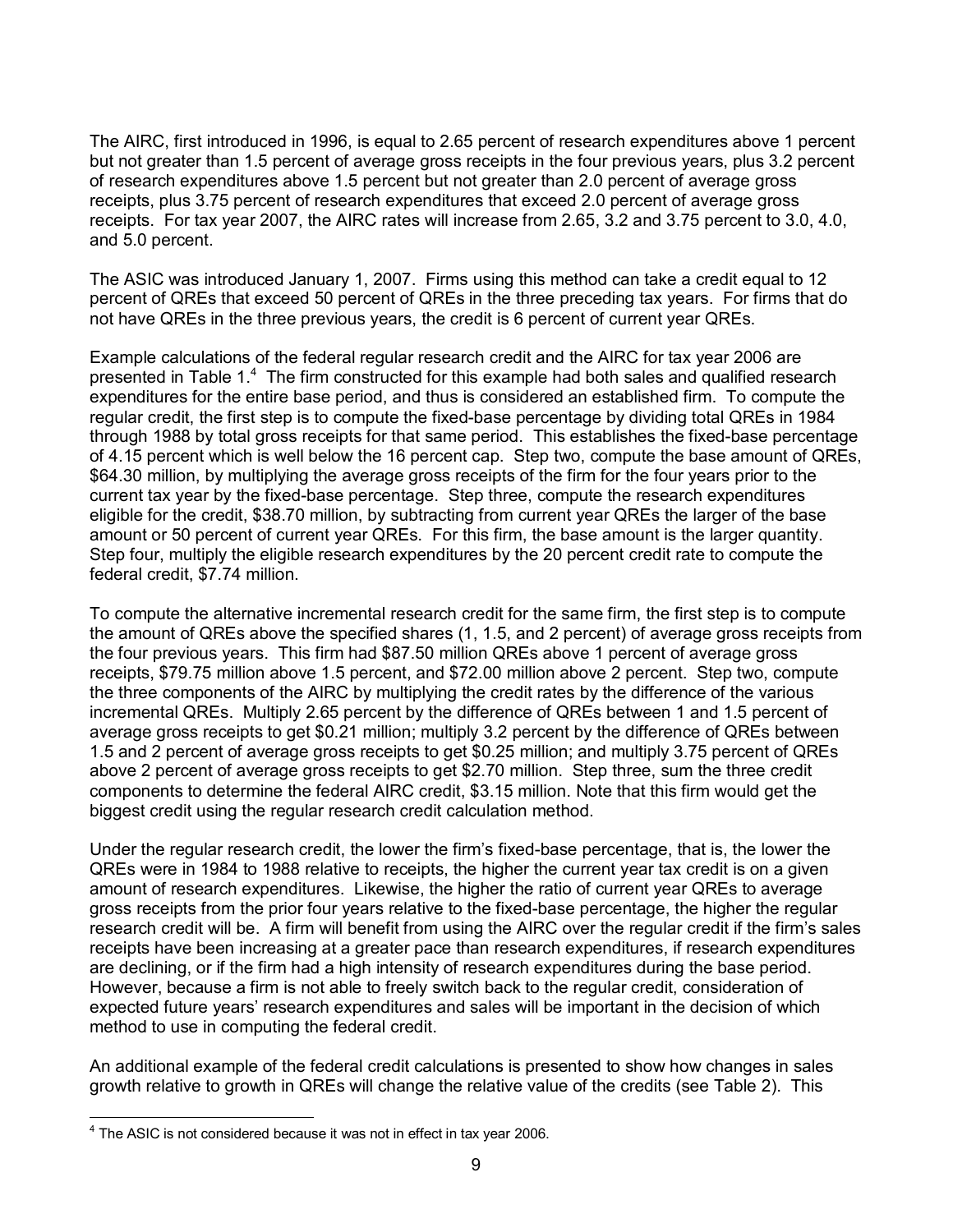The AIRC, first introduced in 1996, is equal to 2.65 percent of research expenditures above 1 percent but not greater than 1.5 percent of average gross receipts in the four previous years, plus 3.2 percent of research expenditures above 1.5 percent but not greater than 2.0 percent of average gross receipts, plus 3.75 percent of research expenditures that exceed 2.0 percent of average gross receipts. For tax year 2007, the AIRC rates will increase from 2.65, 3.2 and 3.75 percent to 3.0, 4.0, and 5.0 percent.

The ASIC was introduced January 1, 2007. Firms using this method can take a credit equal to 12 percent of QREs that exceed 50 percent of QREs in the three preceding tax years. For firms that do not have QREs in the three previous years, the credit is 6 percent of current year QREs.

Example calculations of the federal regular research credit and the AIRC for tax year 2006 are presented in Table 1.[4] The firm constructed for this example had both sales and qualified research expenditures for the entire base period, and thus is considered an established firm. To compute the regular credit, the first step is to compute the fixed-base percentage by dividing total QREs in 1984 through 1988 by total gross receipts for that same period. This establishes the fixed-base percentage of 4.15 percent which is well below the 16 percent cap. Step two, compute the base amount of QREs, \$64.30 million, by multiplying the average gross receipts of the firm for the four years prior to the current tax year by the fixed-base percentage. Step three, compute the research expenditures eligible for the credit, \$38.70 million, by subtracting from current year QREs the larger of the base amount or 50 percent of current year QREs. For this firm, the base amount is the larger quantity. Step four, multiply the eligible research expenditures by the 20 percent credit rate to compute the federal credit, \$7.74 million.

To compute the alternative incremental research credit for the same firm, the first step is to compute the amount of QREs above the specified shares (1, 1.5, and 2 percent) of average gross receipts from the four previous years. This firm had \$87.50 million QREs above 1 percent of average gross receipts, \$79.75 million above 1.5 percent, and \$72.00 million above 2 percent. Step two, compute the three components of the AIRC by multiplying the credit rates by the difference of the various incremental QREs. Multiply 2.65 percent by the difference of QREs between 1 and 1.5 percent of average gross receipts to get \$0.21 million; multiply 3.2 percent by the difference of QREs between 1.5 and 2 percent of average gross receipts to get \$0.25 million; and multiply 3.75 percent of QREs above 2 percent of average gross receipts to get \$2.70 million. Step three, sum the three credit components to determine the federal AIRC credit, \$3.15 million. Note that this firm would get the biggest credit using the regular research credit calculation method.

Under the regular research credit, the lower the firm's fixed-base percentage, that is, the lower the QREs were in 1984 to 1988 relative to receipts, the higher the current year tax credit is on a given amount of research expenditures. Likewise, the higher the ratio of current year QREs to average gross receipts from the prior four years relative to the fixed-base percentage, the higher the regular research credit will be. A firm will benefit from using the AIRC over the regular credit if the firm's sales receipts have been increasing at a greater pace than research expenditures, if research expenditures are declining, or if the firm had a high intensity of research expenditures during the base period. However, because a firm is not able to freely switch back to the regular credit, consideration of expected future years' research expenditures and sales will be important in the decision of which method to use in computing the federal credit.

An additional example of the federal credit calculations is presented to show how changes in sales growth relative to growth in QREs will change the relative value of the credits (see Table 2). This

[4] The ASIC is not considered because it was not in effect in tax year 2006.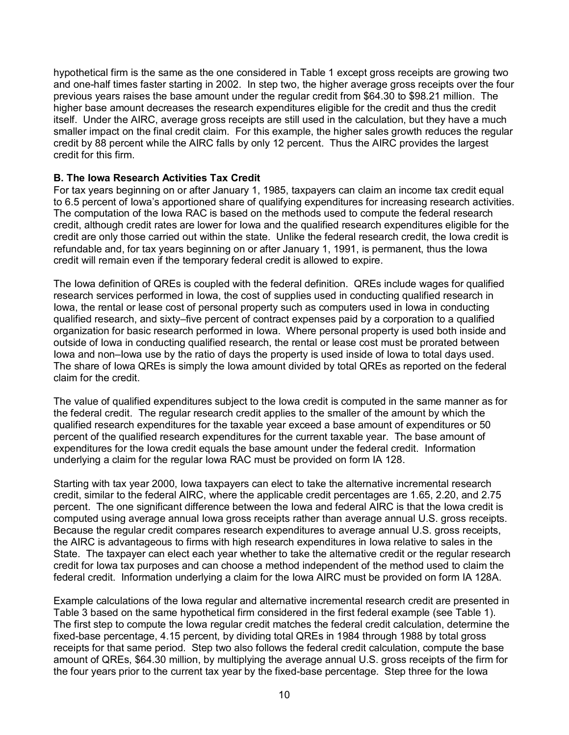hypothetical firm is the same as the one considered in Table 1 except gross receipts are growing two and one-half times faster starting in 2002. In step two, the higher average gross receipts over the four previous years raises the base amount under the regular credit from $64.30 to $98.21 million. The higher base amount decreases the research expenditures eligible for the credit and thus the credit itself. Under the AIRC, average gross receipts are still used in the calculation, but they have a much smaller impact on the final credit claim. For this example, the higher sales growth reduces the regular credit by 88 percent while the AIRC falls by only 12 percent. Thus the AIRC provides the largest credit for this firm.

**B. The Iowa Research Activities Tax Credit**

For tax years beginning on or after January 1, 1985, taxpayers can claim an income tax credit equal to 6.5 percent of Iowa's apportioned share of qualifying expenditures for increasing research activities. The computation of the Iowa RAC is based on the methods used to compute the federal research credit, although credit rates are lower for Iowa and the qualified research expenditures eligible for the credit are only those carried out within the state. Unlike the federal research credit, the Iowa credit is refundable and, for tax years beginning on or after January 1, 1991, is permanent, thus the Iowa credit will remain even if the temporary federal credit is allowed to expire.

The Iowa definition of QREs is coupled with the federal definition. QREs include wages for qualified research services performed in Iowa, the cost of supplies used in conducting qualified research in Iowa, the rental or lease cost of personal property such as computers used in Iowa in conducting qualified research, and sixty–five percent of contract expenses paid by a corporation to a qualified organization for basic research performed in Iowa. Where personal property is used both inside and outside of Iowa in conducting qualified research, the rental or lease cost must be prorated between Iowa and non–Iowa use by the ratio of days the property is used inside of Iowa to total days used. The share of Iowa QREs is simply the Iowa amount divided by total QREs as reported on the federal claim for the credit.

The value of qualified expenditures subject to the Iowa credit is computed in the same manner as for the federal credit. The regular research credit applies to the smaller of the amount by which the qualified research expenditures for the taxable year exceed a base amount of expenditures or 50 percent of the qualified research expenditures for the current taxable year. The base amount of expenditures for the Iowa credit equals the base amount under the federal credit. Information underlying a claim for the regular Iowa RAC must be provided on form IA 128.

Starting with tax year 2000, Iowa taxpayers can elect to take the alternative incremental research credit, similar to the federal AIRC, where the applicable credit percentages are 1.65, 2.20, and 2.75 percent. The one significant difference between the Iowa and federal AIRC is that the Iowa credit is computed using average annual Iowa gross receipts rather than average annual U.S. gross receipts. Because the regular credit compares research expenditures to average annual U.S. gross receipts, the AIRC is advantageous to firms with high research expenditures in Iowa relative to sales in the State. The taxpayer can elect each year whether to take the alternative credit or the regular research credit for Iowa tax purposes and can choose a method independent of the method used to claim the federal credit. Information underlying a claim for the Iowa AIRC must be provided on form IA 128A.

Example calculations of the Iowa regular and alternative incremental research credit are presented in Table 3 based on the same hypothetical firm considered in the first federal example (see Table 1). The first step to compute the Iowa regular credit matches the federal credit calculation, determine the fixed-base percentage, 4.15 percent, by dividing total QREs in 1984 through 1988 by total gross receipts for that same period. Step two also follows the federal credit calculation, compute the base amount of QREs, $64.30 million, by multiplying the average annual U.S. gross receipts of the firm for the four years prior to the current tax year by the fixed-base percentage. Step three for the Iowa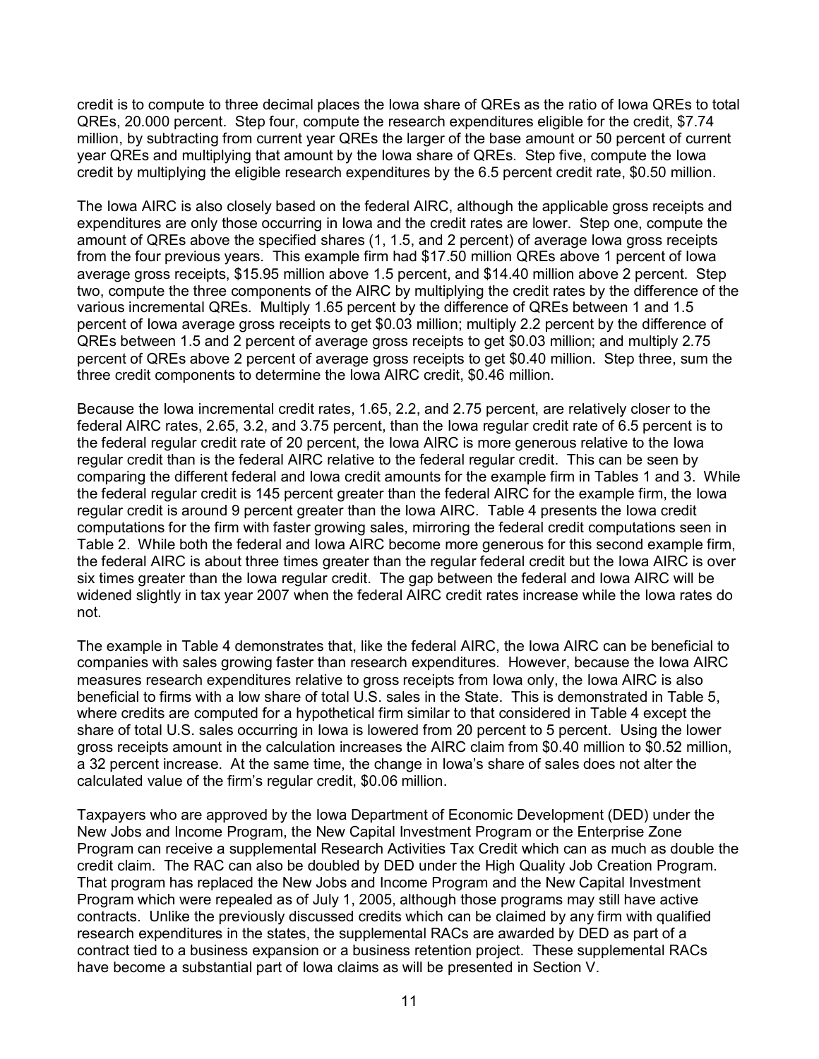credit is to compute to three decimal places the Iowa share of QREs as the ratio of Iowa QREs to total QREs, 20.000 percent. Step four, compute the research expenditures eligible for the credit, $7.74 million, by subtracting from current year QREs the larger of the base amount or 50 percent of current year QREs and multiplying that amount by the Iowa share of QREs. Step five, compute the Iowa credit by multiplying the eligible research expenditures by the 6.5 percent credit rate, $0.50 million.

The Iowa AIRC is also closely based on the federal AIRC, although the applicable gross receipts and expenditures are only those occurring in Iowa and the credit rates are lower. Step one, compute the amount of QREs above the specified shares (1, 1.5, and 2 percent) of average Iowa gross receipts from the four previous years. This example firm had $17.50 million QREs above 1 percent of Iowa average gross receipts, $15.95 million above 1.5 percent, and $14.40 million above 2 percent. Step two, compute the three components of the AIRC by multiplying the credit rates by the difference of the various incremental QREs. Multiply 1.65 percent by the difference of QREs between 1 and 1.5 percent of Iowa average gross receipts to get $0.03 million; multiply 2.2 percent by the difference of QREs between 1.5 and 2 percent of average gross receipts to get $0.03 million; and multiply 2.75 percent of QREs above 2 percent of average gross receipts to get $0.40 million. Step three, sum the three credit components to determine the Iowa AIRC credit, $0.46 million.

Because the Iowa incremental credit rates, 1.65, 2.2, and 2.75 percent, are relatively closer to the federal AIRC rates, 2.65, 3.2, and 3.75 percent, than the Iowa regular credit rate of 6.5 percent is to the federal regular credit rate of 20 percent, the Iowa AIRC is more generous relative to the Iowa regular credit than is the federal AIRC relative to the federal regular credit. This can be seen by comparing the different federal and Iowa credit amounts for the example firm in Tables 1 and 3. While the federal regular credit is 145 percent greater than the federal AIRC for the example firm, the Iowa regular credit is around 9 percent greater than the Iowa AIRC. Table 4 presents the Iowa credit computations for the firm with faster growing sales, mirroring the federal credit computations seen in Table 2. While both the federal and Iowa AIRC become more generous for this second example firm, the federal AIRC is about three times greater than the regular federal credit but the Iowa AIRC is over six times greater than the Iowa regular credit. The gap between the federal and Iowa AIRC will be widened slightly in tax year 2007 when the federal AIRC credit rates increase while the Iowa rates do not.

The example in Table 4 demonstrates that, like the federal AIRC, the Iowa AIRC can be beneficial to companies with sales growing faster than research expenditures. However, because the Iowa AIRC measures research expenditures relative to gross receipts from Iowa only, the Iowa AIRC is also beneficial to firms with a low share of total U.S. sales in the State. This is demonstrated in Table 5, where credits are computed for a hypothetical firm similar to that considered in Table 4 except the share of total U.S. sales occurring in Iowa is lowered from 20 percent to 5 percent. Using the lower gross receipts amount in the calculation increases the AIRC claim from $0.40 million to $0.52 million, a 32 percent increase. At the same time, the change in Iowa's share of sales does not alter the calculated value of the firm's regular credit, $0.06 million.

Taxpayers who are approved by the Iowa Department of Economic Development (DED) under the New Jobs and Income Program, the New Capital Investment Program or the Enterprise Zone Program can receive a supplemental Research Activities Tax Credit which can as much as double the credit claim. The RAC can also be doubled by DED under the High Quality Job Creation Program. That program has replaced the New Jobs and Income Program and the New Capital Investment Program which were repealed as of July 1, 2005, although those programs may still have active contracts. Unlike the previously discussed credits which can be claimed by any firm with qualified research expenditures in the states, the supplemental RACs are awarded by DED as part of a contract tied to a business expansion or a business retention project. These supplemental RACs have become a substantial part of Iowa claims as will be presented in Section V.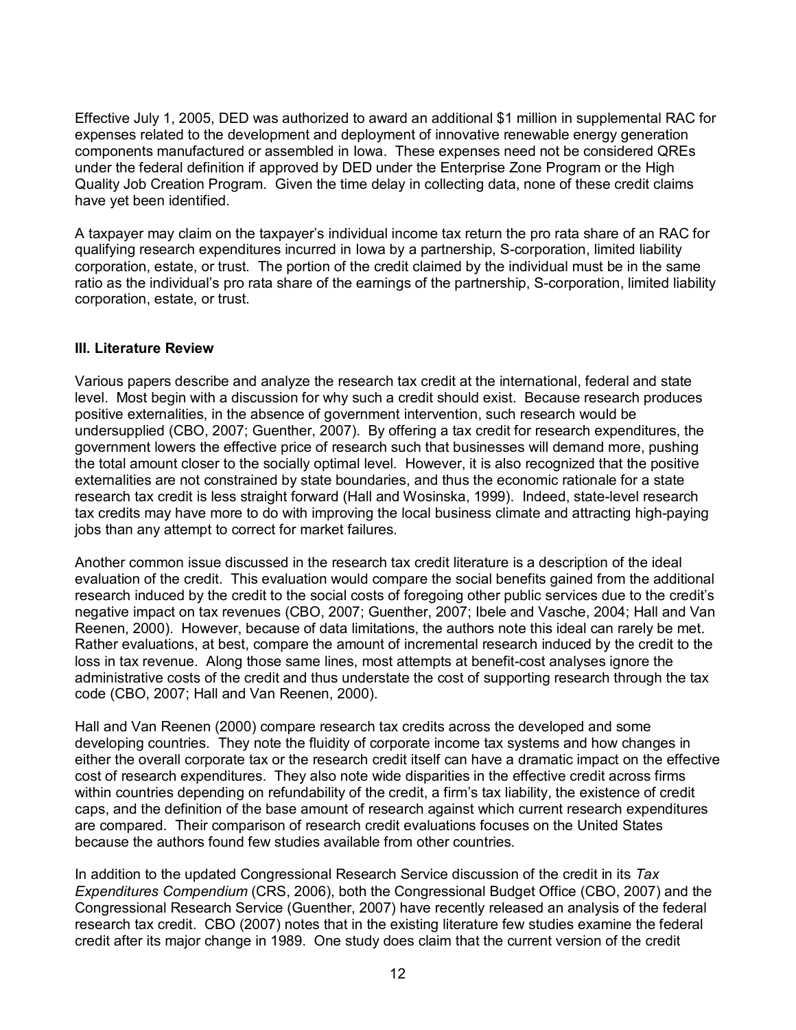Effective July 1, 2005, DED was authorized to award an additional $1 million in supplemental RAC for expenses related to the development and deployment of innovative renewable energy generation components manufactured or assembled in Iowa. These expenses need not be considered QREs under the federal definition if approved by DED under the Enterprise Zone Program or the High Quality Job Creation Program. Given the time delay in collecting data, none of these credit claims have yet been identified.

A taxpayer may claim on the taxpayer's individual income tax return the pro rata share of an RAC for qualifying research expenditures incurred in Iowa by a partnership, S-corporation, limited liability corporation, estate, or trust. The portion of the credit claimed by the individual must be in the same ratio as the individual's pro rata share of the earnings of the partnership, S-corporation, limited liability corporation, estate, or trust.

## III. Literature Review

Various papers describe and analyze the research tax credit at the international, federal and state level. Most begin with a discussion for why such a credit should exist. Because research produces positive externalities, in the absence of government intervention, such research would be undersupplied (CBO, 2007; Guenther, 2007). By offering a tax credit for research expenditures, the government lowers the effective price of research such that businesses will demand more, pushing the total amount closer to the socially optimal level. However, it is also recognized that the positive externalities are not constrained by state boundaries, and thus the economic rationale for a state research tax credit is less straight forward (Hall and Wosinska, 1999). Indeed, state-level research tax credits may have more to do with improving the local business climate and attracting high-paying jobs than any attempt to correct for market failures.

Another common issue discussed in the research tax credit literature is a description of the ideal evaluation of the credit. This evaluation would compare the social benefits gained from the additional research induced by the credit to the social costs of foregoing other public services due to the credit's negative impact on tax revenues (CBO, 2007; Guenther, 2007; Ibele and Vasche, 2004; Hall and Van Reenen, 2000). However, because of data limitations, the authors note this ideal can rarely be met. Rather evaluations, at best, compare the amount of incremental research induced by the credit to the loss in tax revenue. Along those same lines, most attempts at benefit-cost analyses ignore the administrative costs of the credit and thus understate the cost of supporting research through the tax code (CBO, 2007; Hall and Van Reenen, 2000).

Hall and Van Reenen (2000) compare research tax credits across the developed and some developing countries. They note the fluidity of corporate income tax systems and how changes in either the overall corporate tax or the research credit itself can have a dramatic impact on the effective cost of research expenditures. They also note wide disparities in the effective credit across firms within countries depending on refundability of the credit, a firm's tax liability, the existence of credit caps, and the definition of the base amount of research against which current research expenditures are compared. Their comparison of research credit evaluations focuses on the United States because the authors found few studies available from other countries.

In addition to the updated Congressional Research Service discussion of the credit in its *Tax Expenditures Compendium* (CRS, 2006), both the Congressional Budget Office (CBO, 2007) and the Congressional Research Service (Guenther, 2007) have recently released an analysis of the federal research tax credit. CBO (2007) notes that in the existing literature few studies examine the federal credit after its major change in 1989. One study does claim that the current version of the credit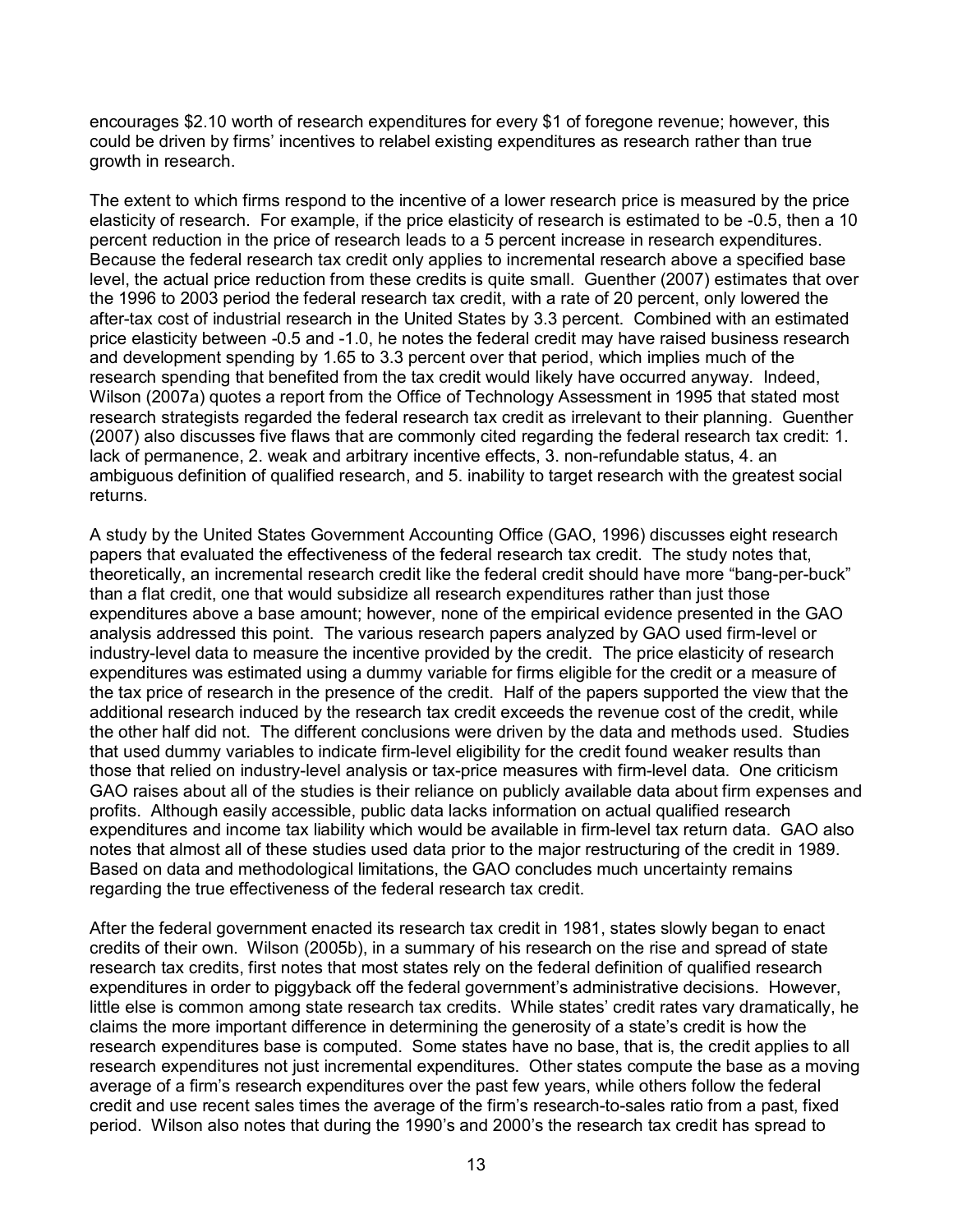encourages $2.10 worth of research expenditures for every $1 of foregone revenue; however, this could be driven by firms' incentives to relabel existing expenditures as research rather than true growth in research.

The extent to which firms respond to the incentive of a lower research price is measured by the price elasticity of research. For example, if the price elasticity of research is estimated to be -0.5, then a 10 percent reduction in the price of research leads to a 5 percent increase in research expenditures. Because the federal research tax credit only applies to incremental research above a specified base level, the actual price reduction from these credits is quite small. Guenther (2007) estimates that over the 1996 to 2003 period the federal research tax credit, with a rate of 20 percent, only lowered the after-tax cost of industrial research in the United States by 3.3 percent. Combined with an estimated price elasticity between -0.5 and -1.0, he notes the federal credit may have raised business research and development spending by 1.65 to 3.3 percent over that period, which implies much of the research spending that benefited from the tax credit would likely have occurred anyway. Indeed, Wilson (2007a) quotes a report from the Office of Technology Assessment in 1995 that stated most research strategists regarded the federal research tax credit as irrelevant to their planning. Guenther (2007) also discusses five flaws that are commonly cited regarding the federal research tax credit: 1. lack of permanence, 2. weak and arbitrary incentive effects, 3. non-refundable status, 4. an ambiguous definition of qualified research, and 5. inability to target research with the greatest social returns.

A study by the United States Government Accounting Office (GAO, 1996) discusses eight research papers that evaluated the effectiveness of the federal research tax credit. The study notes that, theoretically, an incremental research credit like the federal credit should have more "bang-per-buck" than a flat credit, one that would subsidize all research expenditures rather than just those expenditures above a base amount; however, none of the empirical evidence presented in the GAO analysis addressed this point. The various research papers analyzed by GAO used firm-level or industry-level data to measure the incentive provided by the credit. The price elasticity of research expenditures was estimated using a dummy variable for firms eligible for the credit or a measure of the tax price of research in the presence of the credit. Half of the papers supported the view that the additional research induced by the research tax credit exceeds the revenue cost of the credit, while the other half did not. The different conclusions were driven by the data and methods used. Studies that used dummy variables to indicate firm-level eligibility for the credit found weaker results than those that relied on industry-level analysis or tax-price measures with firm-level data. One criticism GAO raises about all of the studies is their reliance on publicly available data about firm expenses and profits. Although easily accessible, public data lacks information on actual qualified research expenditures and income tax liability which would be available in firm-level tax return data. GAO also notes that almost all of these studies used data prior to the major restructuring of the credit in 1989. Based on data and methodological limitations, the GAO concludes much uncertainty remains regarding the true effectiveness of the federal research tax credit.

After the federal government enacted its research tax credit in 1981, states slowly began to enact credits of their own. Wilson (2005b), in a summary of his research on the rise and spread of state research tax credits, first notes that most states rely on the federal definition of qualified research expenditures in order to piggyback off the federal government's administrative decisions. However, little else is common among state research tax credits. While states' credit rates vary dramatically, he claims the more important difference in determining the generosity of a state's credit is how the research expenditures base is computed. Some states have no base, that is, the credit applies to all research expenditures not just incremental expenditures. Other states compute the base as a moving average of a firm's research expenditures over the past few years, while others follow the federal credit and use recent sales times the average of the firm's research-to-sales ratio from a past, fixed period. Wilson also notes that during the 1990's and 2000's the research tax credit has spread to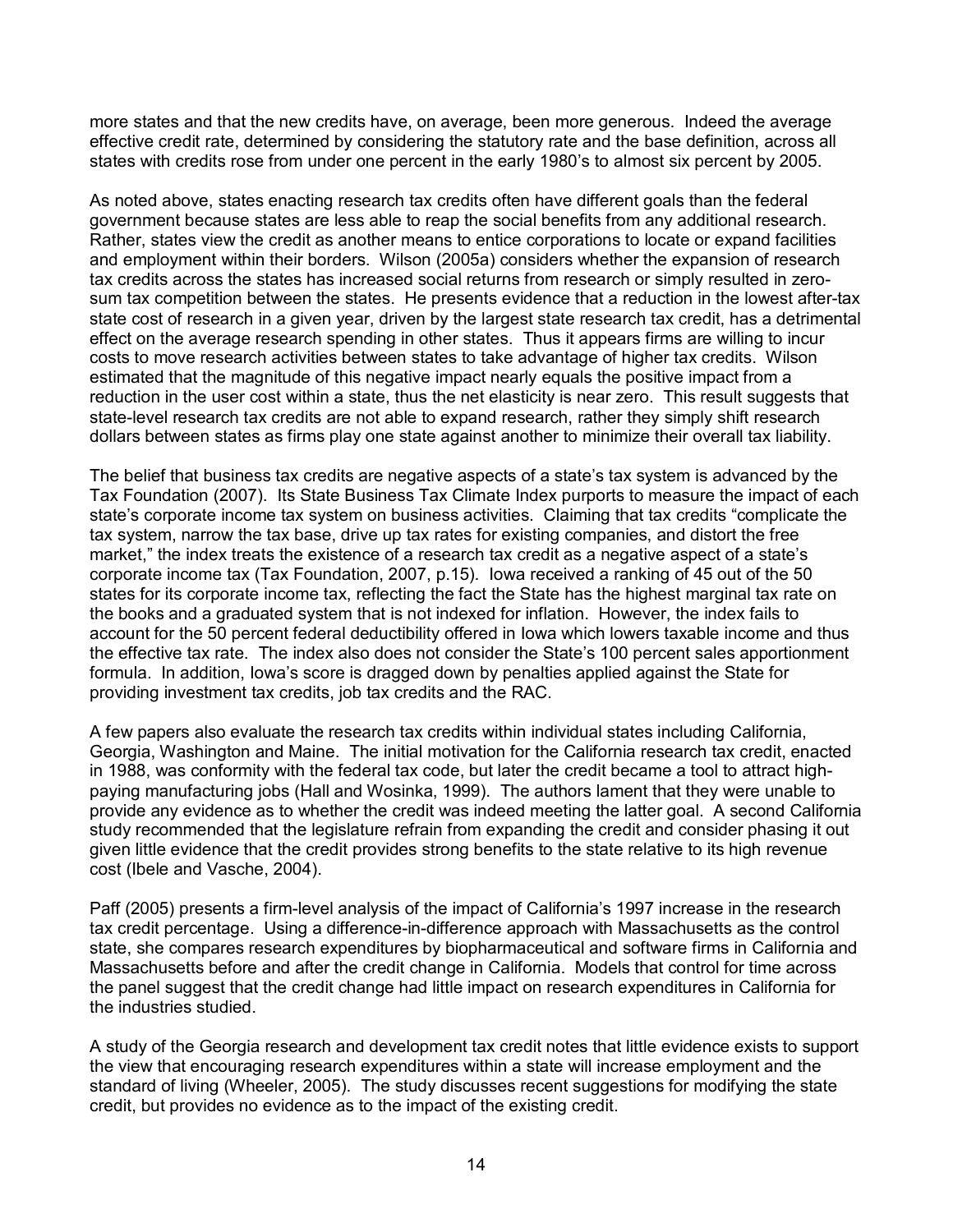more states and that the new credits have, on average, been more generous. Indeed the average effective credit rate, determined by considering the statutory rate and the base definition, across all states with credits rose from under one percent in the early 1980's to almost six percent by 2005.

As noted above, states enacting research tax credits often have different goals than the federal government because states are less able to reap the social benefits from any additional research. Rather, states view the credit as another means to entice corporations to locate or expand facilities and employment within their borders. Wilson (2005a) considers whether the expansion of research tax credits across the states has increased social returns from research or simply resulted in zero-sum tax competition between the states. He presents evidence that a reduction in the lowest after-tax state cost of research in a given year, driven by the largest state research tax credit, has a detrimental effect on the average research spending in other states. Thus it appears firms are willing to incur costs to move research activities between states to take advantage of higher tax credits. Wilson estimated that the magnitude of this negative impact nearly equals the positive impact from a reduction in the user cost within a state, thus the net elasticity is near zero. This result suggests that state-level research tax credits are not able to expand research, rather they simply shift research dollars between states as firms play one state against another to minimize their overall tax liability.

The belief that business tax credits are negative aspects of a state's tax system is advanced by the Tax Foundation (2007). Its State Business Tax Climate Index purports to measure the impact of each state's corporate income tax system on business activities. Claiming that tax credits "complicate the tax system, narrow the tax base, drive up tax rates for existing companies, and distort the free market," the index treats the existence of a research tax credit as a negative aspect of a state's corporate income tax (Tax Foundation, 2007, p.15). Iowa received a ranking of 45 out of the 50 states for its corporate income tax, reflecting the fact the State has the highest marginal tax rate on the books and a graduated system that is not indexed for inflation. However, the index fails to account for the 50 percent federal deductibility offered in Iowa which lowers taxable income and thus the effective tax rate. The index also does not consider the State's 100 percent sales apportionment formula. In addition, Iowa's score is dragged down by penalties applied against the State for providing investment tax credits, job tax credits and the RAC.

A few papers also evaluate the research tax credits within individual states including California, Georgia, Washington and Maine. The initial motivation for the California research tax credit, enacted in 1988, was conformity with the federal tax code, but later the credit became a tool to attract high-paying manufacturing jobs (Hall and Wosinka, 1999). The authors lament that they were unable to provide any evidence as to whether the credit was indeed meeting the latter goal. A second California study recommended that the legislature refrain from expanding the credit and consider phasing it out given little evidence that the credit provides strong benefits to the state relative to its high revenue cost (Ibele and Vasche, 2004).

Paff (2005) presents a firm-level analysis of the impact of California's 1997 increase in the research tax credit percentage. Using a difference-in-difference approach with Massachusetts as the control state, she compares research expenditures by biopharmaceutical and software firms in California and Massachusetts before and after the credit change in California. Models that control for time across the panel suggest that the credit change had little impact on research expenditures in California for the industries studied.

A study of the Georgia research and development tax credit notes that little evidence exists to support the view that encouraging research expenditures within a state will increase employment and the standard of living (Wheeler, 2005). The study discusses recent suggestions for modifying the state credit, but provides no evidence as to the impact of the existing credit.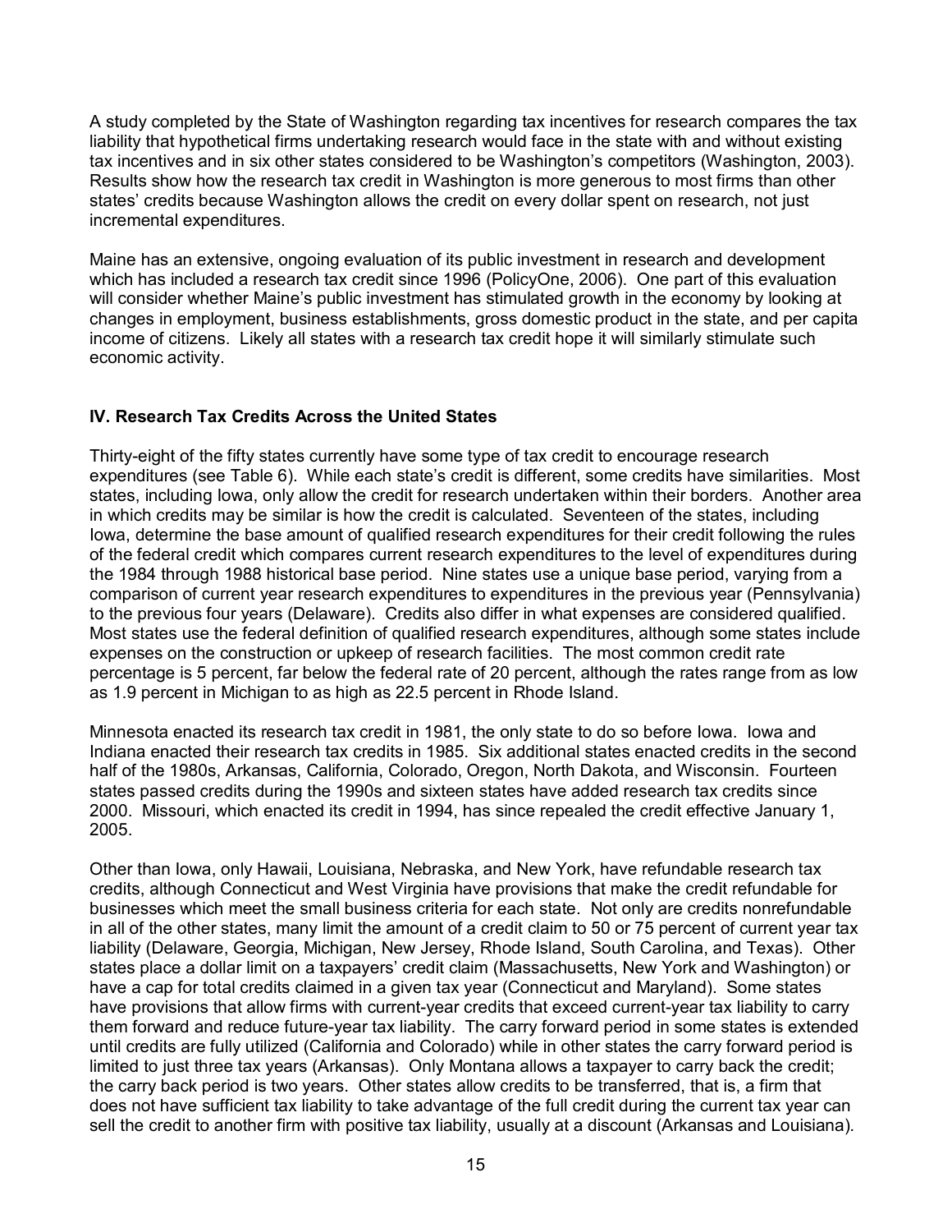A study completed by the State of Washington regarding tax incentives for research compares the tax liability that hypothetical firms undertaking research would face in the state with and without existing tax incentives and in six other states considered to be Washington's competitors (Washington, 2003). Results show how the research tax credit in Washington is more generous to most firms than other states' credits because Washington allows the credit on every dollar spent on research, not just incremental expenditures.

Maine has an extensive, ongoing evaluation of its public investment in research and development which has included a research tax credit since 1996 (PolicyOne, 2006). One part of this evaluation will consider whether Maine's public investment has stimulated growth in the economy by looking at changes in employment, business establishments, gross domestic product in the state, and per capita income of citizens. Likely all states with a research tax credit hope it will similarly stimulate such economic activity.

## IV. Research Tax Credits Across the United States

Thirty-eight of the fifty states currently have some type of tax credit to encourage research expenditures (see Table 6). While each state's credit is different, some credits have similarities. Most states, including Iowa, only allow the credit for research undertaken within their borders. Another area in which credits may be similar is how the credit is calculated. Seventeen of the states, including Iowa, determine the base amount of qualified research expenditures for their credit following the rules of the federal credit which compares current research expenditures to the level of expenditures during the 1984 through 1988 historical base period. Nine states use a unique base period, varying from a comparison of current year research expenditures to expenditures in the previous year (Pennsylvania) to the previous four years (Delaware). Credits also differ in what expenses are considered qualified. Most states use the federal definition of qualified research expenditures, although some states include expenses on the construction or upkeep of research facilities. The most common credit rate percentage is 5 percent, far below the federal rate of 20 percent, although the rates range from as low as 1.9 percent in Michigan to as high as 22.5 percent in Rhode Island.

Minnesota enacted its research tax credit in 1981, the only state to do so before Iowa. Iowa and Indiana enacted their research tax credits in 1985. Six additional states enacted credits in the second half of the 1980s, Arkansas, California, Colorado, Oregon, North Dakota, and Wisconsin. Fourteen states passed credits during the 1990s and sixteen states have added research tax credits since 2000. Missouri, which enacted its credit in 1994, has since repealed the credit effective January 1, 2005.

Other than Iowa, only Hawaii, Louisiana, Nebraska, and New York, have refundable research tax credits, although Connecticut and West Virginia have provisions that make the credit refundable for businesses which meet the small business criteria for each state. Not only are credits nonrefundable in all of the other states, many limit the amount of a credit claim to 50 or 75 percent of current year tax liability (Delaware, Georgia, Michigan, New Jersey, Rhode Island, South Carolina, and Texas). Other states place a dollar limit on a taxpayers' credit claim (Massachusetts, New York and Washington) or have a cap for total credits claimed in a given tax year (Connecticut and Maryland). Some states have provisions that allow firms with current-year credits that exceed current-year tax liability to carry them forward and reduce future-year tax liability. The carry forward period in some states is extended until credits are fully utilized (California and Colorado) while in other states the carry forward period is limited to just three tax years (Arkansas). Only Montana allows a taxpayer to carry back the credit; the carry back period is two years. Other states allow credits to be transferred, that is, a firm that does not have sufficient tax liability to take advantage of the full credit during the current tax year can sell the credit to another firm with positive tax liability, usually at a discount (Arkansas and Louisiana).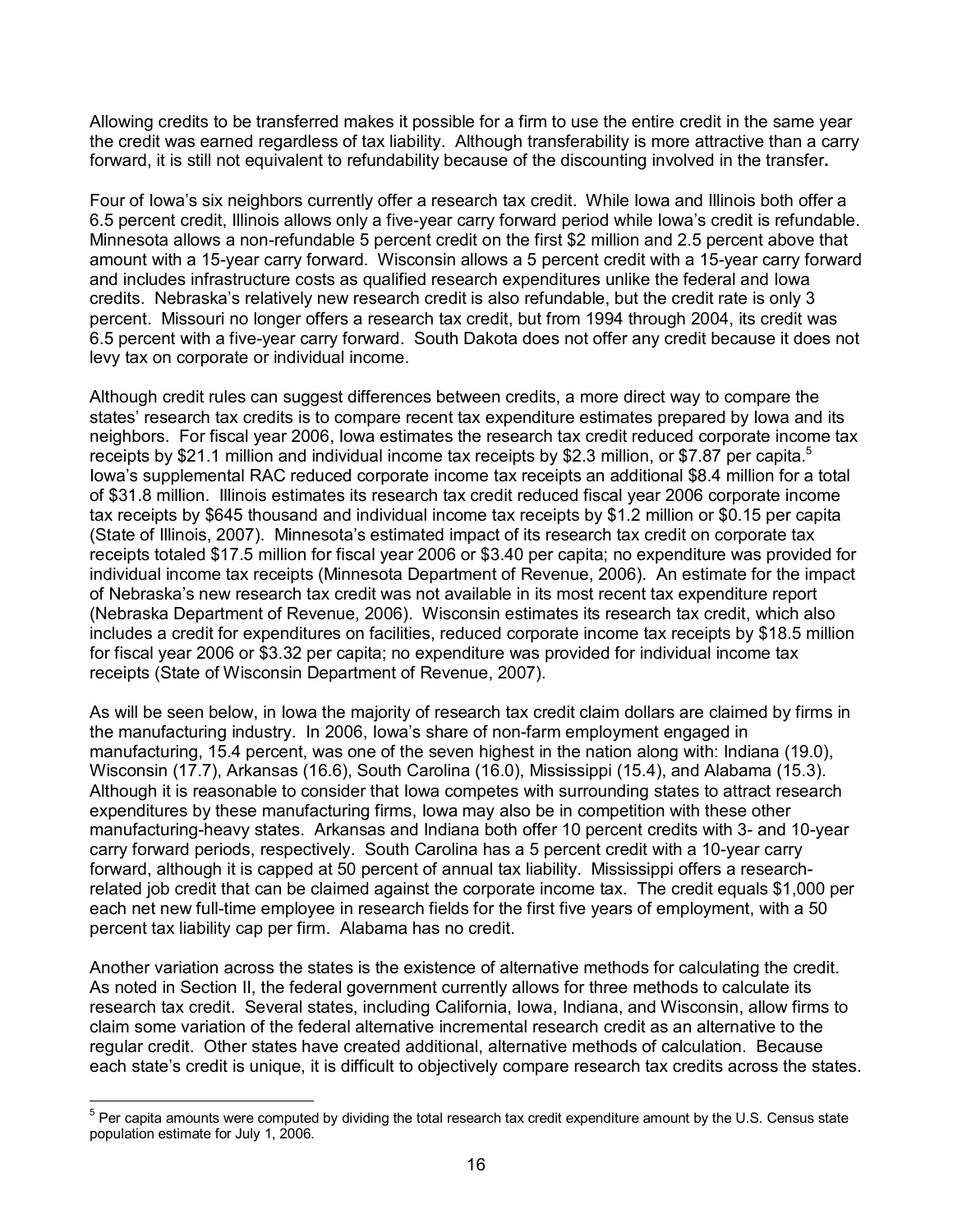Allowing credits to be transferred makes it possible for a firm to use the entire credit in the same year the credit was earned regardless of tax liability. Although transferability is more attractive than a carry forward, it is still not equivalent to refundability because of the discounting involved in the transfer**.**

Four of Iowa's six neighbors currently offer a research tax credit. While Iowa and Illinois both offer a 6.5 percent credit, Illinois allows only a five-year carry forward period while Iowa's credit is refundable. Minnesota allows a non-refundable 5 percent credit on the first $2 million and 2.5 percent above that amount with a 15-year carry forward. Wisconsin allows a 5 percent credit with a 15-year carry forward and includes infrastructure costs as qualified research expenditures unlike the federal and Iowa credits. Nebraska's relatively new research credit is also refundable, but the credit rate is only 3 percent. Missouri no longer offers a research tax credit, but from 1994 through 2004, its credit was 6.5 percent with a five-year carry forward. South Dakota does not offer any credit because it does not levy tax on corporate or individual income.

Although credit rules can suggest differences between credits, a more direct way to compare the states' research tax credits is to compare recent tax expenditure estimates prepared by Iowa and its neighbors. For fiscal year 2006, Iowa estimates the research tax credit reduced corporate income tax receipts by $21.1 million and individual income tax receipts by $2.3 million, or $7.87 per capita.[5] Iowa's supplemental RAC reduced corporate income tax receipts an additional $8.4 million for a total of $31.8 million. Illinois estimates its research tax credit reduced fiscal year 2006 corporate income tax receipts by $645 thousand and individual income tax receipts by $1.2 million or $0.15 per capita (State of Illinois, 2007). Minnesota's estimated impact of its research tax credit on corporate tax receipts totaled $17.5 million for fiscal year 2006 or $3.40 per capita; no expenditure was provided for individual income tax receipts (Minnesota Department of Revenue, 2006). An estimate for the impact of Nebraska's new research tax credit was not available in its most recent tax expenditure report (Nebraska Department of Revenue, 2006). Wisconsin estimates its research tax credit, which also includes a credit for expenditures on facilities, reduced corporate income tax receipts by $18.5 million for fiscal year 2006 or $3.32 per capita; no expenditure was provided for individual income tax receipts (State of Wisconsin Department of Revenue, 2007).

As will be seen below, in Iowa the majority of research tax credit claim dollars are claimed by firms in the manufacturing industry. In 2006, Iowa's share of non-farm employment engaged in manufacturing, 15.4 percent, was one of the seven highest in the nation along with: Indiana (19.0), Wisconsin (17.7), Arkansas (16.6), South Carolina (16.0), Mississippi (15.4), and Alabama (15.3). Although it is reasonable to consider that Iowa competes with surrounding states to attract research expenditures by these manufacturing firms, Iowa may also be in competition with these other manufacturing-heavy states. Arkansas and Indiana both offer 10 percent credits with 3- and 10-year carry forward periods, respectively. South Carolina has a 5 percent credit with a 10-year carry forward, although it is capped at 50 percent of annual tax liability. Mississippi offers a research-related job credit that can be claimed against the corporate income tax. The credit equals $1,000 per each net new full-time employee in research fields for the first five years of employment, with a 50 percent tax liability cap per firm. Alabama has no credit.

Another variation across the states is the existence of alternative methods for calculating the credit. As noted in Section II, the federal government currently allows for three methods to calculate its research tax credit. Several states, including California, Iowa, Indiana, and Wisconsin, allow firms to claim some variation of the federal alternative incremental research credit as an alternative to the regular credit. Other states have created additional, alternative methods of calculation. Because each state's credit is unique, it is difficult to objectively compare research tax credits across the states.

---

[5] Per capita amounts were computed by dividing the total research tax credit expenditure amount by the U.S. Census state population estimate for July 1, 2006.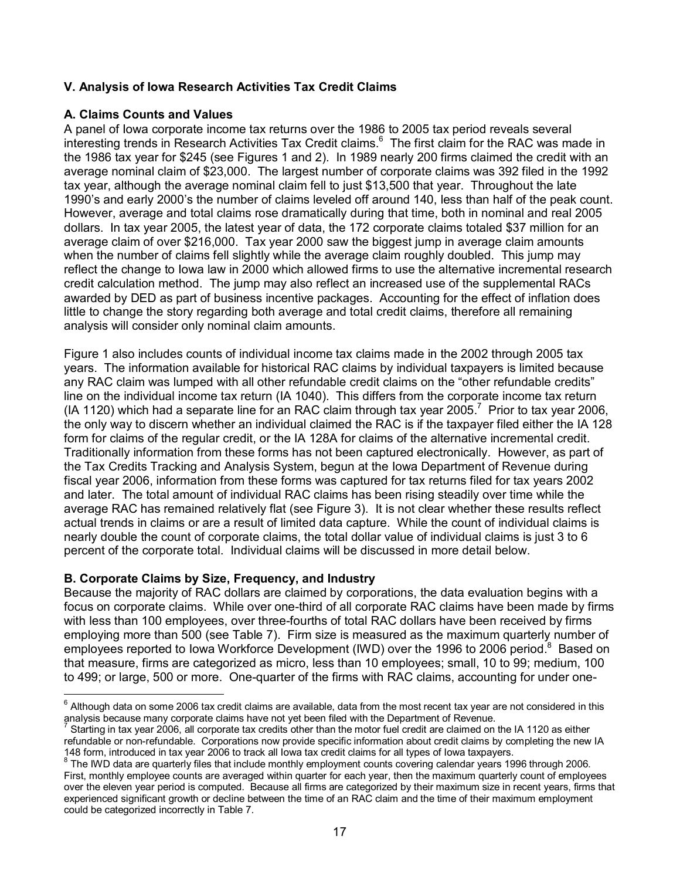### V. Analysis of Iowa Research Activities Tax Credit Claims

#### A. Claims Counts and Values

A panel of Iowa corporate income tax returns over the 1986 to 2005 tax period reveals several interesting trends in Research Activities Tax Credit claims.[6] The first claim for the RAC was made in the 1986 tax year for $245 (see Figures 1 and 2). In 1989 nearly 200 firms claimed the credit with an average nominal claim of $23,000. The largest number of corporate claims was 392 filed in the 1992 tax year, although the average nominal claim fell to just $13,500 that year. Throughout the late 1990's and early 2000's the number of claims leveled off around 140, less than half of the peak count. However, average and total claims rose dramatically during that time, both in nominal and real 2005 dollars. In tax year 2005, the latest year of data, the 172 corporate claims totaled $37 million for an average claim of over $216,000. Tax year 2000 saw the biggest jump in average claim amounts when the number of claims fell slightly while the average claim roughly doubled. This jump may reflect the change to Iowa law in 2000 which allowed firms to use the alternative incremental research credit calculation method. The jump may also reflect an increased use of the supplemental RACs awarded by DED as part of business incentive packages. Accounting for the effect of inflation does little to change the story regarding both average and total credit claims, therefore all remaining analysis will consider only nominal claim amounts.

Figure 1 also includes counts of individual income tax claims made in the 2002 through 2005 tax years. The information available for historical RAC claims by individual taxpayers is limited because any RAC claim was lumped with all other refundable credit claims on the "other refundable credits" line on the individual income tax return (IA 1040). This differs from the corporate income tax return (IA 1120) which had a separate line for an RAC claim through tax year 2005.[7] Prior to tax year 2006, the only way to discern whether an individual claimed the RAC is if the taxpayer filed either the IA 128 form for claims of the regular credit, or the IA 128A for claims of the alternative incremental credit. Traditionally information from these forms has not been captured electronically. However, as part of the Tax Credits Tracking and Analysis System, begun at the Iowa Department of Revenue during fiscal year 2006, information from these forms was captured for tax returns filed for tax years 2002 and later. The total amount of individual RAC claims has been rising steadily over time while the average RAC has remained relatively flat (see Figure 3). It is not clear whether these results reflect actual trends in claims or are a result of limited data capture. While the count of individual claims is nearly double the count of corporate claims, the total dollar value of individual claims is just 3 to 6 percent of the corporate total. Individual claims will be discussed in more detail below.

#### B. Corporate Claims by Size, Frequency, and Industry

Because the majority of RAC dollars are claimed by corporations, the data evaluation begins with a focus on corporate claims. While over one-third of all corporate RAC claims have been made by firms with less than 100 employees, over three-fourths of total RAC dollars have been received by firms employing more than 500 (see Table 7). Firm size is measured as the maximum quarterly number of employees reported to Iowa Workforce Development (IWD) over the 1996 to 2006 period.[8] Based on that measure, firms are categorized as micro, less than 10 employees; small, 10 to 99; medium, 100 to 499; or large, 500 or more. One-quarter of the firms with RAC claims, accounting for under one-

---

[6] Although data on some 2006 tax credit claims are available, data from the most recent tax year are not considered in this analysis because many corporate claims have not yet been filed with the Department of Revenue.

[7] Starting in tax year 2006, all corporate tax credits other than the motor fuel credit are claimed on the IA 1120 as either refundable or non-refundable. Corporations now provide specific information about credit claims by completing the new IA 148 form, introduced in tax year 2006 to track all Iowa tax credit claims for all types of Iowa taxpayers.

[8] The IWD data are quarterly files that include monthly employment counts covering calendar years 1996 through 2006. First, monthly employee counts are averaged within quarter for each year, then the maximum quarterly count of employees over the eleven year period is computed. Because all firms are categorized by their maximum size in recent years, firms that experienced significant growth or decline between the time of an RAC claim and the time of their maximum employment could be categorized incorrectly in Table 7.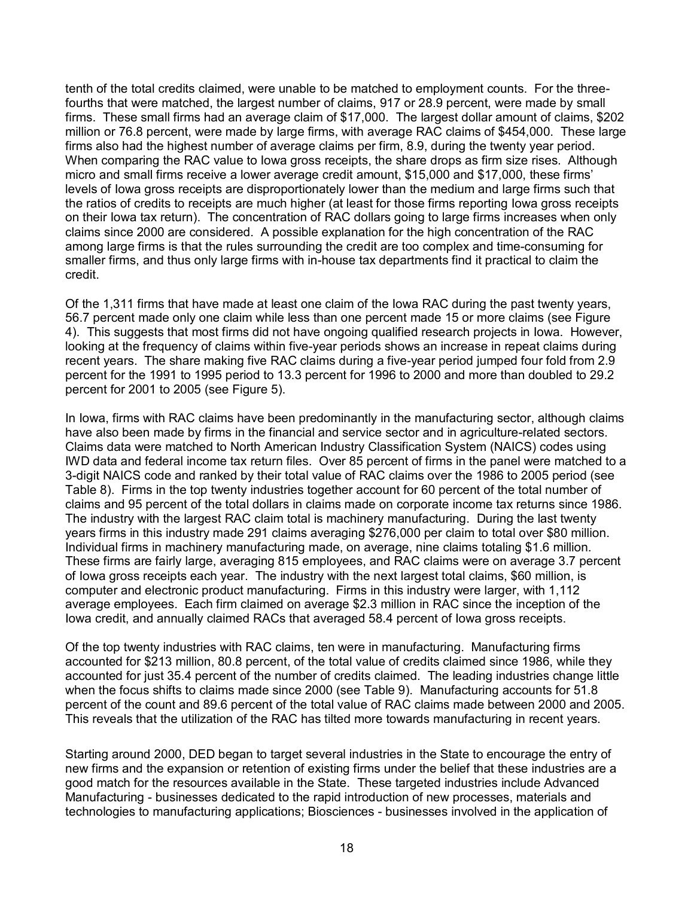tenth of the total credits claimed, were unable to be matched to employment counts. For the three-fourths that were matched, the largest number of claims, 917 or 28.9 percent, were made by small firms. These small firms had an average claim of $17,000. The largest dollar amount of claims, $202 million or 76.8 percent, were made by large firms, with average RAC claims of $454,000. These large firms also had the highest number of average claims per firm, 8.9, during the twenty year period. When comparing the RAC value to Iowa gross receipts, the share drops as firm size rises. Although micro and small firms receive a lower average credit amount, $15,000 and $17,000, these firms' levels of Iowa gross receipts are disproportionately lower than the medium and large firms such that the ratios of credits to receipts are much higher (at least for those firms reporting Iowa gross receipts on their Iowa tax return). The concentration of RAC dollars going to large firms increases when only claims since 2000 are considered. A possible explanation for the high concentration of the RAC among large firms is that the rules surrounding the credit are too complex and time-consuming for smaller firms, and thus only large firms with in-house tax departments find it practical to claim the credit.

Of the 1,311 firms that have made at least one claim of the Iowa RAC during the past twenty years, 56.7 percent made only one claim while less than one percent made 15 or more claims (see Figure 4). This suggests that most firms did not have ongoing qualified research projects in Iowa. However, looking at the frequency of claims within five-year periods shows an increase in repeat claims during recent years. The share making five RAC claims during a five-year period jumped four fold from 2.9 percent for the 1991 to 1995 period to 13.3 percent for 1996 to 2000 and more than doubled to 29.2 percent for 2001 to 2005 (see Figure 5).

In Iowa, firms with RAC claims have been predominantly in the manufacturing sector, although claims have also been made by firms in the financial and service sector and in agriculture-related sectors. Claims data were matched to North American Industry Classification System (NAICS) codes using IWD data and federal income tax return files. Over 85 percent of firms in the panel were matched to a 3-digit NAICS code and ranked by their total value of RAC claims over the 1986 to 2005 period (see Table 8). Firms in the top twenty industries together account for 60 percent of the total number of claims and 95 percent of the total dollars in claims made on corporate income tax returns since 1986. The industry with the largest RAC claim total is machinery manufacturing. During the last twenty years firms in this industry made 291 claims averaging $276,000 per claim to total over $80 million. Individual firms in machinery manufacturing made, on average, nine claims totaling $1.6 million. These firms are fairly large, averaging 815 employees, and RAC claims were on average 3.7 percent of Iowa gross receipts each year. The industry with the next largest total claims, $60 million, is computer and electronic product manufacturing. Firms in this industry were larger, with 1,112 average employees. Each firm claimed on average $2.3 million in RAC since the inception of the Iowa credit, and annually claimed RACs that averaged 58.4 percent of Iowa gross receipts.

Of the top twenty industries with RAC claims, ten were in manufacturing. Manufacturing firms accounted for $213 million, 80.8 percent, of the total value of credits claimed since 1986, while they accounted for just 35.4 percent of the number of credits claimed. The leading industries change little when the focus shifts to claims made since 2000 (see Table 9). Manufacturing accounts for 51.8 percent of the count and 89.6 percent of the total value of RAC claims made between 2000 and 2005. This reveals that the utilization of the RAC has tilted more towards manufacturing in recent years.

Starting around 2000, DED began to target several industries in the State to encourage the entry of new firms and the expansion or retention of existing firms under the belief that these industries are a good match for the resources available in the State. These targeted industries include Advanced Manufacturing - businesses dedicated to the rapid introduction of new processes, materials and technologies to manufacturing applications; Biosciences - businesses involved in the application of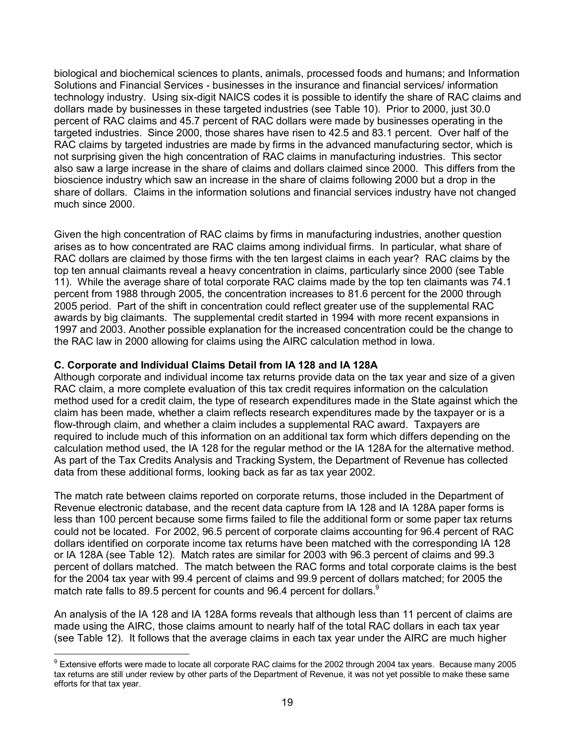biological and biochemical sciences to plants, animals, processed foods and humans; and Information Solutions and Financial Services - businesses in the insurance and financial services/ information technology industry. Using six-digit NAICS codes it is possible to identify the share of RAC claims and dollars made by businesses in these targeted industries (see Table 10). Prior to 2000, just 30.0 percent of RAC claims and 45.7 percent of RAC dollars were made by businesses operating in the targeted industries. Since 2000, those shares have risen to 42.5 and 83.1 percent. Over half of the RAC claims by targeted industries are made by firms in the advanced manufacturing sector, which is not surprising given the high concentration of RAC claims in manufacturing industries. This sector also saw a large increase in the share of claims and dollars claimed since 2000. This differs from the bioscience industry which saw an increase in the share of claims following 2000 but a drop in the share of dollars. Claims in the information solutions and financial services industry have not changed much since 2000.

Given the high concentration of RAC claims by firms in manufacturing industries, another question arises as to how concentrated are RAC claims among individual firms. In particular, what share of RAC dollars are claimed by those firms with the ten largest claims in each year? RAC claims by the top ten annual claimants reveal a heavy concentration in claims, particularly since 2000 (see Table 11). While the average share of total corporate RAC claims made by the top ten claimants was 74.1 percent from 1988 through 2005, the concentration increases to 81.6 percent for the 2000 through 2005 period. Part of the shift in concentration could reflect greater use of the supplemental RAC awards by big claimants. The supplemental credit started in 1994 with more recent expansions in 1997 and 2003. Another possible explanation for the increased concentration could be the change to the RAC law in 2000 allowing for claims using the AIRC calculation method in Iowa.

**C. Corporate and Individual Claims Detail from IA 128 and IA 128A**

Although corporate and individual income tax returns provide data on the tax year and size of a given RAC claim, a more complete evaluation of this tax credit requires information on the calculation method used for a credit claim, the type of research expenditures made in the State against which the claim has been made, whether a claim reflects research expenditures made by the taxpayer or is a flow-through claim, and whether a claim includes a supplemental RAC award. Taxpayers are required to include much of this information on an additional tax form which differs depending on the calculation method used, the IA 128 for the regular method or the IA 128A for the alternative method. As part of the Tax Credits Analysis and Tracking System, the Department of Revenue has collected data from these additional forms, looking back as far as tax year 2002.

The match rate between claims reported on corporate returns, those included in the Department of Revenue electronic database, and the recent data capture from IA 128 and IA 128A paper forms is less than 100 percent because some firms failed to file the additional form or some paper tax returns could not be located. For 2002, 96.5 percent of corporate claims accounting for 96.4 percent of RAC dollars identified on corporate income tax returns have been matched with the corresponding IA 128 or IA 128A (see Table 12). Match rates are similar for 2003 with 96.3 percent of claims and 99.3 percent of dollars matched. The match between the RAC forms and total corporate claims is the best for the 2004 tax year with 99.4 percent of claims and 99.9 percent of dollars matched; for 2005 the match rate falls to 89.5 percent for counts and 96.4 percent for dollars.[9]

An analysis of the IA 128 and IA 128A forms reveals that although less than 11 percent of claims are made using the AIRC, those claims amount to nearly half of the total RAC dollars in each tax year (see Table 12). It follows that the average claims in each tax year under the AIRC are much higher

---

[9] Extensive efforts were made to locate all corporate RAC claims for the 2002 through 2004 tax years. Because many 2005 tax returns are still under review by other parts of the Department of Revenue, it was not yet possible to make these same efforts for that tax year.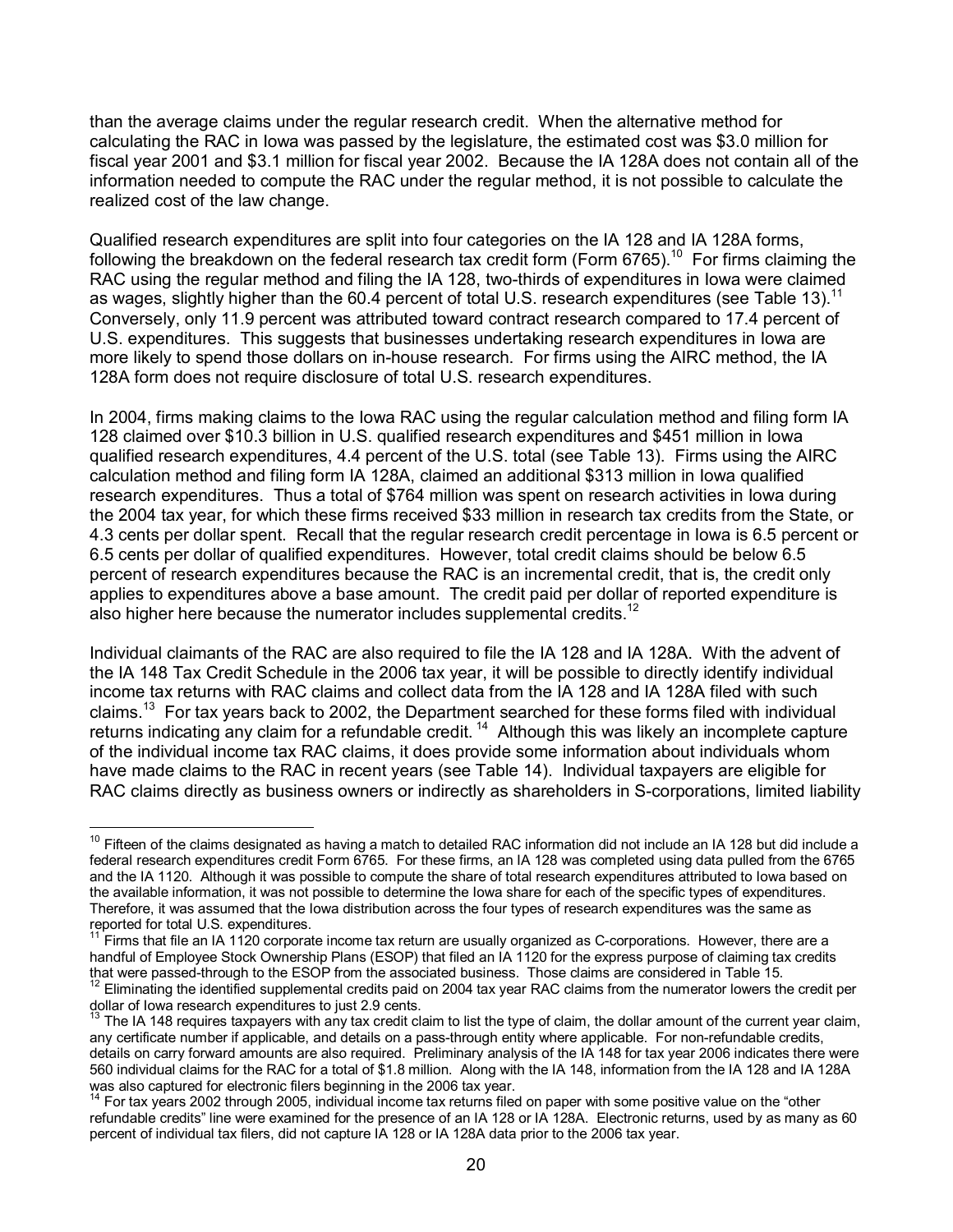than the average claims under the regular research credit. When the alternative method for calculating the RAC in Iowa was passed by the legislature, the estimated cost was $3.0 million for fiscal year 2001 and $3.1 million for fiscal year 2002. Because the IA 128A does not contain all of the information needed to compute the RAC under the regular method, it is not possible to calculate the realized cost of the law change.

Qualified research expenditures are split into four categories on the IA 128 and IA 128A forms, following the breakdown on the federal research tax credit form (Form 6765).[10] For firms claiming the RAC using the regular method and filing the IA 128, two-thirds of expenditures in Iowa were claimed as wages, slightly higher than the 60.4 percent of total U.S. research expenditures (see Table 13).[11] Conversely, only 11.9 percent was attributed toward contract research compared to 17.4 percent of U.S. expenditures. This suggests that businesses undertaking research expenditures in Iowa are more likely to spend those dollars on in-house research. For firms using the AIRC method, the IA 128A form does not require disclosure of total U.S. research expenditures.

In 2004, firms making claims to the Iowa RAC using the regular calculation method and filing form IA 128 claimed over $10.3 billion in U.S. qualified research expenditures and $451 million in Iowa qualified research expenditures, 4.4 percent of the U.S. total (see Table 13). Firms using the AIRC calculation method and filing form IA 128A, claimed an additional $313 million in Iowa qualified research expenditures. Thus a total of $764 million was spent on research activities in Iowa during the 2004 tax year, for which these firms received $33 million in research tax credits from the State, or 4.3 cents per dollar spent. Recall that the regular research credit percentage in Iowa is 6.5 percent or 6.5 cents per dollar of qualified expenditures. However, total credit claims should be below 6.5 percent of research expenditures because the RAC is an incremental credit, that is, the credit only applies to expenditures above a base amount. The credit paid per dollar of reported expenditure is also higher here because the numerator includes supplemental credits.[12]

Individual claimants of the RAC are also required to file the IA 128 and IA 128A. With the advent of the IA 148 Tax Credit Schedule in the 2006 tax year, it will be possible to directly identify individual income tax returns with RAC claims and collect data from the IA 128 and IA 128A filed with such claims.[13] For tax years back to 2002, the Department searched for these forms filed with individual returns indicating any claim for a refundable credit.[14] Although this was likely an incomplete capture of the individual income tax RAC claims, it does provide some information about individuals whom have made claims to the RAC in recent years (see Table 14). Individual taxpayers are eligible for RAC claims directly as business owners or indirectly as shareholders in S-corporations, limited liability

---

[10] Fifteen of the claims designated as having a match to detailed RAC information did not include an IA 128 but did include a federal research expenditures credit Form 6765. For these firms, an IA 128 was completed using data pulled from the 6765 and the IA 1120. Although it was possible to compute the share of total research expenditures attributed to Iowa based on the available information, it was not possible to determine the Iowa share for each of the specific types of expenditures. Therefore, it was assumed that the Iowa distribution across the four types of research expenditures was the same as reported for total U.S. expenditures.

[11] Firms that file an IA 1120 corporate income tax return are usually organized as C-corporations. However, there are a handful of Employee Stock Ownership Plans (ESOP) that filed an IA 1120 for the express purpose of claiming tax credits that were passed-through to the ESOP from the associated business. Those claims are considered in Table 15.

[12] Eliminating the identified supplemental credits paid on 2004 tax year RAC claims from the numerator lowers the credit per dollar of Iowa research expenditures to just 2.9 cents.

[13] The IA 148 requires taxpayers with any tax credit claim to list the type of claim, the dollar amount of the current year claim, any certificate number if applicable, and details on a pass-through entity where applicable. For non-refundable credits, details on carry forward amounts are also required. Preliminary analysis of the IA 148 for tax year 2006 indicates there were 560 individual claims for the RAC for a total of $1.8 million. Along with the IA 148, information from the IA 128 and IA 128A was also captured for electronic filers beginning in the 2006 tax year.

[14] For tax years 2002 through 2005, individual income tax returns filed on paper with some positive value on the "other refundable credits" line were examined for the presence of an IA 128 or IA 128A. Electronic returns, used by as many as 60 percent of individual tax filers, did not capture IA 128 or IA 128A data prior to the 2006 tax year.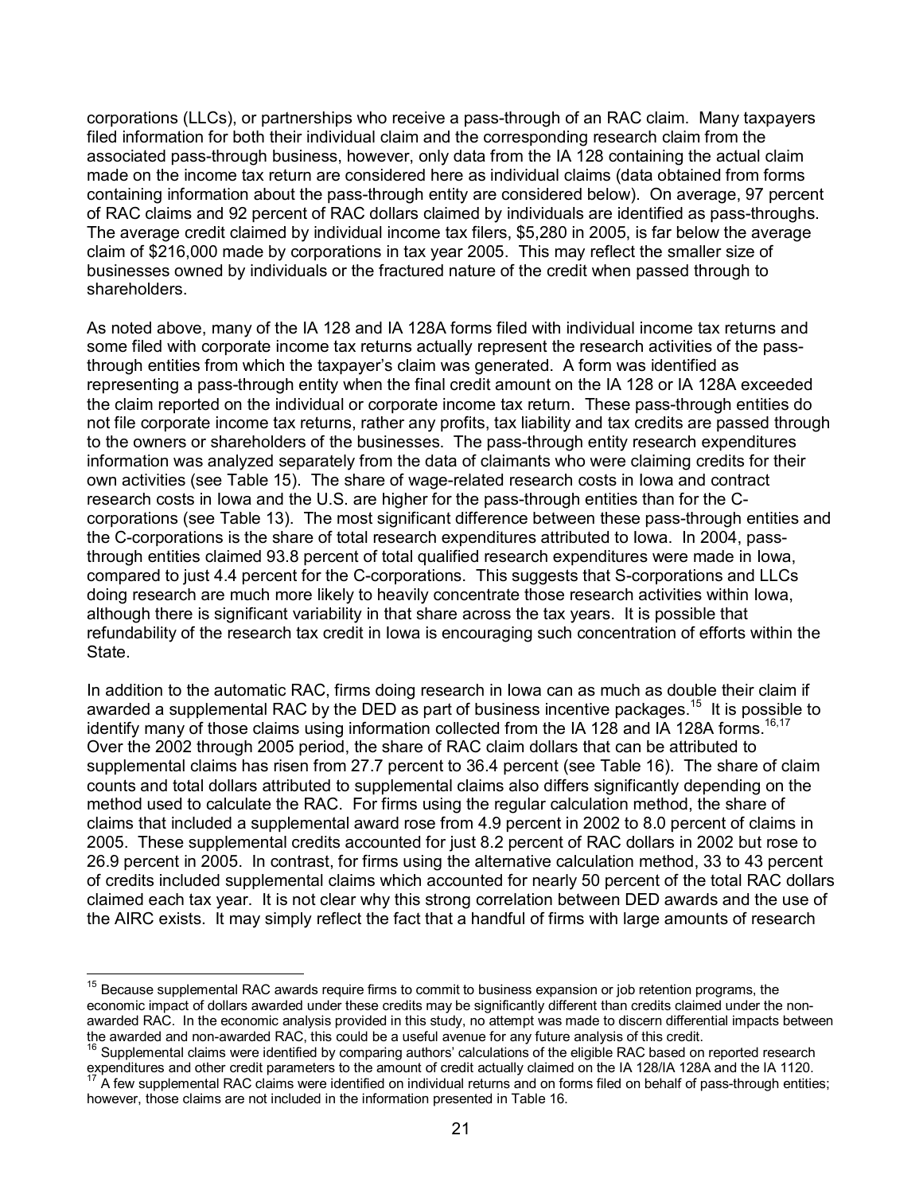corporations (LLCs), or partnerships who receive a pass-through of an RAC claim. Many taxpayers filed information for both their individual claim and the corresponding research claim from the associated pass-through business, however, only data from the IA 128 containing the actual claim made on the income tax return are considered here as individual claims (data obtained from forms containing information about the pass-through entity are considered below). On average, 97 percent of RAC claims and 92 percent of RAC dollars claimed by individuals are identified as pass-throughs. The average credit claimed by individual income tax filers, $5,280 in 2005, is far below the average claim of $216,000 made by corporations in tax year 2005. This may reflect the smaller size of businesses owned by individuals or the fractured nature of the credit when passed through to shareholders.

As noted above, many of the IA 128 and IA 128A forms filed with individual income tax returns and some filed with corporate income tax returns actually represent the research activities of the pass-through entities from which the taxpayer's claim was generated. A form was identified as representing a pass-through entity when the final credit amount on the IA 128 or IA 128A exceeded the claim reported on the individual or corporate income tax return. These pass-through entities do not file corporate income tax returns, rather any profits, tax liability and tax credits are passed through to the owners or shareholders of the businesses. The pass-through entity research expenditures information was analyzed separately from the data of claimants who were claiming credits for their own activities (see Table 15). The share of wage-related research costs in Iowa and contract research costs in Iowa and the U.S. are higher for the pass-through entities than for the C-corporations (see Table 13). The most significant difference between these pass-through entities and the C-corporations is the share of total research expenditures attributed to Iowa. In 2004, pass-through entities claimed 93.8 percent of total qualified research expenditures were made in Iowa, compared to just 4.4 percent for the C-corporations. This suggests that S-corporations and LLCs doing research are much more likely to heavily concentrate those research activities within Iowa, although there is significant variability in that share across the tax years. It is possible that refundability of the research tax credit in Iowa is encouraging such concentration of efforts within the State.

In addition to the automatic RAC, firms doing research in Iowa can as much as double their claim if awarded a supplemental RAC by the DED as part of business incentive packages.[15] It is possible to identify many of those claims using information collected from the IA 128 and IA 128A forms.[16,17] Over the 2002 through 2005 period, the share of RAC claim dollars that can be attributed to supplemental claims has risen from 27.7 percent to 36.4 percent (see Table 16). The share of claim counts and total dollars attributed to supplemental claims also differs significantly depending on the method used to calculate the RAC. For firms using the regular calculation method, the share of claims that included a supplemental award rose from 4.9 percent in 2002 to 8.0 percent of claims in 2005. These supplemental credits accounted for just 8.2 percent of RAC dollars in 2002 but rose to 26.9 percent in 2005. In contrast, for firms using the alternative calculation method, 33 to 43 percent of credits included supplemental claims which accounted for nearly 50 percent of the total RAC dollars claimed each tax year. It is not clear why this strong correlation between DED awards and the use of the AIRC exists. It may simply reflect the fact that a handful of firms with large amounts of research

---

[15] Because supplemental RAC awards require firms to commit to business expansion or job retention programs, the economic impact of dollars awarded under these credits may be significantly different than credits claimed under the non-awarded RAC. In the economic analysis provided in this study, no attempt was made to discern differential impacts between the awarded and non-awarded RAC, this could be a useful avenue for any future analysis of this credit.

[16] Supplemental claims were identified by comparing authors' calculations of the eligible RAC based on reported research expenditures and other credit parameters to the amount of credit actually claimed on the IA 128/IA 128A and the IA 1120.

[17] A few supplemental RAC claims were identified on individual returns and on forms filed on behalf of pass-through entities; however, those claims are not included in the information presented in Table 16.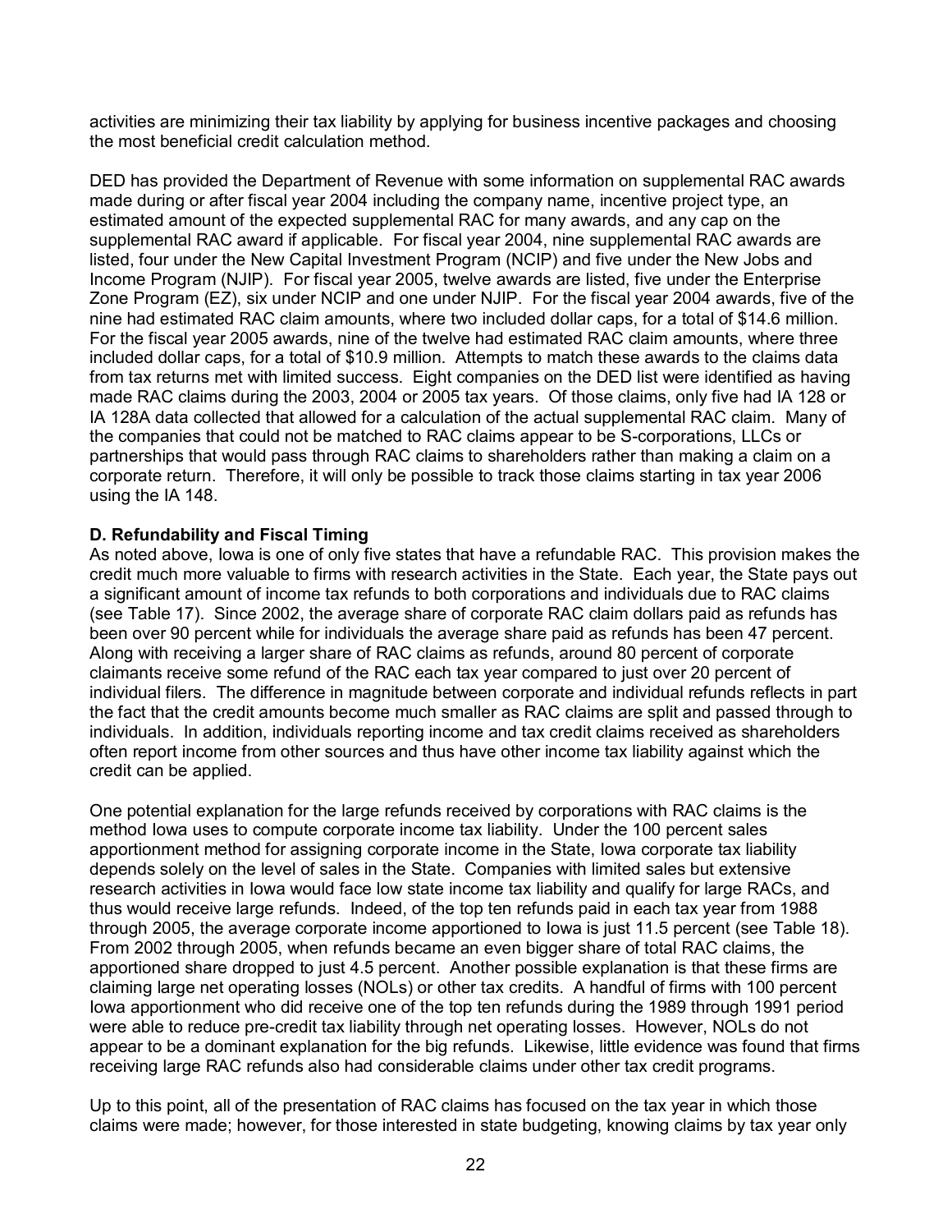activities are minimizing their tax liability by applying for business incentive packages and choosing the most beneficial credit calculation method.

DED has provided the Department of Revenue with some information on supplemental RAC awards made during or after fiscal year 2004 including the company name, incentive project type, an estimated amount of the expected supplemental RAC for many awards, and any cap on the supplemental RAC award if applicable. For fiscal year 2004, nine supplemental RAC awards are listed, four under the New Capital Investment Program (NCIP) and five under the New Jobs and Income Program (NJIP). For fiscal year 2005, twelve awards are listed, five under the Enterprise Zone Program (EZ), six under NCIP and one under NJIP. For the fiscal year 2004 awards, five of the nine had estimated RAC claim amounts, where two included dollar caps, for a total of $14.6 million. For the fiscal year 2005 awards, nine of the twelve had estimated RAC claim amounts, where three included dollar caps, for a total of $10.9 million. Attempts to match these awards to the claims data from tax returns met with limited success. Eight companies on the DED list were identified as having made RAC claims during the 2003, 2004 or 2005 tax years. Of those claims, only five had IA 128 or IA 128A data collected that allowed for a calculation of the actual supplemental RAC claim. Many of the companies that could not be matched to RAC claims appear to be S-corporations, LLCs or partnerships that would pass through RAC claims to shareholders rather than making a claim on a corporate return. Therefore, it will only be possible to track those claims starting in tax year 2006 using the IA 148.

**D. Refundability and Fiscal Timing**

As noted above, Iowa is one of only five states that have a refundable RAC. This provision makes the credit much more valuable to firms with research activities in the State. Each year, the State pays out a significant amount of income tax refunds to both corporations and individuals due to RAC claims (see Table 17). Since 2002, the average share of corporate RAC claim dollars paid as refunds has been over 90 percent while for individuals the average share paid as refunds has been 47 percent. Along with receiving a larger share of RAC claims as refunds, around 80 percent of corporate claimants receive some refund of the RAC each tax year compared to just over 20 percent of individual filers. The difference in magnitude between corporate and individual refunds reflects in part the fact that the credit amounts become much smaller as RAC claims are split and passed through to individuals. In addition, individuals reporting income and tax credit claims received as shareholders often report income from other sources and thus have other income tax liability against which the credit can be applied.

One potential explanation for the large refunds received by corporations with RAC claims is the method Iowa uses to compute corporate income tax liability. Under the 100 percent sales apportionment method for assigning corporate income in the State, Iowa corporate tax liability depends solely on the level of sales in the State. Companies with limited sales but extensive research activities in Iowa would face low state income tax liability and qualify for large RACs, and thus would receive large refunds. Indeed, of the top ten refunds paid in each tax year from 1988 through 2005, the average corporate income apportioned to Iowa is just 11.5 percent (see Table 18). From 2002 through 2005, when refunds became an even bigger share of total RAC claims, the apportioned share dropped to just 4.5 percent. Another possible explanation is that these firms are claiming large net operating losses (NOLs) or other tax credits. A handful of firms with 100 percent Iowa apportionment who did receive one of the top ten refunds during the 1989 through 1991 period were able to reduce pre-credit tax liability through net operating losses. However, NOLs do not appear to be a dominant explanation for the big refunds. Likewise, little evidence was found that firms receiving large RAC refunds also had considerable claims under other tax credit programs.

Up to this point, all of the presentation of RAC claims has focused on the tax year in which those claims were made; however, for those interested in state budgeting, knowing claims by tax year only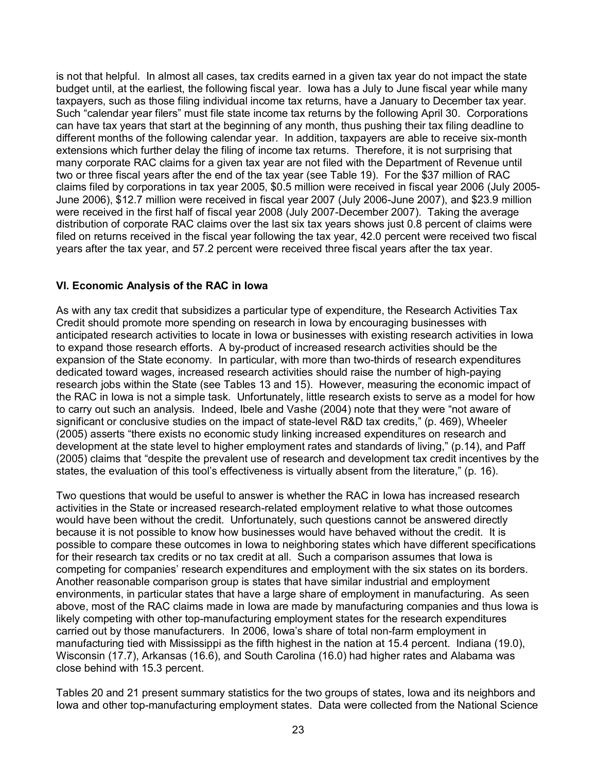is not that helpful. In almost all cases, tax credits earned in a given tax year do not impact the state budget until, at the earliest, the following fiscal year. Iowa has a July to June fiscal year while many taxpayers, such as those filing individual income tax returns, have a January to December tax year. Such "calendar year filers" must file state income tax returns by the following April 30. Corporations can have tax years that start at the beginning of any month, thus pushing their tax filing deadline to different months of the following calendar year. In addition, taxpayers are able to receive six-month extensions which further delay the filing of income tax returns. Therefore, it is not surprising that many corporate RAC claims for a given tax year are not filed with the Department of Revenue until two or three fiscal years after the end of the tax year (see Table 19). For the $37 million of RAC claims filed by corporations in tax year 2005, $0.5 million were received in fiscal year 2006 (July 2005-June 2006), $12.7 million were received in fiscal year 2007 (July 2006-June 2007), and $23.9 million were received in the first half of fiscal year 2008 (July 2007-December 2007). Taking the average distribution of corporate RAC claims over the last six tax years shows just 0.8 percent of claims were filed on returns received in the fiscal year following the tax year, 42.0 percent were received two fiscal years after the tax year, and 57.2 percent were received three fiscal years after the tax year.

## VI. Economic Analysis of the RAC in Iowa

As with any tax credit that subsidizes a particular type of expenditure, the Research Activities Tax Credit should promote more spending on research in Iowa by encouraging businesses with anticipated research activities to locate in Iowa or businesses with existing research activities in Iowa to expand those research efforts. A by-product of increased research activities should be the expansion of the State economy. In particular, with more than two-thirds of research expenditures dedicated toward wages, increased research activities should raise the number of high-paying research jobs within the State (see Tables 13 and 15). However, measuring the economic impact of the RAC in Iowa is not a simple task. Unfortunately, little research exists to serve as a model for how to carry out such an analysis. Indeed, Ibele and Vashe (2004) note that they were "not aware of significant or conclusive studies on the impact of state-level R&D tax credits," (p. 469), Wheeler (2005) asserts "there exists no economic study linking increased expenditures on research and development at the state level to higher employment rates and standards of living," (p.14), and Paff (2005) claims that "despite the prevalent use of research and development tax credit incentives by the states, the evaluation of this tool's effectiveness is virtually absent from the literature," (p. 16).

Two questions that would be useful to answer is whether the RAC in Iowa has increased research activities in the State or increased research-related employment relative to what those outcomes would have been without the credit. Unfortunately, such questions cannot be answered directly because it is not possible to know how businesses would have behaved without the credit. It is possible to compare these outcomes in Iowa to neighboring states which have different specifications for their research tax credits or no tax credit at all. Such a comparison assumes that Iowa is competing for companies' research expenditures and employment with the six states on its borders. Another reasonable comparison group is states that have similar industrial and employment environments, in particular states that have a large share of employment in manufacturing. As seen above, most of the RAC claims made in Iowa are made by manufacturing companies and thus Iowa is likely competing with other top-manufacturing employment states for the research expenditures carried out by those manufacturers. In 2006, Iowa's share of total non-farm employment in manufacturing tied with Mississippi as the fifth highest in the nation at 15.4 percent. Indiana (19.0), Wisconsin (17.7), Arkansas (16.6), and South Carolina (16.0) had higher rates and Alabama was close behind with 15.3 percent.

Tables 20 and 21 present summary statistics for the two groups of states, Iowa and its neighbors and Iowa and other top-manufacturing employment states. Data were collected from the National Science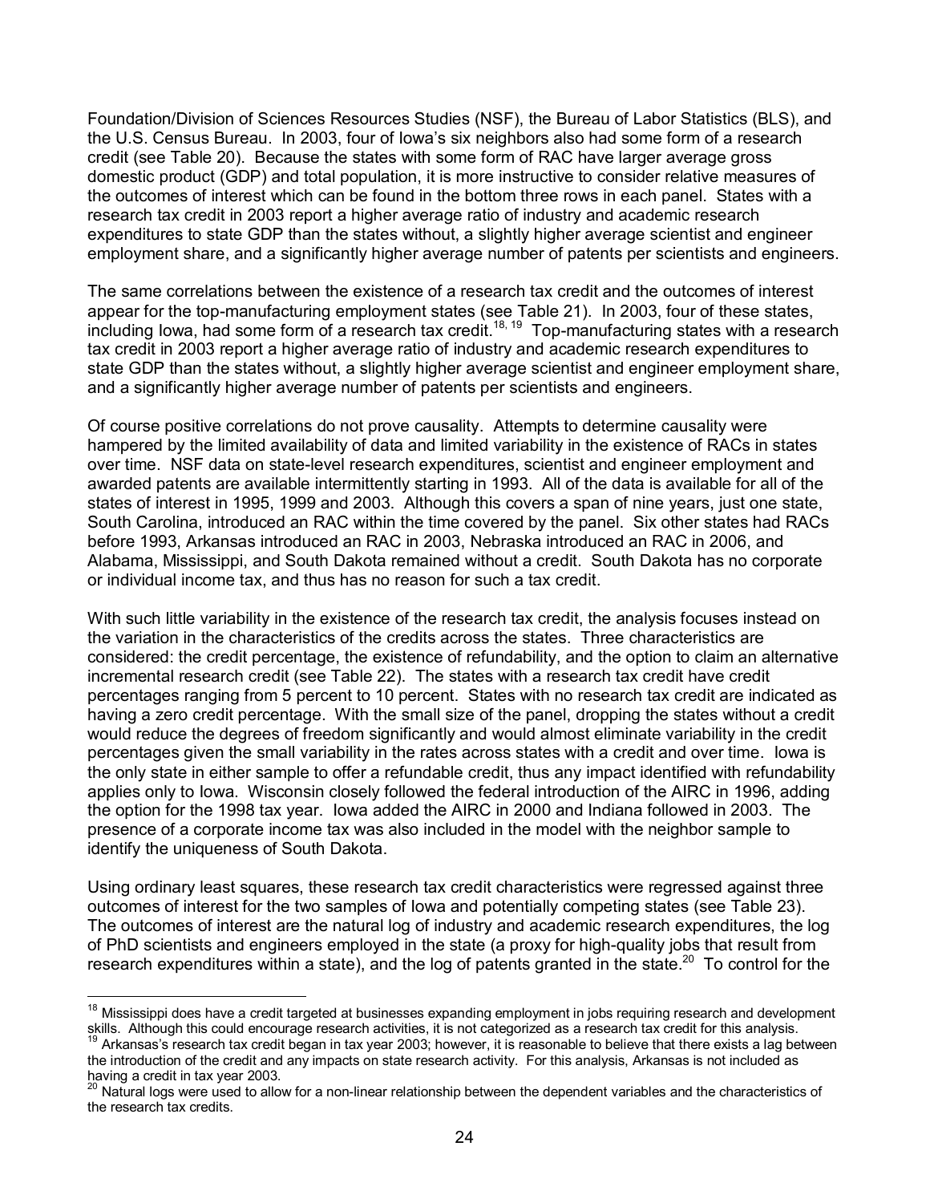Foundation/Division of Sciences Resources Studies (NSF), the Bureau of Labor Statistics (BLS), and the U.S. Census Bureau. In 2003, four of Iowa's six neighbors also had some form of a research credit (see Table 20). Because the states with some form of RAC have larger average gross domestic product (GDP) and total population, it is more instructive to consider relative measures of the outcomes of interest which can be found in the bottom three rows in each panel. States with a research tax credit in 2003 report a higher average ratio of industry and academic research expenditures to state GDP than the states without, a slightly higher average scientist and engineer employment share, and a significantly higher average number of patents per scientists and engineers.

The same correlations between the existence of a research tax credit and the outcomes of interest appear for the top-manufacturing employment states (see Table 21). In 2003, four of these states, including Iowa, had some form of a research tax credit.[18, 19] Top-manufacturing states with a research tax credit in 2003 report a higher average ratio of industry and academic research expenditures to state GDP than the states without, a slightly higher average scientist and engineer employment share, and a significantly higher average number of patents per scientists and engineers.

Of course positive correlations do not prove causality. Attempts to determine causality were hampered by the limited availability of data and limited variability in the existence of RACs in states over time. NSF data on state-level research expenditures, scientist and engineer employment and awarded patents are available intermittently starting in 1993. All of the data is available for all of the states of interest in 1995, 1999 and 2003. Although this covers a span of nine years, just one state, South Carolina, introduced an RAC within the time covered by the panel. Six other states had RACs before 1993, Arkansas introduced an RAC in 2003, Nebraska introduced an RAC in 2006, and Alabama, Mississippi, and South Dakota remained without a credit. South Dakota has no corporate or individual income tax, and thus has no reason for such a tax credit.

With such little variability in the existence of the research tax credit, the analysis focuses instead on the variation in the characteristics of the credits across the states. Three characteristics are considered: the credit percentage, the existence of refundability, and the option to claim an alternative incremental research credit (see Table 22). The states with a research tax credit have credit percentages ranging from 5 percent to 10 percent. States with no research tax credit are indicated as having a zero credit percentage. With the small size of the panel, dropping the states without a credit would reduce the degrees of freedom significantly and would almost eliminate variability in the credit percentages given the small variability in the rates across states with a credit and over time. Iowa is the only state in either sample to offer a refundable credit, thus any impact identified with refundability applies only to Iowa. Wisconsin closely followed the federal introduction of the AIRC in 1996, adding the option for the 1998 tax year. Iowa added the AIRC in 2000 and Indiana followed in 2003. The presence of a corporate income tax was also included in the model with the neighbor sample to identify the uniqueness of South Dakota.

Using ordinary least squares, these research tax credit characteristics were regressed against three outcomes of interest for the two samples of Iowa and potentially competing states (see Table 23). The outcomes of interest are the natural log of industry and academic research expenditures, the log of PhD scientists and engineers employed in the state (a proxy for high-quality jobs that result from research expenditures within a state), and the log of patents granted in the state.[20] To control for the

---

[18] Mississippi does have a credit targeted at businesses expanding employment in jobs requiring research and development skills. Although this could encourage research activities, it is not categorized as a research tax credit for this analysis.

[19] Arkansas's research tax credit began in tax year 2003; however, it is reasonable to believe that there exists a lag between the introduction of the credit and any impacts on state research activity. For this analysis, Arkansas is not included as having a credit in tax year 2003.

[20] Natural logs were used to allow for a non-linear relationship between the dependent variables and the characteristics of the research tax credits.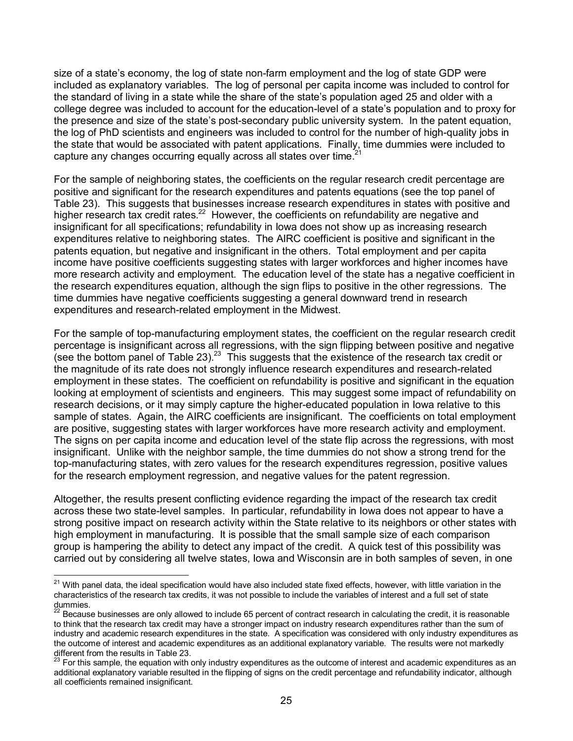size of a state's economy, the log of state non-farm employment and the log of state GDP were included as explanatory variables. The log of personal per capita income was included to control for the standard of living in a state while the share of the state's population aged 25 and older with a college degree was included to account for the education-level of a state's population and to proxy for the presence and size of the state's post-secondary public university system. In the patent equation, the log of PhD scientists and engineers was included to control for the number of high-quality jobs in the state that would be associated with patent applications. Finally, time dummies were included to capture any changes occurring equally across all states over time.[21]

For the sample of neighboring states, the coefficients on the regular research credit percentage are positive and significant for the research expenditures and patents equations (see the top panel of Table 23). This suggests that businesses increase research expenditures in states with positive and higher research tax credit rates.[22] However, the coefficients on refundability are negative and insignificant for all specifications; refundability in Iowa does not show up as increasing research expenditures relative to neighboring states. The AIRC coefficient is positive and significant in the patents equation, but negative and insignificant in the others. Total employment and per capita income have positive coefficients suggesting states with larger workforces and higher incomes have more research activity and employment. The education level of the state has a negative coefficient in the research expenditures equation, although the sign flips to positive in the other regressions. The time dummies have negative coefficients suggesting a general downward trend in research expenditures and research-related employment in the Midwest.

For the sample of top-manufacturing employment states, the coefficient on the regular research credit percentage is insignificant across all regressions, with the sign flipping between positive and negative (see the bottom panel of Table 23).[23] This suggests that the existence of the research tax credit or the magnitude of its rate does not strongly influence research expenditures and research-related employment in these states. The coefficient on refundability is positive and significant in the equation looking at employment of scientists and engineers. This may suggest some impact of refundability on research decisions, or it may simply capture the higher-educated population in Iowa relative to this sample of states. Again, the AIRC coefficients are insignificant. The coefficients on total employment are positive, suggesting states with larger workforces have more research activity and employment. The signs on per capita income and education level of the state flip across the regressions, with most insignificant. Unlike with the neighbor sample, the time dummies do not show a strong trend for the top-manufacturing states, with zero values for the research expenditures regression, positive values for the research employment regression, and negative values for the patent regression.

Altogether, the results present conflicting evidence regarding the impact of the research tax credit across these two state-level samples. In particular, refundability in Iowa does not appear to have a strong positive impact on research activity within the State relative to its neighbors or other states with high employment in manufacturing. It is possible that the small sample size of each comparison group is hampering the ability to detect any impact of the credit. A quick test of this possibility was carried out by considering all twelve states, Iowa and Wisconsin are in both samples of seven, in one

---

[21] With panel data, the ideal specification would have also included state fixed effects, however, with little variation in the characteristics of the research tax credits, it was not possible to include the variables of interest and a full set of state dummies.

[22] Because businesses are only allowed to include 65 percent of contract research in calculating the credit, it is reasonable to think that the research tax credit may have a stronger impact on industry research expenditures rather than the sum of industry and academic research expenditures in the state. A specification was considered with only industry expenditures as the outcome of interest and academic expenditures as an additional explanatory variable. The results were not markedly different from the results in Table 23.

[23] For this sample, the equation with only industry expenditures as the outcome of interest and academic expenditures as an additional explanatory variable resulted in the flipping of signs on the credit percentage and refundability indicator, although all coefficients remained insignificant.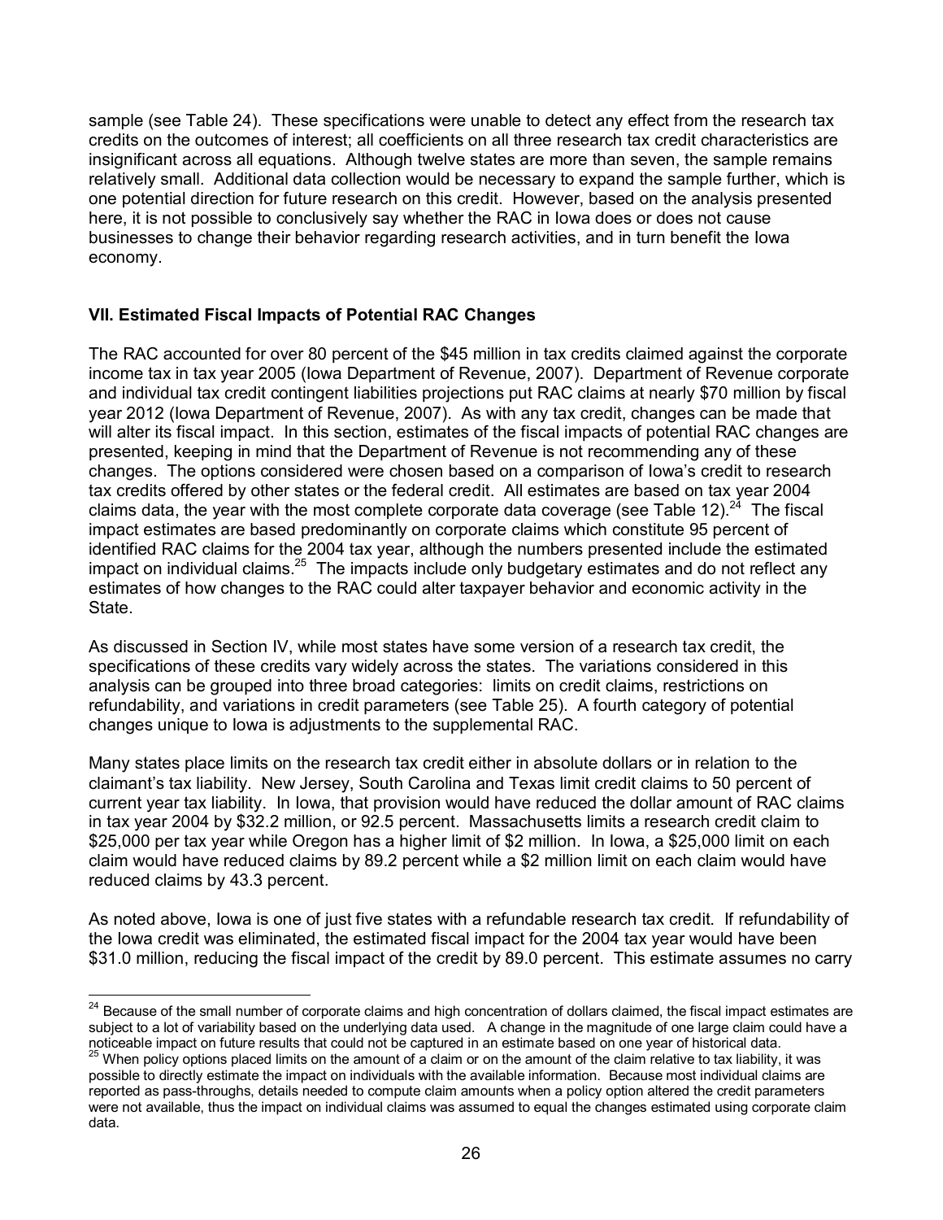sample (see Table 24). These specifications were unable to detect any effect from the research tax credits on the outcomes of interest; all coefficients on all three research tax credit characteristics are insignificant across all equations. Although twelve states are more than seven, the sample remains relatively small. Additional data collection would be necessary to expand the sample further, which is one potential direction for future research on this credit. However, based on the analysis presented here, it is not possible to conclusively say whether the RAC in Iowa does or does not cause businesses to change their behavior regarding research activities, and in turn benefit the Iowa economy.

## VII. Estimated Fiscal Impacts of Potential RAC Changes

The RAC accounted for over 80 percent of the $45 million in tax credits claimed against the corporate income tax in tax year 2005 (Iowa Department of Revenue, 2007). Department of Revenue corporate and individual tax credit contingent liabilities projections put RAC claims at nearly $70 million by fiscal year 2012 (Iowa Department of Revenue, 2007). As with any tax credit, changes can be made that will alter its fiscal impact. In this section, estimates of the fiscal impacts of potential RAC changes are presented, keeping in mind that the Department of Revenue is not recommending any of these changes. The options considered were chosen based on a comparison of Iowa's credit to research tax credits offered by other states or the federal credit. All estimates are based on tax year 2004 claims data, the year with the most complete corporate data coverage (see Table 12).[24] The fiscal impact estimates are based predominantly on corporate claims which constitute 95 percent of identified RAC claims for the 2004 tax year, although the numbers presented include the estimated impact on individual claims.[25] The impacts include only budgetary estimates and do not reflect any estimates of how changes to the RAC could alter taxpayer behavior and economic activity in the State.

As discussed in Section IV, while most states have some version of a research tax credit, the specifications of these credits vary widely across the states. The variations considered in this analysis can be grouped into three broad categories: limits on credit claims, restrictions on refundability, and variations in credit parameters (see Table 25). A fourth category of potential changes unique to Iowa is adjustments to the supplemental RAC.

Many states place limits on the research tax credit either in absolute dollars or in relation to the claimant's tax liability. New Jersey, South Carolina and Texas limit credit claims to 50 percent of current year tax liability. In Iowa, that provision would have reduced the dollar amount of RAC claims in tax year 2004 by $32.2 million, or 92.5 percent. Massachusetts limits a research credit claim to $25,000 per tax year while Oregon has a higher limit of $2 million. In Iowa, a $25,000 limit on each claim would have reduced claims by 89.2 percent while a $2 million limit on each claim would have reduced claims by 43.3 percent.

As noted above, Iowa is one of just five states with a refundable research tax credit. If refundability of the Iowa credit was eliminated, the estimated fiscal impact for the 2004 tax year would have been $31.0 million, reducing the fiscal impact of the credit by 89.0 percent. This estimate assumes no carry

---

[24] Because of the small number of corporate claims and high concentration of dollars claimed, the fiscal impact estimates are subject to a lot of variability based on the underlying data used. A change in the magnitude of one large claim could have a noticeable impact on future results that could not be captured in an estimate based on one year of historical data.

[25] When policy options placed limits on the amount of a claim or on the amount of the claim relative to tax liability, it was possible to directly estimate the impact on individuals with the available information. Because most individual claims are reported as pass-throughs, details needed to compute claim amounts when a policy option altered the credit parameters were not available, thus the impact on individual claims was assumed to equal the changes estimated using corporate claim data.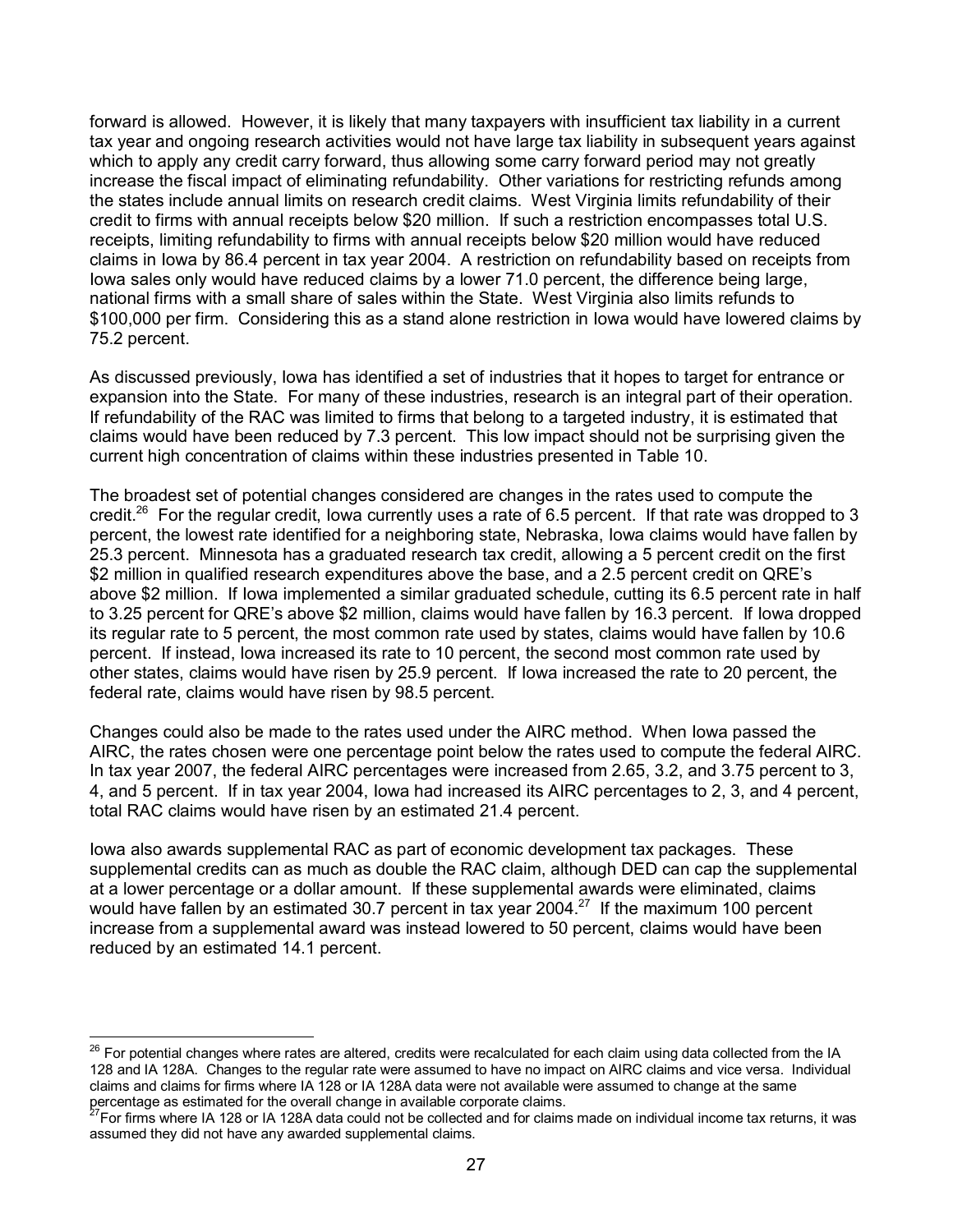forward is allowed. However, it is likely that many taxpayers with insufficient tax liability in a current tax year and ongoing research activities would not have large tax liability in subsequent years against which to apply any credit carry forward, thus allowing some carry forward period may not greatly increase the fiscal impact of eliminating refundability. Other variations for restricting refunds among the states include annual limits on research credit claims. West Virginia limits refundability of their credit to firms with annual receipts below $20 million. If such a restriction encompasses total U.S. receipts, limiting refundability to firms with annual receipts below $20 million would have reduced claims in Iowa by 86.4 percent in tax year 2004. A restriction on refundability based on receipts from Iowa sales only would have reduced claims by a lower 71.0 percent, the difference being large, national firms with a small share of sales within the State. West Virginia also limits refunds to $100,000 per firm. Considering this as a stand alone restriction in Iowa would have lowered claims by 75.2 percent.

As discussed previously, Iowa has identified a set of industries that it hopes to target for entrance or expansion into the State. For many of these industries, research is an integral part of their operation. If refundability of the RAC was limited to firms that belong to a targeted industry, it is estimated that claims would have been reduced by 7.3 percent. This low impact should not be surprising given the current high concentration of claims within these industries presented in Table 10.

The broadest set of potential changes considered are changes in the rates used to compute the credit.[26] For the regular credit, Iowa currently uses a rate of 6.5 percent. If that rate was dropped to 3 percent, the lowest rate identified for a neighboring state, Nebraska, Iowa claims would have fallen by 25.3 percent. Minnesota has a graduated research tax credit, allowing a 5 percent credit on the first $2 million in qualified research expenditures above the base, and a 2.5 percent credit on QRE's above $2 million. If Iowa implemented a similar graduated schedule, cutting its 6.5 percent rate in half to 3.25 percent for QRE's above $2 million, claims would have fallen by 16.3 percent. If Iowa dropped its regular rate to 5 percent, the most common rate used by states, claims would have fallen by 10.6 percent. If instead, Iowa increased its rate to 10 percent, the second most common rate used by other states, claims would have risen by 25.9 percent. If Iowa increased the rate to 20 percent, the federal rate, claims would have risen by 98.5 percent.

Changes could also be made to the rates used under the AIRC method. When Iowa passed the AIRC, the rates chosen were one percentage point below the rates used to compute the federal AIRC. In tax year 2007, the federal AIRC percentages were increased from 2.65, 3.2, and 3.75 percent to 3, 4, and 5 percent. If in tax year 2004, Iowa had increased its AIRC percentages to 2, 3, and 4 percent, total RAC claims would have risen by an estimated 21.4 percent.

Iowa also awards supplemental RAC as part of economic development tax packages. These supplemental credits can as much as double the RAC claim, although DED can cap the supplemental at a lower percentage or a dollar amount. If these supplemental awards were eliminated, claims would have fallen by an estimated 30.7 percent in tax year 2004.[27] If the maximum 100 percent increase from a supplemental award was instead lowered to 50 percent, claims would have been reduced by an estimated 14.1 percent.

---

[26] For potential changes where rates are altered, credits were recalculated for each claim using data collected from the IA 128 and IA 128A. Changes to the regular rate were assumed to have no impact on AIRC claims and vice versa. Individual claims and claims for firms where IA 128 or IA 128A data were not available were assumed to change at the same percentage as estimated for the overall change in available corporate claims.

[27] For firms where IA 128 or IA 128A data could not be collected and for claims made on individual income tax returns, it was assumed they did not have any awarded supplemental claims.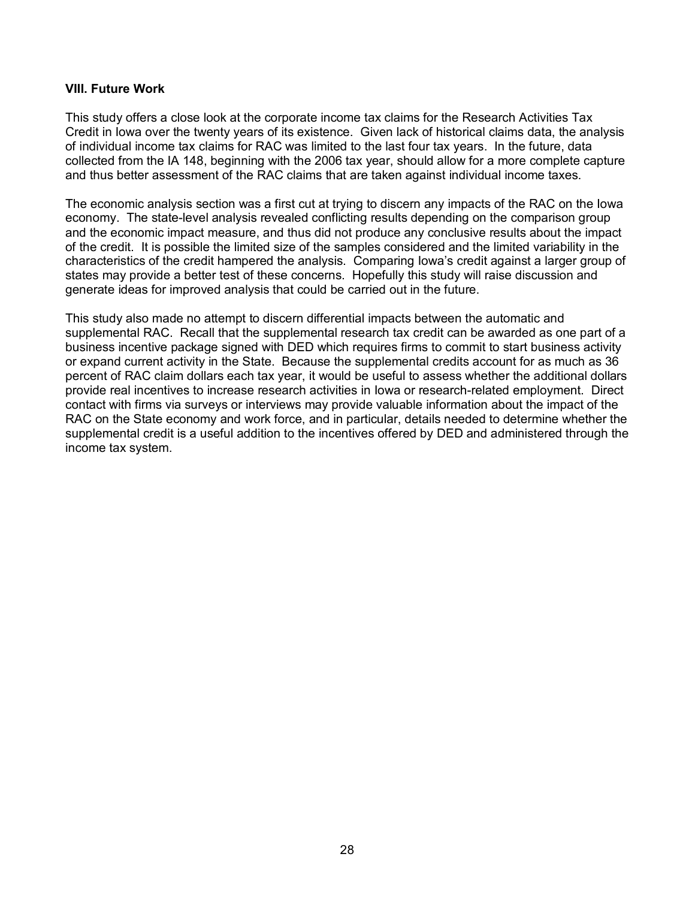## VIII. Future Work

This study offers a close look at the corporate income tax claims for the Research Activities Tax Credit in Iowa over the twenty years of its existence. Given lack of historical claims data, the analysis of individual income tax claims for RAC was limited to the last four tax years. In the future, data collected from the IA 148, beginning with the 2006 tax year, should allow for a more complete capture and thus better assessment of the RAC claims that are taken against individual income taxes.

The economic analysis section was a first cut at trying to discern any impacts of the RAC on the Iowa economy. The state-level analysis revealed conflicting results depending on the comparison group and the economic impact measure, and thus did not produce any conclusive results about the impact of the credit. It is possible the limited size of the samples considered and the limited variability in the characteristics of the credit hampered the analysis. Comparing Iowa's credit against a larger group of states may provide a better test of these concerns. Hopefully this study will raise discussion and generate ideas for improved analysis that could be carried out in the future.

This study also made no attempt to discern differential impacts between the automatic and supplemental RAC. Recall that the supplemental research tax credit can be awarded as one part of a business incentive package signed with DED which requires firms to commit to start business activity or expand current activity in the State. Because the supplemental credits account for as much as 36 percent of RAC claim dollars each tax year, it would be useful to assess whether the additional dollars provide real incentives to increase research activities in Iowa or research-related employment. Direct contact with firms via surveys or interviews may provide valuable information about the impact of the RAC on the State economy and work force, and in particular, details needed to determine whether the supplemental credit is a useful addition to the incentives offered by DED and administered through the income tax system.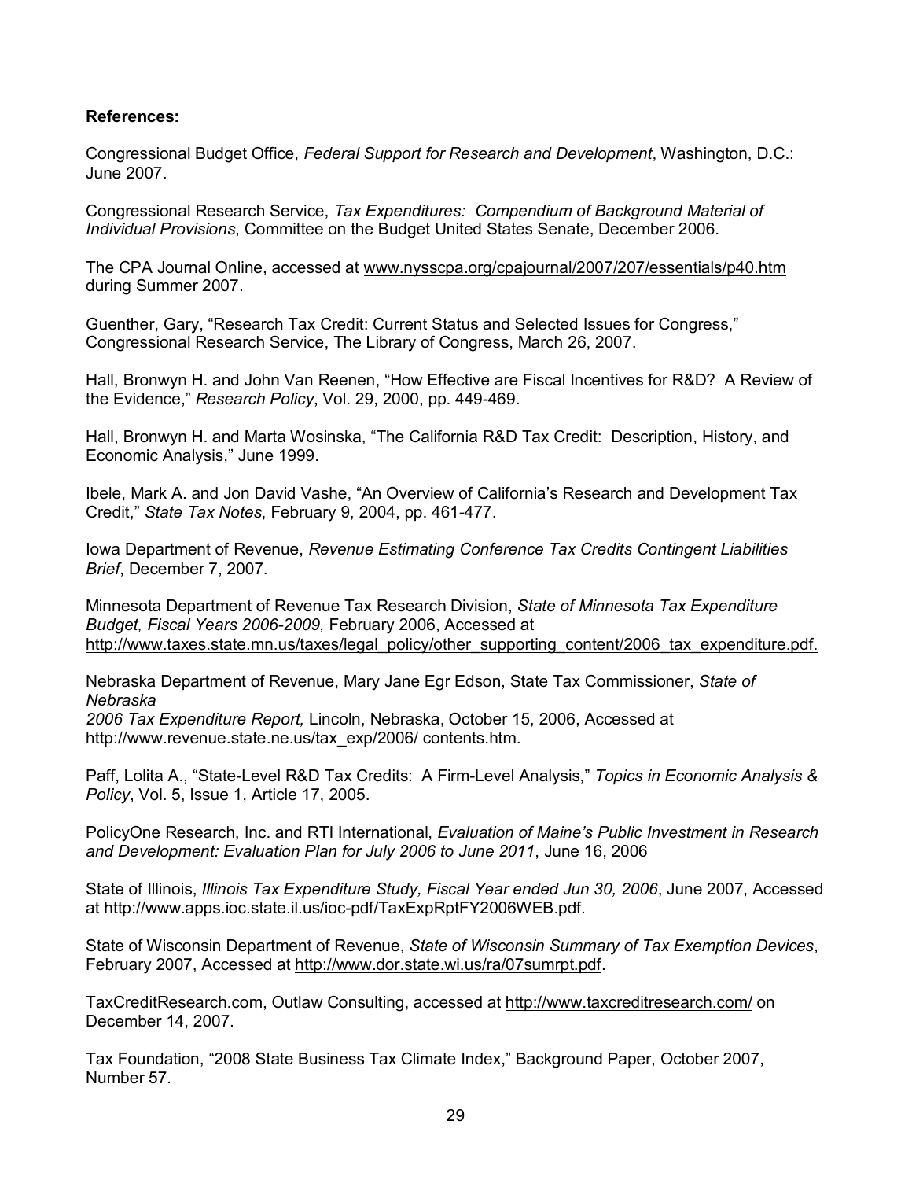**References:**

Congressional Budget Office, *Federal Support for Research and Development*, Washington, D.C.: June 2007.

Congressional Research Service, *Tax Expenditures: Compendium of Background Material of Individual Provisions*, Committee on the Budget United States Senate, December 2006.

The CPA Journal Online, accessed at www.nysscpa.org/cpajournal/2007/207/essentials/p40.htm during Summer 2007.

Guenther, Gary, "Research Tax Credit: Current Status and Selected Issues for Congress," Congressional Research Service, The Library of Congress, March 26, 2007.

Hall, Bronwyn H. and John Van Reenen, "How Effective are Fiscal Incentives for R&D? A Review of the Evidence," *Research Policy*, Vol. 29, 2000, pp. 449-469.

Hall, Bronwyn H. and Marta Wosinska, "The California R&D Tax Credit: Description, History, and Economic Analysis," June 1999.

Ibele, Mark A. and Jon David Vashe, "An Overview of California's Research and Development Tax Credit," *State Tax Notes*, February 9, 2004, pp. 461-477.

Iowa Department of Revenue, *Revenue Estimating Conference Tax Credits Contingent Liabilities Brief*, December 7, 2007.

Minnesota Department of Revenue Tax Research Division, *State of Minnesota Tax Expenditure Budget, Fiscal Years 2006-2009,* February 2006, Accessed at http://www.taxes.state.mn.us/taxes/legal_policy/other_supporting_content/2006_tax_expenditure.pdf.

Nebraska Department of Revenue, Mary Jane Egr Edson, State Tax Commissioner, *State of Nebraska 2006 Tax Expenditure Report,* Lincoln, Nebraska, October 15, 2006, Accessed at http://www.revenue.state.ne.us/tax_exp/2006/ contents.htm.

Paff, Lolita A., "State-Level R&D Tax Credits: A Firm-Level Analysis," *Topics in Economic Analysis & Policy*, Vol. 5, Issue 1, Article 17, 2005.

PolicyOne Research, Inc. and RTI International, *Evaluation of Maine's Public Investment in Research and Development: Evaluation Plan for July 2006 to June 2011*, June 16, 2006

State of Illinois, *Illinois Tax Expenditure Study, Fiscal Year ended Jun 30, 2006*, June 2007, Accessed at http://www.apps.ioc.state.il.us/ioc-pdf/TaxExpRptFY2006WEB.pdf.

State of Wisconsin Department of Revenue, *State of Wisconsin Summary of Tax Exemption Devices*, February 2007, Accessed at http://www.dor.state.wi.us/ra/07sumrpt.pdf.

TaxCreditResearch.com, Outlaw Consulting, accessed at http://www.taxcreditresearch.com/ on December 14, 2007.

Tax Foundation, "2008 State Business Tax Climate Index," Background Paper, October 2007, Number 57.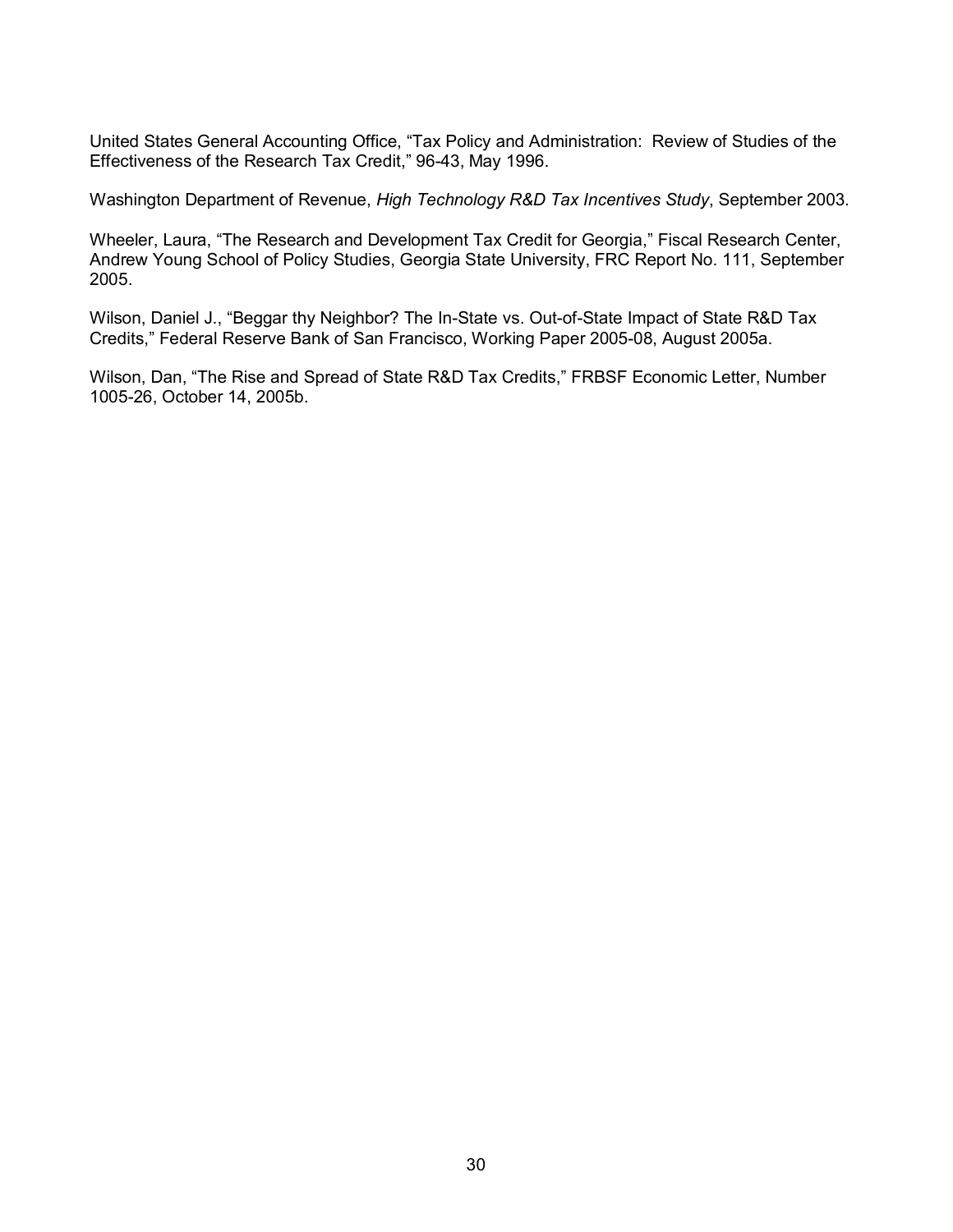United States General Accounting Office, “Tax Policy and Administration: Review of Studies of the Effectiveness of the Research Tax Credit,” 96-43, May 1996.

Washington Department of Revenue, *High Technology R&D Tax Incentives Study*, September 2003.

Wheeler, Laura, “The Research and Development Tax Credit for Georgia,” Fiscal Research Center, Andrew Young School of Policy Studies, Georgia State University, FRC Report No. 111, September 2005.

Wilson, Daniel J., “Beggar thy Neighbor? The In-State vs. Out-of-State Impact of State R&D Tax Credits,” Federal Reserve Bank of San Francisco, Working Paper 2005-08, August 2005a.

Wilson, Dan, “The Rise and Spread of State R&D Tax Credits,” FRBSF Economic Letter, Number 1005-26, October 14, 2005b.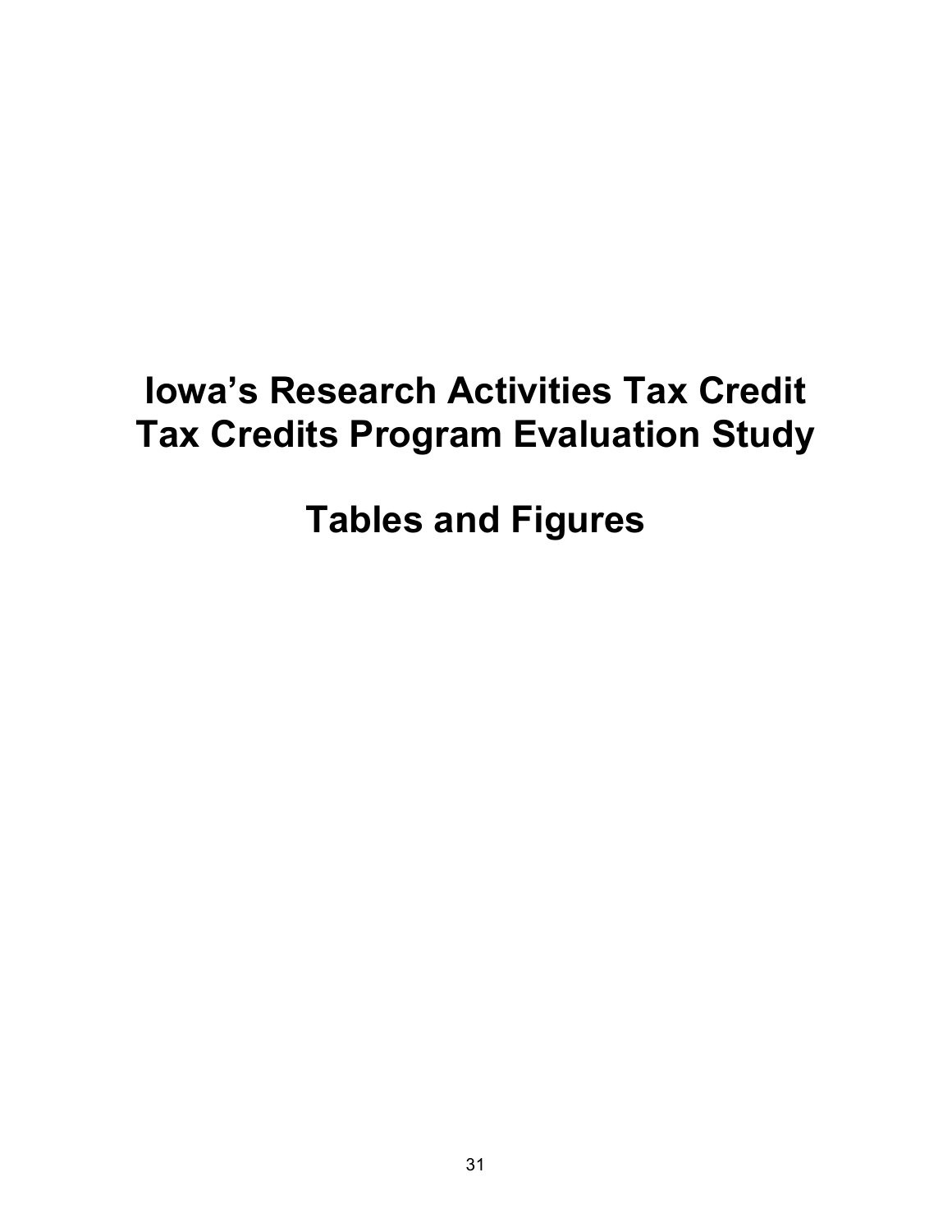# Iowa's Research Activities Tax Credit Tax Credits Program Evaluation Study

# Tables and Figures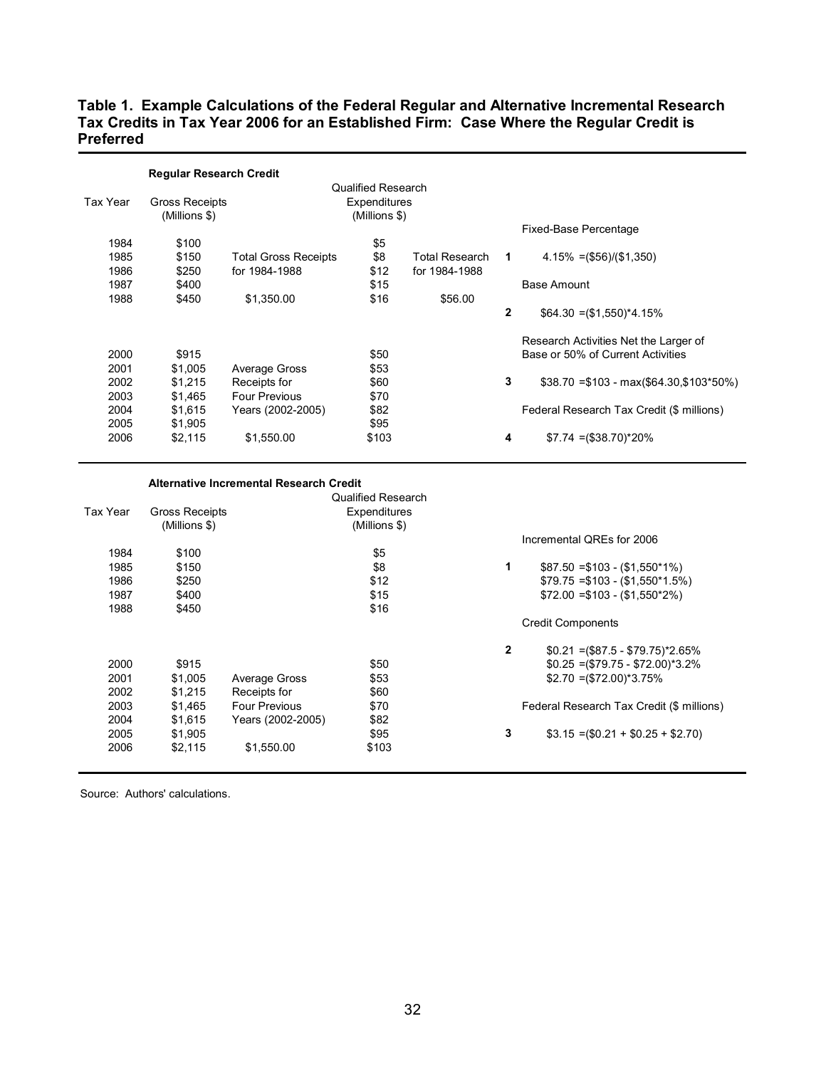**Table 1. Example Calculations of the Federal Regular and Alternative Incremental Research Tax Credits in Tax Year 2006 for an Established Firm: Case Where the Regular Credit is Preferred**

**Regular Research Credit**

| Tax Year | Gross Receipts (Millions $) | | Qualified Research Expenditures (Millions $) | | | |
|---|---|---|---|---|---|---|
| | | | | | | Fixed-Base Percentage |
| 1984 | $100 | | $5 | | | |
| 1985 | $150 | Total Gross Receipts | $8 | Total Research | **1** | 4.15% =($56)/($1,350) |
| 1986 | $250 | for 1984-1988 | $12 | for 1984-1988 | | |
| 1987 | $400 | | $15 | | | Base Amount |
| 1988 | $450 | $1,350.00 | $16 | $56.00 | | |
| | | | | | **2** | $64.30 =($1,550)*4.15% |
| | | | | | | Research Activities Net the Larger of |
| 2000 | $915 | | $50 | | | Base or 50% of Current Activities |
| 2001 | $1,005 | Average Gross | $53 | | | |
| 2002 | $1,215 | Receipts for | $60 | | **3** | $38.70 =$103 - max($64.30,$103*50%) |
| 2003 | $1,465 | Four Previous | $70 | | | |
| 2004 | $1,615 | Years (2002-2005) | $82 | | | Federal Research Tax Credit ($ millions) |
| 2005 | $1,905 | | $95 | | | |
| 2006 | $2,115 | $1,550.00 | $103 | | **4** | $7.74 =($38.70)*20% |

**Alternative Incremental Research Credit**

| Tax Year | Gross Receipts (Millions $) | | Qualified Research Expenditures (Millions $) | | |
|---|---|---|---|---|---|
| | | | | | Incremental QREs for 2006 |
| 1984 | $100 | | $5 | | |
| 1985 | $150 | | $8 | **1** | $87.50 =$103 - ($1,550*1%) |
| 1986 | $250 | | $12 | | $79.75 =$103 - ($1,550*1.5%) |
| 1987 | $400 | | $15 | | $72.00 =$103 - ($1,550*2%) |
| 1988 | $450 | | $16 | | |
| | | | | | Credit Components |
| | | | | **2** | $0.21 =($87.5 - $79.75)*2.65% |
| 2000 | $915 | | $50 | | $0.25 =($79.75 - $72.00)*3.2% |
| 2001 | $1,005 | Average Gross | $53 | | $2.70 =($72.00)*3.75% |
| 2002 | $1,215 | Receipts for | $60 | | |
| 2003 | $1,465 | Four Previous | $70 | | Federal Research Tax Credit ($ millions) |
| 2004 | $1,615 | Years (2002-2005) | $82 | | |
| 2005 | $1,905 | | $95 | **3** | $3.15 =($0.21 + $0.25 + $2.70) |
| 2006 | $2,115 | $1,550.00 | $103 | | |

Source: Authors' calculations.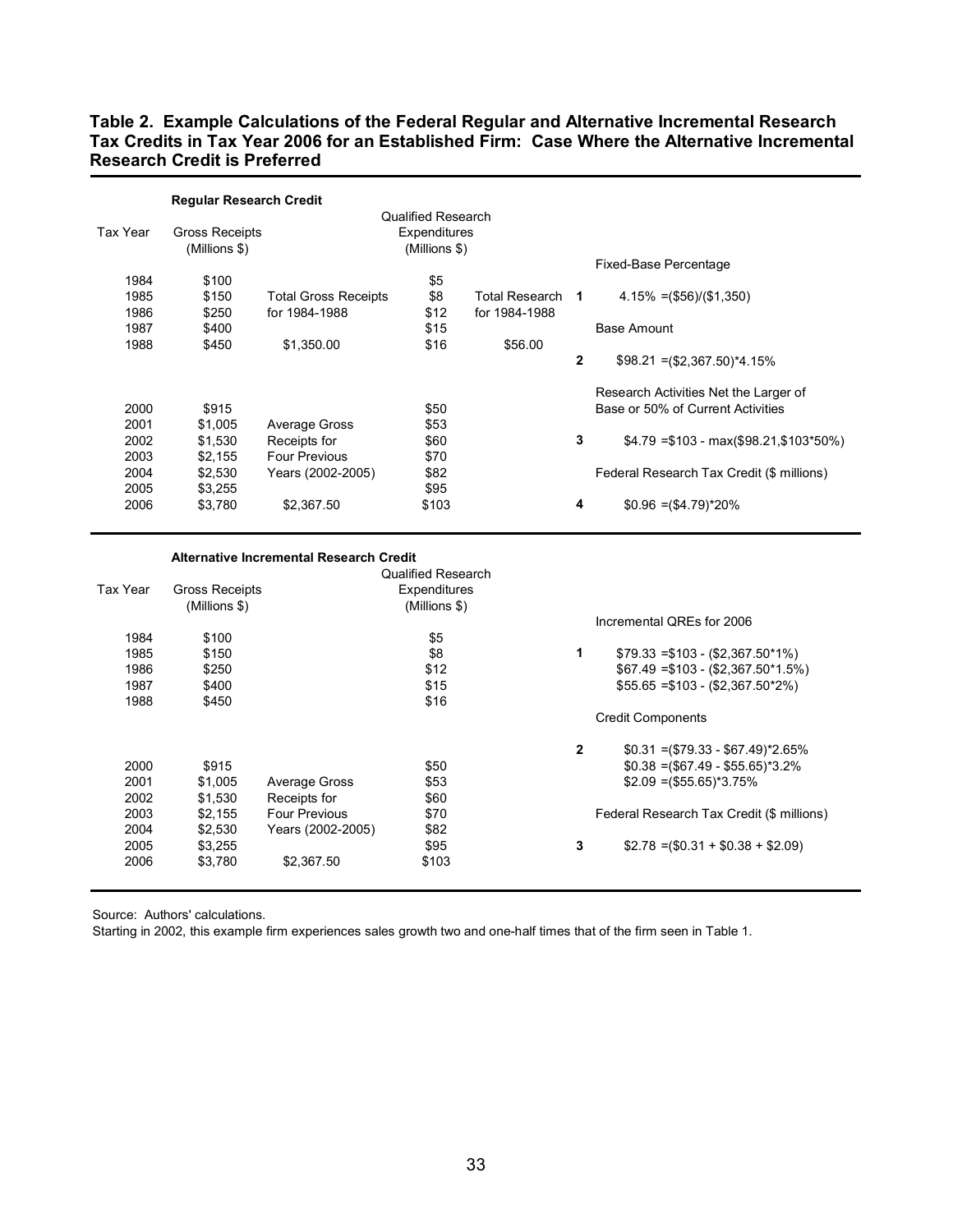**Table 2. Example Calculations of the Federal Regular and Alternative Incremental Research Tax Credits in Tax Year 2006 for an Established Firm: Case Where the Alternative Incremental Research Credit is Preferred**

**Regular Research Credit**

| Tax Year | Gross Receipts (Millions $) | | Qualified Research Expenditures (Millions $) | | | |
|---|---|---|---|---|---|---|
| | | | | | | Fixed-Base Percentage |
| 1984 | $100 | | $5 | | | |
| 1985 | $150 | Total Gross Receipts | $8 | Total Research | 1 | 4.15% =($56)/($1,350) |
| 1986 | $250 | for 1984-1988 | $12 | for 1984-1988 | | |
| 1987 | $400 | | $15 | | | Base Amount |
| 1988 | $450 | $1,350.00 | $16 | $56.00 | | |
| | | | | | 2 | $98.21 =($2,367.50)*4.15% |
| | | | | | | Research Activities Net the Larger of |
| 2000 | $915 | | $50 | | | Base or 50% of Current Activities |
| 2001 | $1,005 | Average Gross | $53 | | | |
| 2002 | $1,530 | Receipts for | $60 | | 3 | $4.79 =$103 - max($98.21,$103*50%) |
| 2003 | $2,155 | Four Previous | $70 | | | |
| 2004 | $2,530 | Years (2002-2005) | $82 | | | Federal Research Tax Credit ($ millions) |
| 2005 | $3,255 | | $95 | | | |
| 2006 | $3,780 | $2,367.50 | $103 | | 4 | $0.96 =($4.79)*20% |

**Alternative Incremental Research Credit**

| Tax Year | Gross Receipts (Millions $) | | Qualified Research Expenditures (Millions $) | | |
|---|---|---|---|---|---|
| | | | | | Incremental QREs for 2006 |
| 1984 | $100 | | $5 | | |
| 1985 | $150 | | $8 | 1 | $79.33 =$103 - ($2,367.50*1%) |
| 1986 | $250 | | $12 | | $67.49 =$103 - ($2,367.50*1.5%) |
| 1987 | $400 | | $15 | | $55.65 =$103 - ($2,367.50*2%) |
| 1988 | $450 | | $16 | | |
| | | | | | Credit Components |
| | | | | 2 | $0.31 =($79.33 - $67.49)*2.65% |
| 2000 | $915 | | $50 | | $0.38 =($67.49 - $55.65)*3.2% |
| 2001 | $1,005 | Average Gross | $53 | | $2.09 =($55.65)*3.75% |
| 2002 | $1,530 | Receipts for | $60 | | |
| 2003 | $2,155 | Four Previous | $70 | | Federal Research Tax Credit ($ millions) |
| 2004 | $2,530 | Years (2002-2005) | $82 | | |
| 2005 | $3,255 | | $95 | 3 | $2.78 =($0.31 + $0.38 + $2.09) |
| 2006 | $3,780 | $2,367.50 | $103 | | |

Source: Authors' calculations.

Starting in 2002, this example firm experiences sales growth two and one-half times that of the firm seen in Table 1.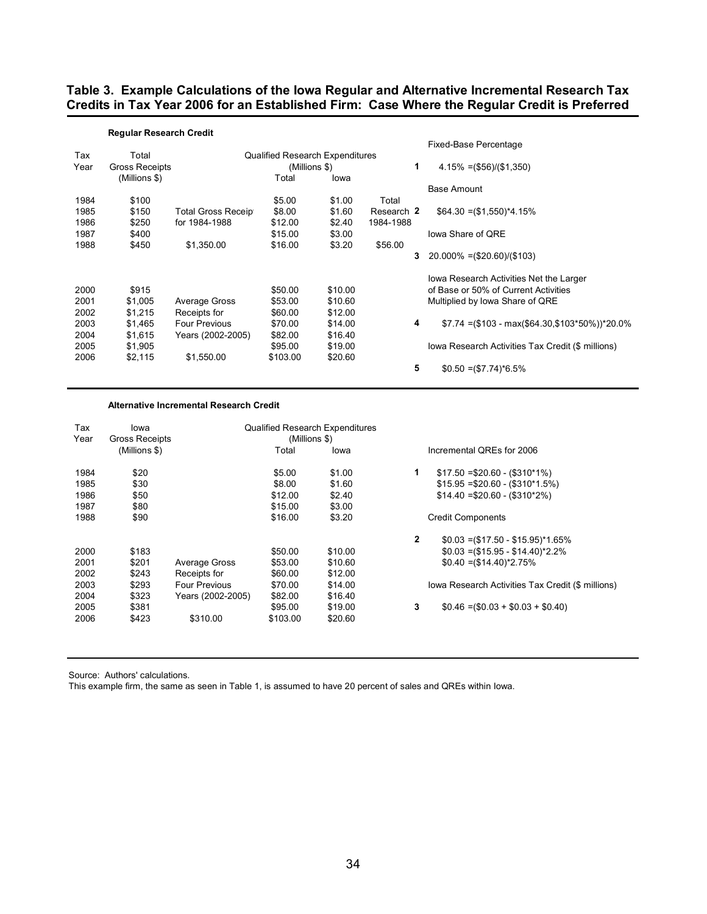**Table 3. Example Calculations of the Iowa Regular and Alternative Incremental Research Tax Credits in Tax Year 2006 for an Established Firm: Case Where the Regular Credit is Preferred**

**Regular Research Credit**

| Tax Year | Total Gross Receipts (Millions $) | | Qualified Research Expenditures (Millions $) Total | Iowa | |
|---|---|---|---|---|---|
| 1984 | $100 | | $5.00 | $1.00 | Total |
| 1985 | $150 | Total Gross Receip | $8.00 | $1.60 | Research |
| 1986 | $250 | for 1984-1988 | $12.00 | $2.40 | 1984-1988 |
| 1987 | $400 | | $15.00 | $3.00 | |
| 1988 | $450 | $1,350.00 | $16.00 | $3.20 | $56.00 |
| 2000 | $915 | | $50.00 | $10.00 | |
| 2001 | $1,005 | Average Gross | $53.00 | $10.60 | |
| 2002 | $1,215 | Receipts for | $60.00 | $12.00 | |
| 2003 | $1,465 | Four Previous | $70.00 | $14.00 | |
| 2004 | $1,615 | Years (2002-2005) | $82.00 | $16.40 | |
| 2005 | $1,905 | | $95.00 | $19.00 | |
| 2006 | $2,115 | $1,550.00 | $103.00 | $20.60 | |

Fixed-Base Percentage

**1** 4.15% =($56)/($1,350)

Base Amount

**2** $64.30 =($1,550)*4.15%

Iowa Share of QRE

**3** 20.000% =($20.60)/($103)

Iowa Research Activities Net the Larger of Base or 50% of Current Activities Multiplied by Iowa Share of QRE

**4** $7.74 =($103 - max($64.30,$103*50%))*20.0%

Iowa Research Activities Tax Credit ($ millions)

**5** $0.50 =($7.74)*6.5%

**Alternative Incremental Research Credit**

| Tax Year | Iowa Gross Receipts (Millions $) | | Qualified Research Expenditures (Millions $) Total | Iowa |
|---|---|---|---|---|
| 1984 | $20 | | $5.00 | $1.00 |
| 1985 | $30 | | $8.00 | $1.60 |
| 1986 | $50 | | $12.00 | $2.40 |
| 1987 | $80 | | $15.00 | $3.00 |
| 1988 | $90 | | $16.00 | $3.20 |
| 2000 | $183 | | $50.00 | $10.00 |
| 2001 | $201 | Average Gross | $53.00 | $10.60 |
| 2002 | $243 | Receipts for | $60.00 | $12.00 |
| 2003 | $293 | Four Previous | $70.00 | $14.00 |
| 2004 | $323 | Years (2002-2005) | $82.00 | $16.40 |
| 2005 | $381 | | $95.00 | $19.00 |
| 2006 | $423 | $310.00 | $103.00 | $20.60 |

Incremental QREs for 2006

**1** $17.50 =$20.60 - ($310*1%)
$15.95 =$20.60 - ($310*1.5%)
$14.40 =$20.60 - ($310*2%)

Credit Components

**2** $0.03 =($17.50 - $15.95)*1.65%
$0.03 =($15.95 - $14.40)*2.2%
$0.40 =($14.40)*2.75%

Iowa Research Activities Tax Credit ($ millions)

**3** $0.46 =($0.03 + $0.03 + $0.40)

Source: Authors' calculations.
This example firm, the same as seen in Table 1, is assumed to have 20 percent of sales and QREs within Iowa.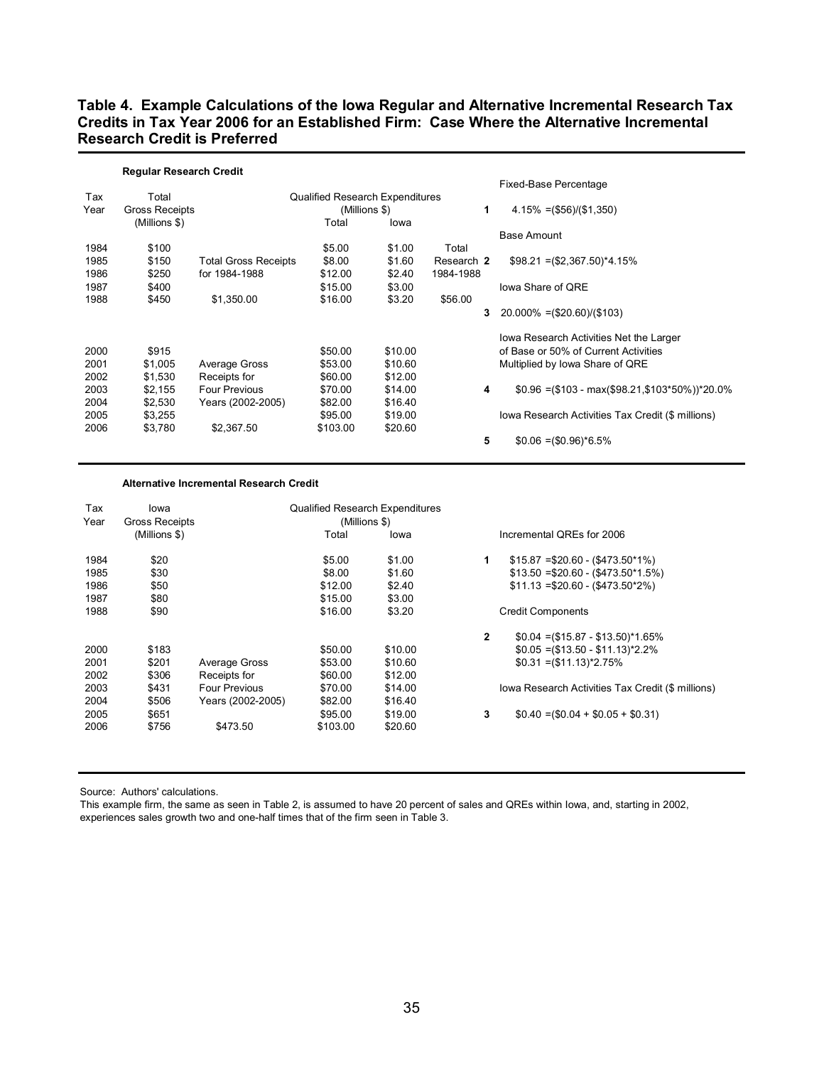# Table 4. Example Calculations of the Iowa Regular and Alternative Incremental Research Tax Credits in Tax Year 2006 for an Established Firm: Case Where the Alternative Incremental Research Credit is Preferred

**Regular Research Credit**

| Tax Year | Total Gross Receipts (Millions $) | | Qualified Research Expenditures (Millions $) Total | Iowa | |
|---|---|---|---|---|---|
| 1984 | $100 | | $5.00 | $1.00 | Total |
| 1985 | $150 | Total Gross Receipts | $8.00 | $1.60 | Research |
| 1986 | $250 | for 1984-1988 | $12.00 | $2.40 | 1984-1988 |
| 1987 | $400 | | $15.00 | $3.00 | |
| 1988 | $450 | $1,350.00 | $16.00 | $3.20 | $56.00 |
| 2000 | $915 | | $50.00 | $10.00 | |
| 2001 | $1,005 | Average Gross | $53.00 | $10.60 | |
| 2002 | $1,530 | Receipts for | $60.00 | $12.00 | |
| 2003 | $2,155 | Four Previous | $70.00 | $14.00 | |
| 2004 | $2,530 | Years (2002-2005) | $82.00 | $16.40 | |
| 2005 | $3,255 | | $95.00 | $19.00 | |
| 2006 | $3,780 | $2,367.50 | $103.00 | $20.60 | |

Fixed-Base Percentage

**1** 4.15% =($56)/($1,350)

Base Amount

**2** $98.21 =($2,367.50)*4.15%

Iowa Share of QRE

**3** 20.000% =($20.60)/($103)

Iowa Research Activities Net the Larger of Base or 50% of Current Activities Multiplied by Iowa Share of QRE

**4** $0.96 =($103 - max($98.21,$103*50%))*20.0%

Iowa Research Activities Tax Credit ($ millions)

**5** $0.06 =($0.96)*6.5%

**Alternative Incremental Research Credit**

| Tax Year | Iowa Gross Receipts (Millions $) | | Qualified Research Expenditures (Millions $) Total | Iowa |
|---|---|---|---|---|
| 1984 | $20 | | $5.00 | $1.00 |
| 1985 | $30 | | $8.00 | $1.60 |
| 1986 | $50 | | $12.00 | $2.40 |
| 1987 | $80 | | $15.00 | $3.00 |
| 1988 | $90 | | $16.00 | $3.20 |
| 2000 | $183 | | $50.00 | $10.00 |
| 2001 | $201 | Average Gross | $53.00 | $10.60 |
| 2002 | $306 | Receipts for | $60.00 | $12.00 |
| 2003 | $431 | Four Previous | $70.00 | $14.00 |
| 2004 | $506 | Years (2002-2005) | $82.00 | $16.40 |
| 2005 | $651 | | $95.00 | $19.00 |
| 2006 | $756 | $473.50 | $103.00 | $20.60 |

Incremental QREs for 2006

**1** $15.87 =$20.60 - ($473.50*1%)
$13.50 =$20.60 - ($473.50*1.5%)
$11.13 =$20.60 - ($473.50*2%)

Credit Components

**2** $0.04 =($15.87 - $13.50)*1.65%
$0.05 =($13.50 - $11.13)*2.2%
$0.31 =($11.13)*2.75%

Iowa Research Activities Tax Credit ($ millions)

**3** $0.40 =($0.04 + $0.05 + $0.31)

Source: Authors' calculations.

This example firm, the same as seen in Table 2, is assumed to have 20 percent of sales and QREs within Iowa, and, starting in 2002, experiences sales growth two and one-half times that of the firm seen in Table 3.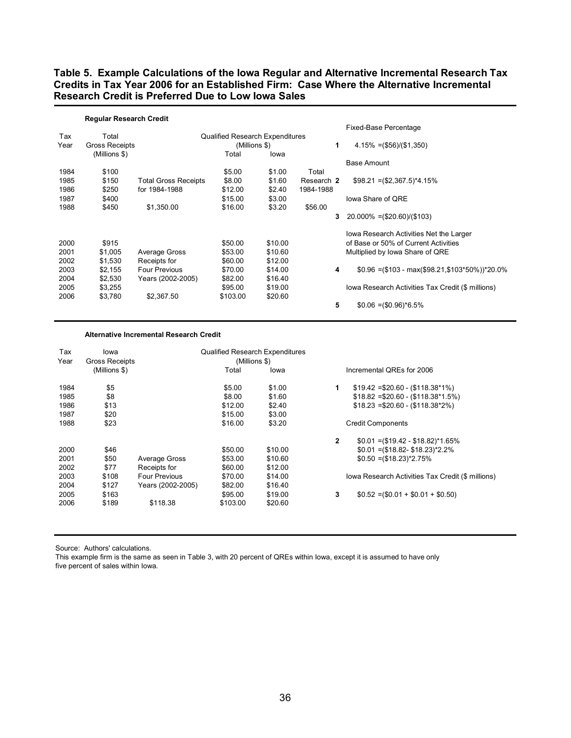**Table 5. Example Calculations of the Iowa Regular and Alternative Incremental Research Tax Credits in Tax Year 2006 for an Established Firm: Case Where the Alternative Incremental Research Credit is Preferred Due to Low Iowa Sales**

**Regular Research Credit**

| Tax Year | Total Gross Receipts (Millions $) | | Qualified Research Expenditures (Millions $) Total | Iowa | | | |
|---|---|---|---|---|---|---|---|
| | | | | | | | Fixed-Base Percentage |
| | | | | | | 1 | 4.15% =($56)/($1,350) |
| | | | | | | | Base Amount |
| 1984 | $100 | | $5.00 | $1.00 | Total | | |
| 1985 | $150 | Total Gross Receipts | $8.00 | $1.60 | Research | 2 | $98.21 =($2,367.5)*4.15% |
| 1986 | $250 | for 1984-1988 | $12.00 | $2.40 | 1984-1988 | | |
| 1987 | $400 | | $15.00 | $3.00 | | | Iowa Share of QRE |
| 1988 | $450 | $1,350.00 | $16.00 | $3.20 | $56.00 | | |
| | | | | | | 3 | 20.000% =($20.60)/($103) |
| | | | | | | | Iowa Research Activities Net the Larger of Base or 50% of Current Activities Multiplied by Iowa Share of QRE |
| 2000 | $915 | | $50.00 | $10.00 | | | |
| 2001 | $1,005 | Average Gross | $53.00 | $10.60 | | | |
| 2002 | $1,530 | Receipts for | $60.00 | $12.00 | | | |
| 2003 | $2,155 | Four Previous | $70.00 | $14.00 | | 4 | $0.96 =($103 - max($98.21,$103*50%))*20.0% |
| 2004 | $2,530 | Years (2002-2005) | $82.00 | $16.40 | | | |
| 2005 | $3,255 | | $95.00 | $19.00 | | | Iowa Research Activities Tax Credit ($ millions) |
| 2006 | $3,780 | $2,367.50 | $103.00 | $20.60 | | | |
| | | | | | | 5 | $0.06 =($0.96)*6.5% |

**Alternative Incremental Research Credit**

| Tax Year | Iowa Gross Receipts (Millions $) | | Qualified Research Expenditures (Millions $) Total | Iowa | | |
|---|---|---|---|---|---|---|
| | | | | | | Incremental QREs for 2006 |
| 1984 | $5 | | $5.00 | $1.00 | 1 | $19.42 =$20.60 - ($118.38*1%) |
| 1985 | $8 | | $8.00 | $1.60 | | $18.82 =$20.60 - ($118.38*1.5%) |
| 1986 | $13 | | $12.00 | $2.40 | | $18.23 =$20.60 - ($118.38*2%) |
| 1987 | $20 | | $15.00 | $3.00 | | |
| 1988 | $23 | | $16.00 | $3.20 | | Credit Components |
| | | | | | 2 | $0.01 =($19.42 - $18.82)*1.65% |
| 2000 | $46 | | $50.00 | $10.00 | | $0.01 =($18.82- $18.23)*2.2% |
| 2001 | $50 | Average Gross | $53.00 | $10.60 | | $0.50 =($18.23)*2.75% |
| 2002 | $77 | Receipts for | $60.00 | $12.00 | | |
| 2003 | $108 | Four Previous | $70.00 | $14.00 | | Iowa Research Activities Tax Credit ($ millions) |
| 2004 | $127 | Years (2002-2005) | $82.00 | $16.40 | | |
| 2005 | $163 | | $95.00 | $19.00 | 3 | $0.52 =($0.01 + $0.01 + $0.50) |
| 2006 | $189 | $118.38 | $103.00 | $20.60 | | |

Source: Authors' calculations.
This example firm is the same as seen in Table 3, with 20 percent of QREs within Iowa, except it is assumed to have only five percent of sales within Iowa.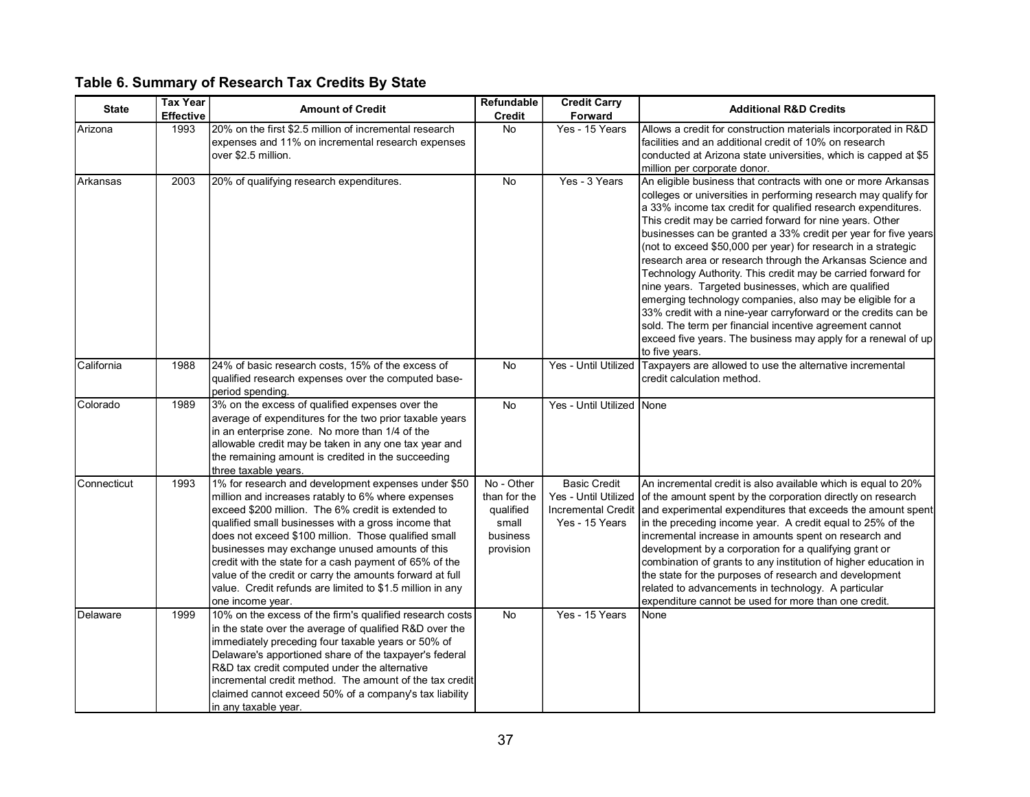## Table 6. Summary of Research Tax Credits By State

| State | Tax Year Effective | Amount of Credit | Refundable Credit | Credit Carry Forward | Additional R&D Credits |
|---|---|---|---|---|---|
| Arizona | 1993 | 20% on the first $2.5 million of incremental research expenses and 11% on incremental research expenses over $2.5 million. | No | Yes - 15 Years | Allows a credit for construction materials incorporated in R&D facilities and an additional credit of 10% on research conducted at Arizona state universities, which is capped at $5 million per corporate donor. |
| Arkansas | 2003 | 20% of qualifying research expenditures. | No | Yes - 3 Years | An eligible business that contracts with one or more Arkansas colleges or universities in performing research may qualify for a 33% income tax credit for qualified research expenditures. This credit may be carried forward for nine years. Other businesses can be granted a 33% credit per year for five years (not to exceed $50,000 per year) for research in a strategic research area or research through the Arkansas Science and Technology Authority. This credit may be carried forward for nine years. Targeted businesses, which are qualified emerging technology companies, also may be eligible for a 33% credit with a nine-year carryforward or the credits can be sold. The term per financial incentive agreement cannot exceed five years. The business may apply for a renewal of up to five years. |
| California | 1988 | 24% of basic research costs, 15% of the excess of qualified research expenses over the computed base-period spending. | No | Yes - Until Utilized | Taxpayers are allowed to use the alternative incremental credit calculation method. |
| Colorado | 1989 | 3% on the excess of qualified expenses over the average of expenditures for the two prior taxable years in an enterprise zone. No more than 1/4 of the allowable credit may be taken in any one tax year and the remaining amount is credited in the succeeding three taxable years. | No | Yes - Until Utilized | None |
| Connecticut | 1993 | 1% for research and development expenses under $50 million and increases ratably to 6% where expenses exceed $200 million. The 6% credit is extended to qualified small businesses with a gross income that does not exceed $100 million. Those qualified small businesses may exchange unused amounts of this credit with the state for a cash payment of 65% of the value of the credit or carry the amounts forward at full value. Credit refunds are limited to $1.5 million in any one income year. | No - Other than for the qualified small business provision | Basic Credit Yes - Until Utilized Incremental Credit Yes - 15 Years | An incremental credit is also available which is equal to 20% of the amount spent by the corporation directly on research and experimental expenditures that exceeds the amount spent in the preceding income year. A credit equal to 25% of the incremental increase in amounts spent on research and development by a corporation for a qualifying grant or combination of grants to any institution of higher education in the state for the purposes of research and development related to advancements in technology. A particular expenditure cannot be used for more than one credit. |
| Delaware | 1999 | 10% on the excess of the firm's qualified research costs in the state over the average of qualified R&D over the immediately preceding four taxable years or 50% of Delaware's apportioned share of the taxpayer's federal R&D tax credit computed under the alternative incremental credit method. The amount of the tax credit claimed cannot exceed 50% of a company's tax liability in any taxable year. | No | Yes - 15 Years | None |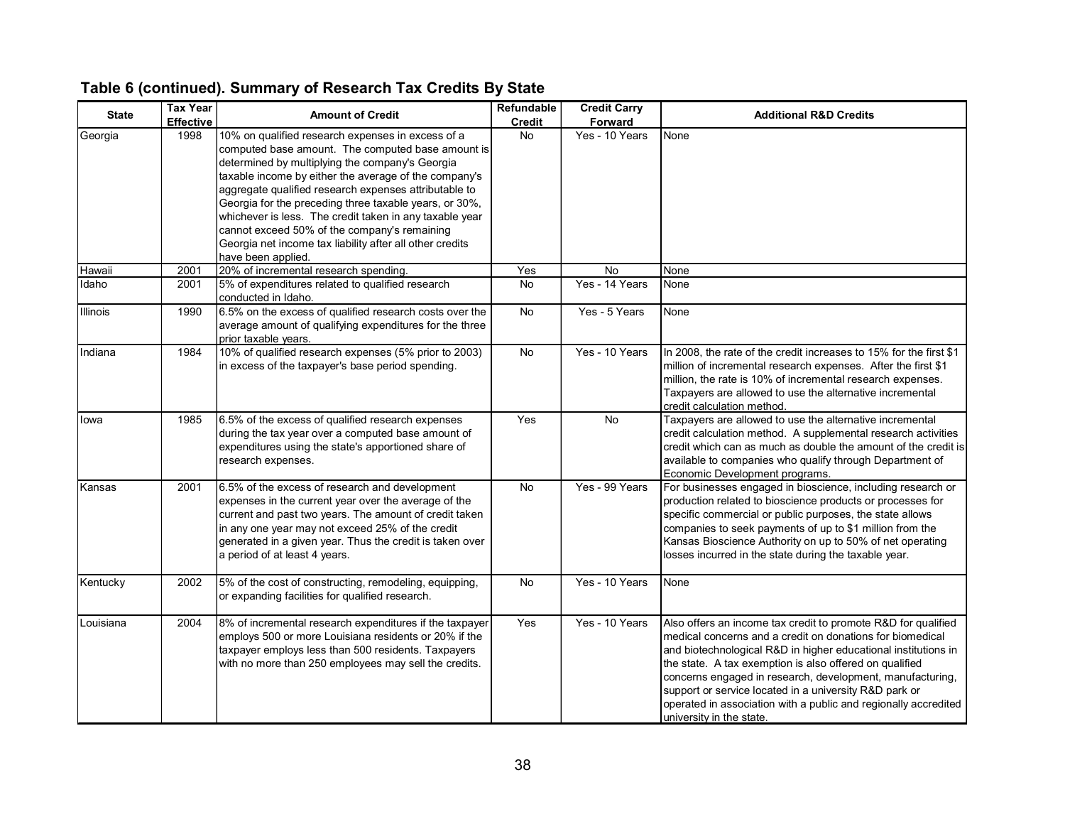## Table 6 (continued). Summary of Research Tax Credits By State

| State | Tax Year Effective | Amount of Credit | Refundable Credit | Credit Carry Forward | Additional R&D Credits |
|---|---|---|---|---|---|
| Georgia | 1998 | 10% on qualified research expenses in excess of a computed base amount. The computed base amount is determined by multiplying the company's Georgia taxable income by either the average of the company's aggregate qualified research expenses attributable to Georgia for the preceding three taxable years, or 30%, whichever is less. The credit taken in any taxable year cannot exceed 50% of the company's remaining Georgia net income tax liability after all other credits have been applied. | No | Yes - 10 Years | None |
| Hawaii | 2001 | 20% of incremental research spending. | Yes | No | None |
| Idaho | 2001 | 5% of expenditures related to qualified research conducted in Idaho. | No | Yes - 14 Years | None |
| Illinois | 1990 | 6.5% on the excess of qualified research costs over the average amount of qualifying expenditures for the three prior taxable years. | No | Yes - 5 Years | None |
| Indiana | 1984 | 10% of qualified research expenses (5% prior to 2003) in excess of the taxpayer's base period spending. | No | Yes - 10 Years | In 2008, the rate of the credit increases to 15% for the first $1 million of incremental research expenses. After the first $1 million, the rate is 10% of incremental research expenses. Taxpayers are allowed to use the alternative incremental credit calculation method. |
| Iowa | 1985 | 6.5% of the excess of qualified research expenses during the tax year over a computed base amount of expenditures using the state's apportioned share of research expenses. | Yes | No | Taxpayers are allowed to use the alternative incremental credit calculation method. A supplemental research activities credit which can as much as double the amount of the credit is available to companies who qualify through Department of Economic Development programs. |
| Kansas | 2001 | 6.5% of the excess of research and development expenses in the current year over the average of the current and past two years. The amount of credit taken in any one year may not exceed 25% of the credit generated in a given year. Thus the credit is taken over a period of at least 4 years. | No | Yes - 99 Years | For businesses engaged in bioscience, including research or production related to bioscience products or processes for specific commercial or public purposes, the state allows companies to seek payments of up to $1 million from the Kansas Bioscience Authority on up to 50% of net operating losses incurred in the state during the taxable year. |
| Kentucky | 2002 | 5% of the cost of constructing, remodeling, equipping, or expanding facilities for qualified research. | No | Yes - 10 Years | None |
| Louisiana | 2004 | 8% of incremental research expenditures if the taxpayer employs 500 or more Louisiana residents or 20% if the taxpayer employs less than 500 residents. Taxpayers with no more than 250 employees may sell the credits. | Yes | Yes - 10 Years | Also offers an income tax credit to promote R&D for qualified medical concerns and a credit on donations for biomedical and biotechnological R&D in higher educational institutions in the state. A tax exemption is also offered on qualified concerns engaged in research, development, manufacturing, support or service located in a university R&D park or operated in association with a public and regionally accredited university in the state. |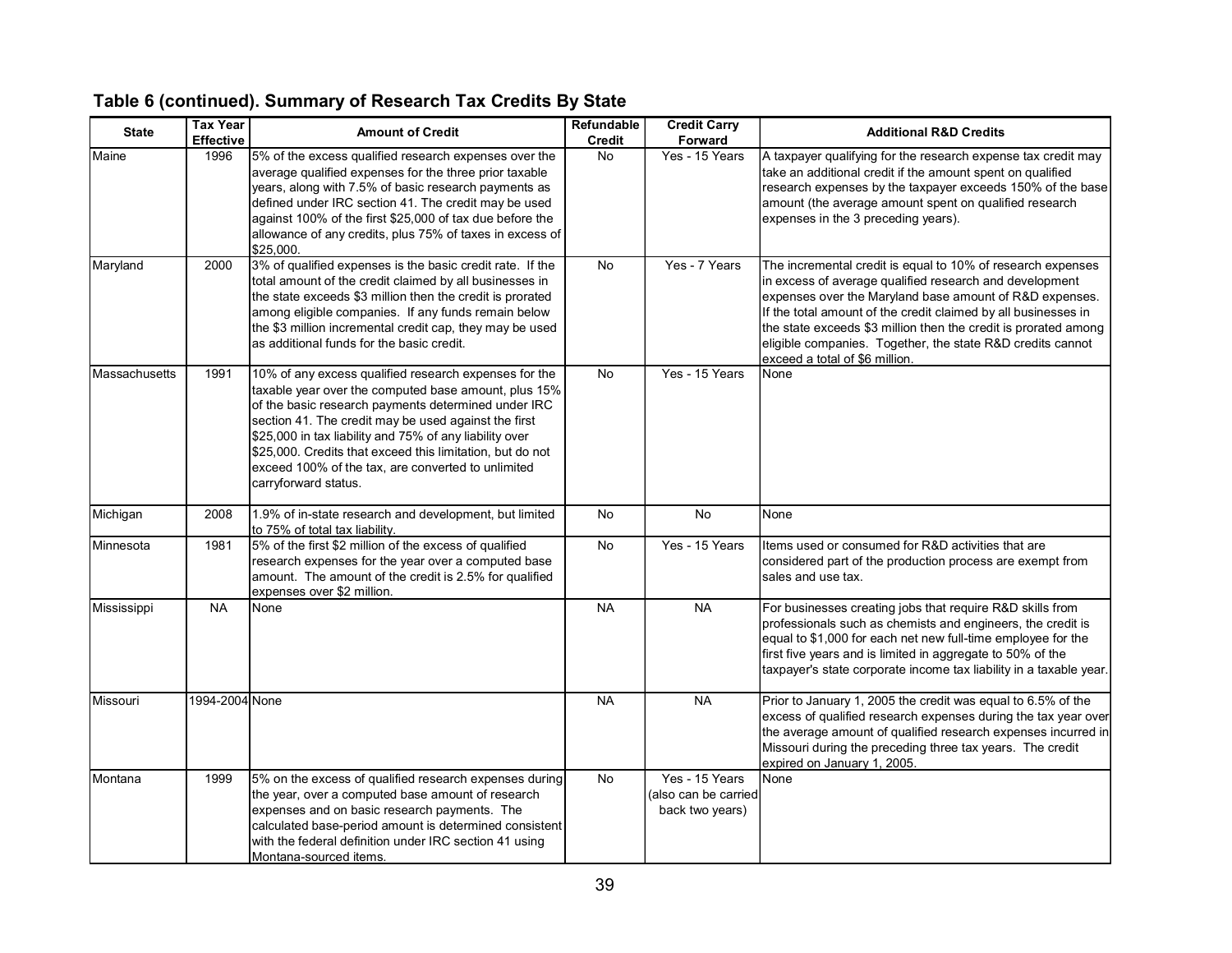### Table 6 (continued). Summary of Research Tax Credits By State

| State | Tax Year Effective | Amount of Credit | Refundable Credit | Credit Carry Forward | Additional R&D Credits |
|---|---|---|---|---|---|
| Maine | 1996 | 5% of the excess qualified research expenses over the average qualified expenses for the three prior taxable years, along with 7.5% of basic research payments as defined under IRC section 41. The credit may be used against 100% of the first $25,000 of tax due before the allowance of any credits, plus 75% of taxes in excess of $25,000. | No | Yes - 15 Years | A taxpayer qualifying for the research expense tax credit may take an additional credit if the amount spent on qualified research expenses by the taxpayer exceeds 150% of the base amount (the average amount spent on qualified research expenses in the 3 preceding years). |
| Maryland | 2000 | 3% of qualified expenses is the basic credit rate. If the total amount of the credit claimed by all businesses in the state exceeds $3 million then the credit is prorated among eligible companies. If any funds remain below the $3 million incremental credit cap, they may be used as additional funds for the basic credit. | No | Yes - 7 Years | The incremental credit is equal to 10% of research expenses in excess of average qualified research and development expenses over the Maryland base amount of R&D expenses. If the total amount of the credit claimed by all businesses in the state exceeds $3 million then the credit is prorated among eligible companies. Together, the state R&D credits cannot exceed a total of $6 million. |
| Massachusetts | 1991 | 10% of any excess qualified research expenses for the taxable year over the computed base amount, plus 15% of the basic research payments determined under IRC section 41. The credit may be used against the first $25,000 in tax liability and 75% of any liability over $25,000. Credits that exceed this limitation, but do not exceed 100% of the tax, are converted to unlimited carryforward status. | No | Yes - 15 Years | None |
| Michigan | 2008 | 1.9% of in-state research and development, but limited to 75% of total tax liability. | No | No | None |
| Minnesota | 1981 | 5% of the first $2 million of the excess of qualified research expenses for the year over a computed base amount. The amount of the credit is 2.5% for qualified expenses over $2 million. | No | Yes - 15 Years | Items used or consumed for R&D activities that are considered part of the production process are exempt from sales and use tax. |
| Mississippi | NA | None | NA | NA | For businesses creating jobs that require R&D skills from professionals such as chemists and engineers, the credit is equal to $1,000 for each net new full-time employee for the first five years and is limited in aggregate to 50% of the taxpayer's state corporate income tax liability in a taxable year. |
| Missouri | 1994-2004 | None | NA | NA | Prior to January 1, 2005 the credit was equal to 6.5% of the excess of qualified research expenses during the tax year over the average amount of qualified research expenses incurred in Missouri during the preceding three tax years. The credit expired on January 1, 2005. |
| Montana | 1999 | 5% on the excess of qualified research expenses during the year, over a computed base amount of research expenses and on basic research payments. The calculated base-period amount is determined consistent with the federal definition under IRC section 41 using Montana-sourced items. | No | Yes - 15 Years (also can be carried back two years) | None |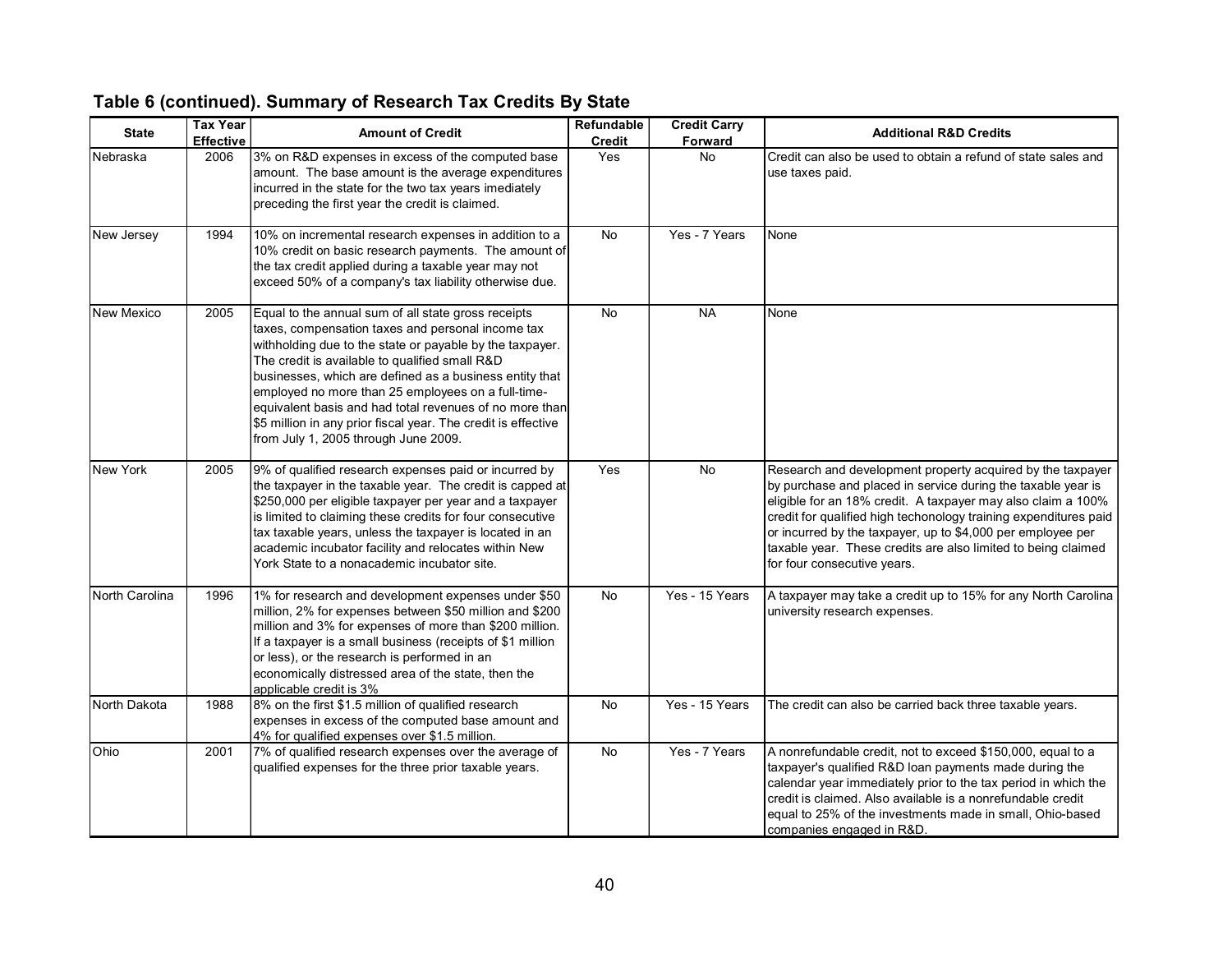## Table 6 (continued). Summary of Research Tax Credits By State

| State | Tax Year Effective | Amount of Credit | Refundable Credit | Credit Carry Forward | Additional R&D Credits |
|---|---|---|---|---|---|
| Nebraska | 2006 | 3% on R&D expenses in excess of the computed base amount. The base amount is the average expenditures incurred in the state for the two tax years imediately preceding the first year the credit is claimed. | Yes | No | Credit can also be used to obtain a refund of state sales and use taxes paid. |
| New Jersey | 1994 | 10% on incremental research expenses in addition to a 10% credit on basic research payments. The amount of the tax credit applied during a taxable year may not exceed 50% of a company's tax liability otherwise due. | No | Yes - 7 Years | None |
| New Mexico | 2005 | Equal to the annual sum of all state gross receipts taxes, compensation taxes and personal income tax withholding due to the state or payable by the taxpayer. The credit is available to qualified small R&D businesses, which are defined as a business entity that employed no more than 25 employees on a full-time-equivalent basis and had total revenues of no more than $5 million in any prior fiscal year. The credit is effective from July 1, 2005 through June 2009. | No | NA | None |
| New York | 2005 | 9% of qualified research expenses paid or incurred by the taxpayer in the taxable year. The credit is capped at $250,000 per eligible taxpayer per year and a taxpayer is limited to claiming these credits for four consecutive tax taxable years, unless the taxpayer is located in an academic incubator facility and relocates within New York State to a nonacademic incubator site. | Yes | No | Research and development property acquired by the taxpayer by purchase and placed in service during the taxable year is eligible for an 18% credit. A taxpayer may also claim a 100% credit for qualified high techonology training expenditures paid or incurred by the taxpayer, up to $4,000 per employee per taxable year. These credits are also limited to being claimed for four consecutive years. |
| North Carolina | 1996 | 1% for research and development expenses under $50 million, 2% for expenses between $50 million and $200 million and 3% for expenses of more than $200 million. If a taxpayer is a small business (receipts of $1 million or less), or the research is performed in an economically distressed area of the state, then the applicable credit is 3% | No | Yes - 15 Years | A taxpayer may take a credit up to 15% for any North Carolina university research expenses. |
| North Dakota | 1988 | 8% on the first $1.5 million of qualified research expenses in excess of the computed base amount and 4% for qualified expenses over $1.5 million. | No | Yes - 15 Years | The credit can also be carried back three taxable years. |
| Ohio | 2001 | 7% of qualified research expenses over the average of qualified expenses for the three prior taxable years. | No | Yes - 7 Years | A nonrefundable credit, not to exceed $150,000, equal to a taxpayer's qualified R&D loan payments made during the calendar year immediately prior to the tax period in which the credit is claimed. Also available is a nonrefundable credit equal to 25% of the investments made in small, Ohio-based companies engaged in R&D. |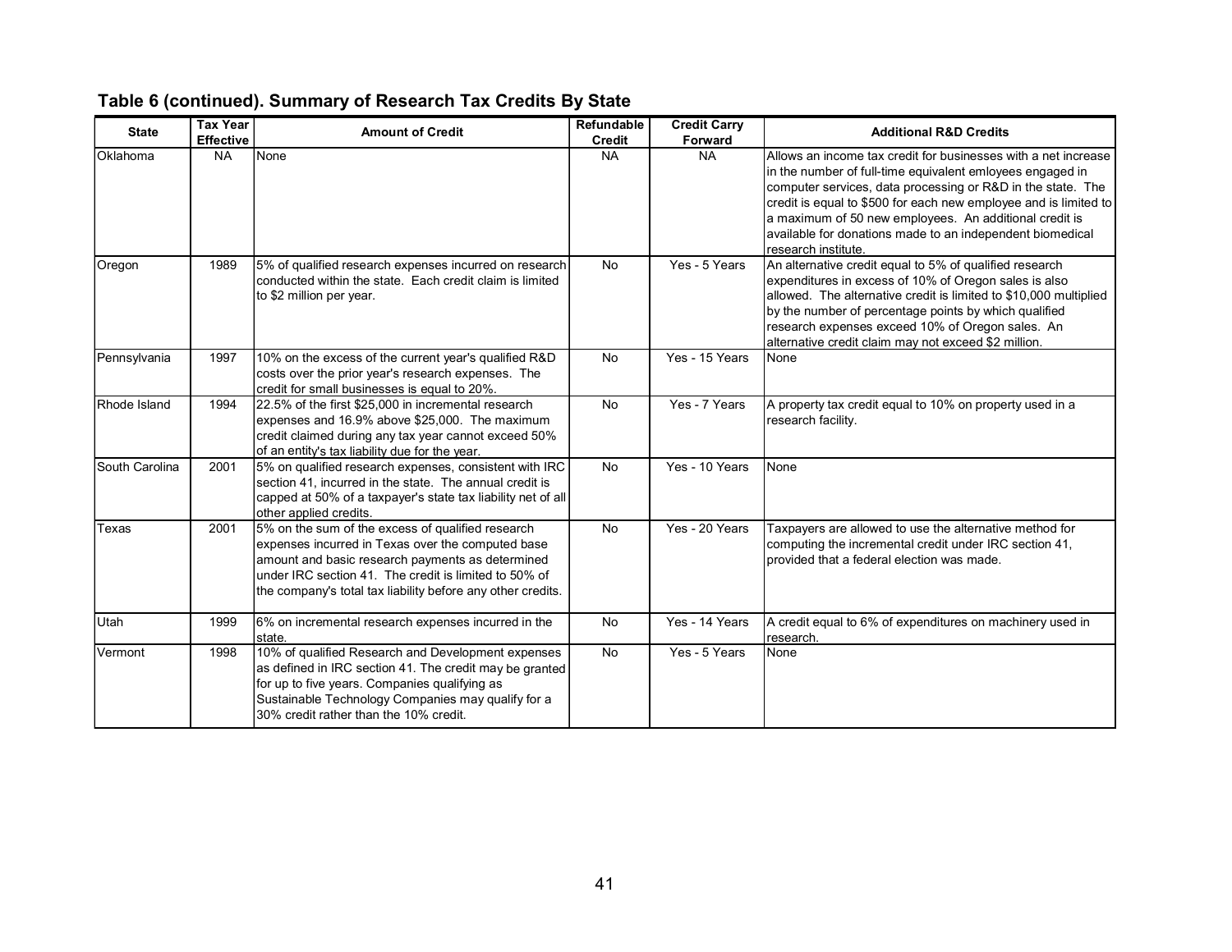**Table 6 (continued). Summary of Research Tax Credits By State**

| State | Tax Year Effective | Amount of Credit | Refundable Credit | Credit Carry Forward | Additional R&D Credits |
|---|---|---|---|---|---|
| Oklahoma | NA | None | NA | NA | Allows an income tax credit for businesses with a net increase in the number of full-time equivalent emloyees engaged in computer services, data processing or R&D in the state. The credit is equal to $500 for each new employee and is limited to a maximum of 50 new employees. An additional credit is available for donations made to an independent biomedical research institute. |
| Oregon | 1989 | 5% of qualified research expenses incurred on research conducted within the state. Each credit claim is limited to $2 million per year. | No | Yes - 5 Years | An alternative credit equal to 5% of qualified research expenditures in excess of 10% of Oregon sales is also allowed. The alternative credit is limited to $10,000 multiplied by the number of percentage points by which qualified research expenses exceed 10% of Oregon sales. An alternative credit claim may not exceed $2 million. |
| Pennsylvania | 1997 | 10% on the excess of the current year's qualified R&D costs over the prior year's research expenses. The credit for small businesses is equal to 20%. | No | Yes - 15 Years | None |
| Rhode Island | 1994 | 22.5% of the first $25,000 in incremental research expenses and 16.9% above $25,000. The maximum credit claimed during any tax year cannot exceed 50% of an entity's tax liability due for the year. | No | Yes - 7 Years | A property tax credit equal to 10% on property used in a research facility. |
| South Carolina | 2001 | 5% on qualified research expenses, consistent with IRC section 41, incurred in the state. The annual credit is capped at 50% of a taxpayer's state tax liability net of all other applied credits. | No | Yes - 10 Years | None |
| Texas | 2001 | 5% on the sum of the excess of qualified research expenses incurred in Texas over the computed base amount and basic research payments as determined under IRC section 41. The credit is limited to 50% of the company's total tax liability before any other credits. | No | Yes - 20 Years | Taxpayers are allowed to use the alternative method for computing the incremental credit under IRC section 41, provided that a federal election was made. |
| Utah | 1999 | 6% on incremental research expenses incurred in the state. | No | Yes - 14 Years | A credit equal to 6% of expenditures on machinery used in research. |
| Vermont | 1998 | 10% of qualified Research and Development expenses as defined in IRC section 41. The credit may be granted for up to five years. Companies qualifying as Sustainable Technology Companies may qualify for a 30% credit rather than the 10% credit. | No | Yes - 5 Years | None |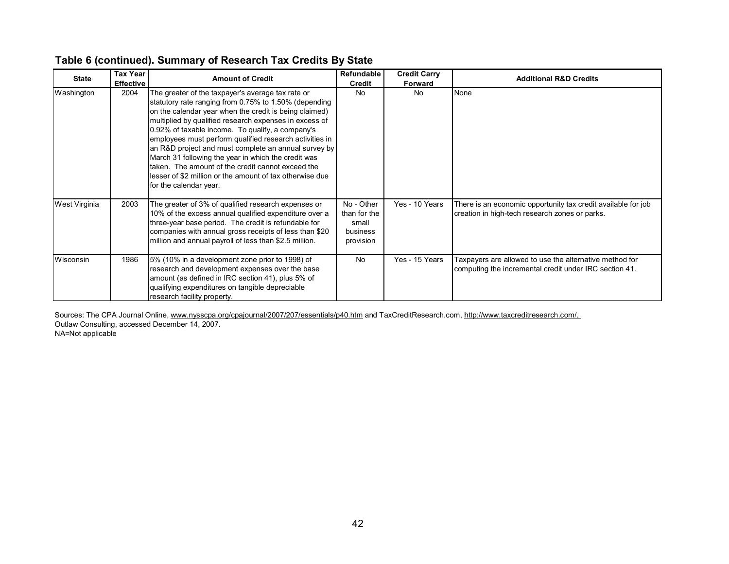## Table 6 (continued). Summary of Research Tax Credits By State

| State | Tax Year Effective | Amount of Credit | Refundable Credit | Credit Carry Forward | Additional R&D Credits |
|---|---|---|---|---|---|
| Washington | 2004 | The greater of the taxpayer's average tax rate or statutory rate ranging from 0.75% to 1.50% (depending on the calendar year when the credit is being claimed) multiplied by qualified research expenses in excess of 0.92% of taxable income. To qualify, a company's employees must perform qualified research activities in an R&D project and must complete an annual survey by March 31 following the year in which the credit was taken. The amount of the credit cannot exceed the lesser of $2 million or the amount of tax otherwise due for the calendar year. | No | No | None |
| West Virginia | 2003 | The greater of 3% of qualified research expenses or 10% of the excess annual qualified expenditure over a three-year base period. The credit is refundable for companies with annual gross receipts of less than $20 million and annual payroll of less than $2.5 million. | No - Other than for the small business provision | Yes - 10 Years | There is an economic opportunity tax credit available for job creation in high-tech research zones or parks. |
| Wisconsin | 1986 | 5% (10% in a development zone prior to 1998) of research and development expenses over the base amount (as defined in IRC section 41), plus 5% of qualifying expenditures on tangible depreciable research facility property. | No | Yes - 15 Years | Taxpayers are allowed to use the alternative method for computing the incremental credit under IRC section 41. |

Sources: The CPA Journal Online, www.nysscpa.org/cpajournal/2007/207/essentials/p40.htm and TaxCreditResearch.com, http://www.taxcreditresearch.com/, Outlaw Consulting, accessed December 14, 2007.
NA=Not applicable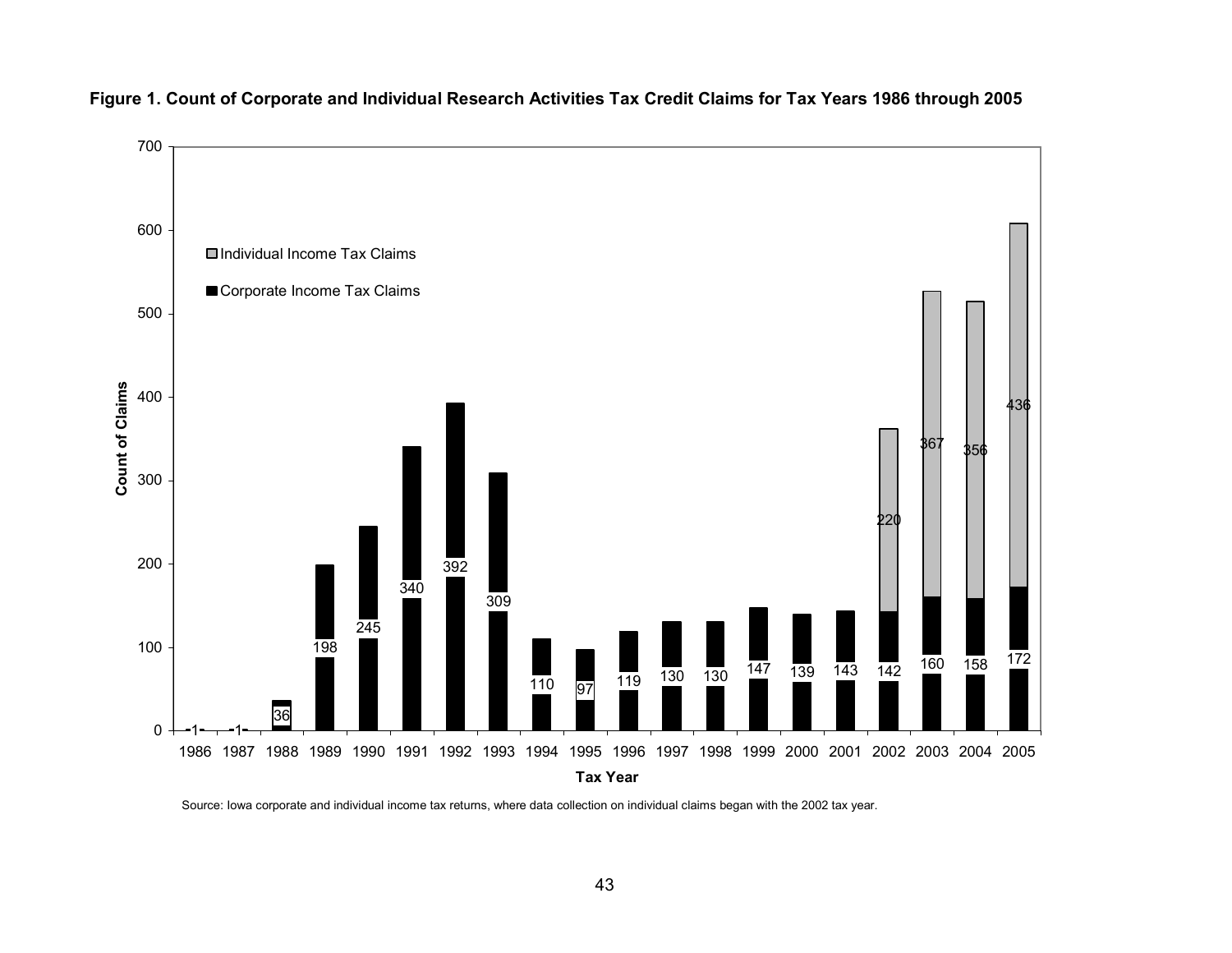**Figure 1. Count of Corporate and Individual Research Activities Tax Credit Claims for Tax Years 1986 through 2005**

| Tax Year | Corporate Income Tax Claims | Individual Income Tax Claims |
|---|---|---|
| 1986 | 1 | |
| 1987 | 1 | |
| 1988 | 36 | |
| 1989 | 198 | |
| 1990 | 245 | |
| 1991 | 340 | |
| 1992 | 392 | |
| 1993 | 309 | |
| 1994 | 110 | |
| 1995 | 97 | |
| 1996 | 119 | |
| 1997 | 130 | |
| 1998 | 130 | |
| 1999 | 147 | |
| 2000 | 139 | |
| 2001 | 143 | |
| 2002 | 142 | 220 |
| 2003 | 160 | 367 |
| 2004 | 158 | 356 |
| 2005 | 172 | 436 |

Source: Iowa corporate and individual income tax returns, where data collection on individual claims began with the 2002 tax year.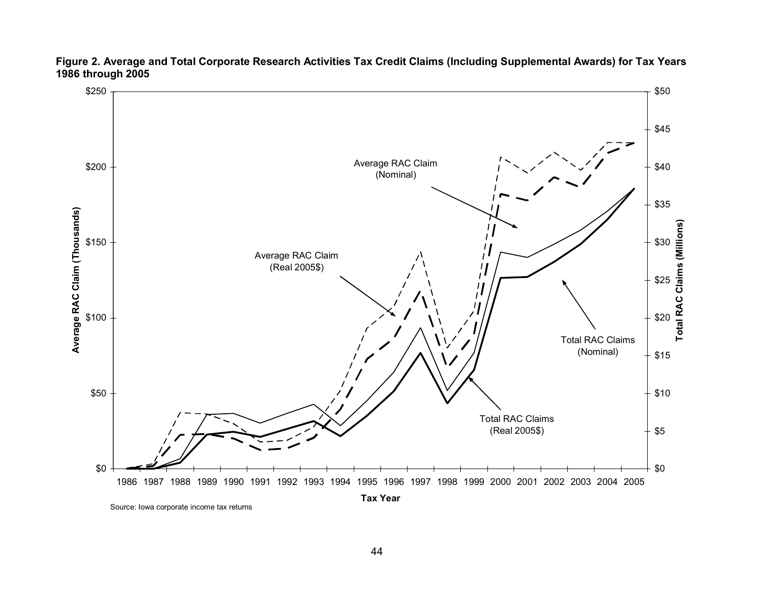**Figure 2. Average and Total Corporate Research Activities Tax Credit Claims (Including Supplemental Awards) for Tax Years 1986 through 2005**

Source: Iowa corporate income tax returns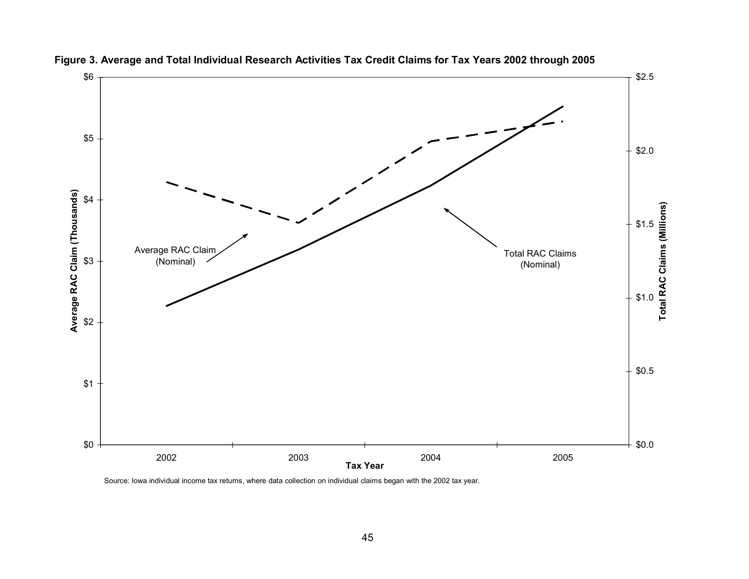**Figure 3. Average and Total Individual Research Activities Tax Credit Claims for Tax Years 2002 through 2005**

Source: Iowa individual income tax returns, where data collection on individual claims began with the 2002 tax year.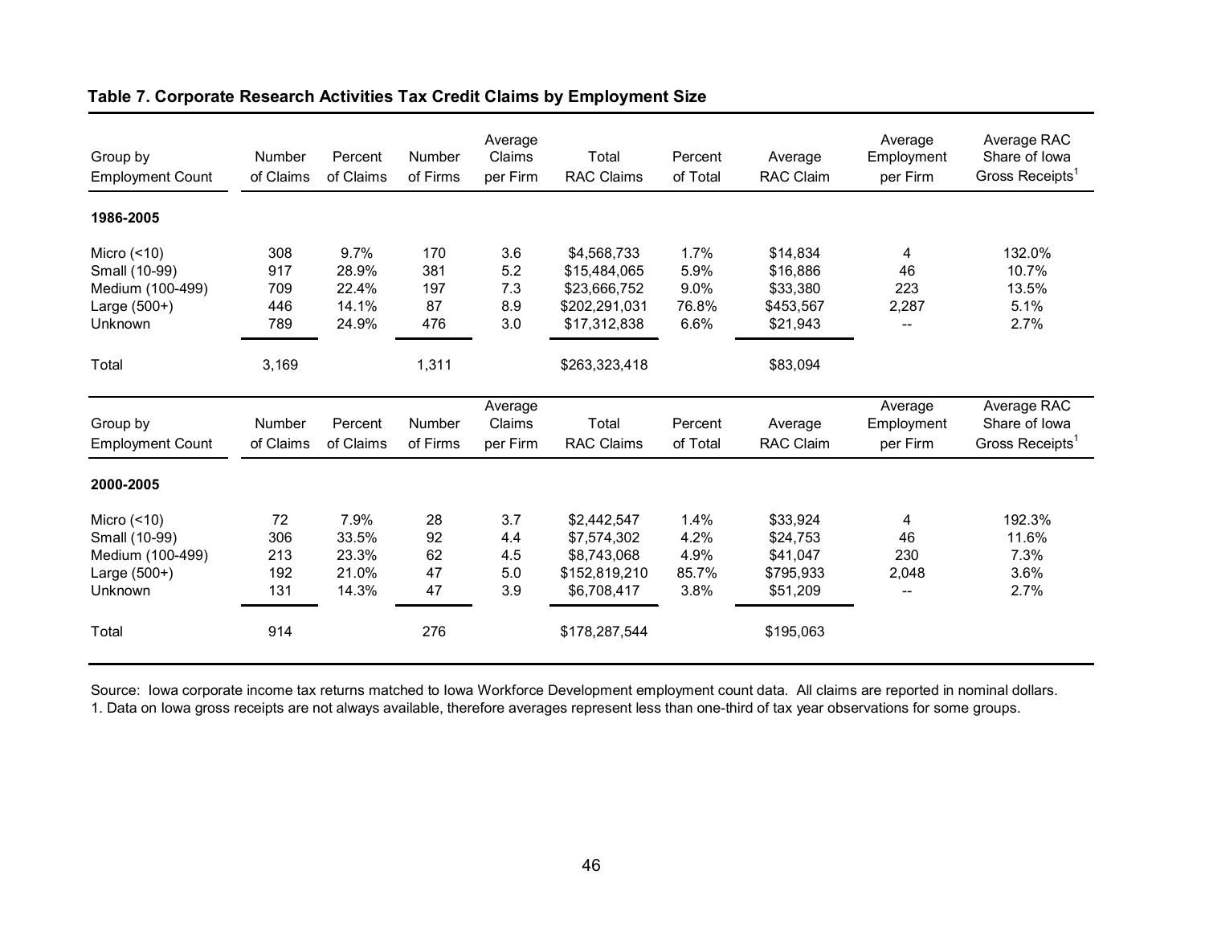**Table 7. Corporate Research Activities Tax Credit Claims by Employment Size**

| Group by Employment Count | Number of Claims | Percent of Claims | Number of Firms | Average Claims per Firm | Total RAC Claims | Percent of Total | Average RAC Claim | Average Employment per Firm | Average RAC Share of Iowa Gross Receipts[1] |
|---|---|---|---|---|---|---|---|---|---|
| **1986-2005** | | | | | | | | | |
| Micro (<10) | 308 | 9.7% | 170 | 3.6 | $4,568,733 | 1.7% | $14,834 | 4 | 132.0% |
| Small (10-99) | 917 | 28.9% | 381 | 5.2 | $15,484,065 | 5.9% | $16,886 | 46 | 10.7% |
| Medium (100-499) | 709 | 22.4% | 197 | 7.3 | $23,666,752 | 9.0% | $33,380 | 223 | 13.5% |
| Large (500+) | 446 | 14.1% | 87 | 8.9 | $202,291,031 | 76.8% | $453,567 | 2,287 | 5.1% |
| Unknown | 789 | 24.9% | 476 | 3.0 | $17,312,838 | 6.6% | $21,943 | -- | 2.7% |
| Total | 3,169 | | 1,311 | | $263,323,418 | | $83,094 | | |

| Group by Employment Count | Number of Claims | Percent of Claims | Number of Firms | Average Claims per Firm | Total RAC Claims | Percent of Total | Average RAC Claim | Average Employment per Firm | Average RAC Share of Iowa Gross Receipts[1] |
|---|---|---|---|---|---|---|---|---|---|
| **2000-2005** | | | | | | | | | |
| Micro (<10) | 72 | 7.9% | 28 | 3.7 | $2,442,547 | 1.4% | $33,924 | 4 | 192.3% |
| Small (10-99) | 306 | 33.5% | 92 | 4.4 | $7,574,302 | 4.2% | $24,753 | 46 | 11.6% |
| Medium (100-499) | 213 | 23.3% | 62 | 4.5 | $8,743,068 | 4.9% | $41,047 | 230 | 7.3% |
| Large (500+) | 192 | 21.0% | 47 | 5.0 | $152,819,210 | 85.7% | $795,933 | 2,048 | 3.6% |
| Unknown | 131 | 14.3% | 47 | 3.9 | $6,708,417 | 3.8% | $51,209 | -- | 2.7% |
| Total | 914 | | 276 | | $178,287,544 | | $195,063 | | |

Source: Iowa corporate income tax returns matched to Iowa Workforce Development employment count data. All claims are reported in nominal dollars.
1. Data on Iowa gross receipts are not always available, therefore averages represent less than one-third of tax year observations for some groups.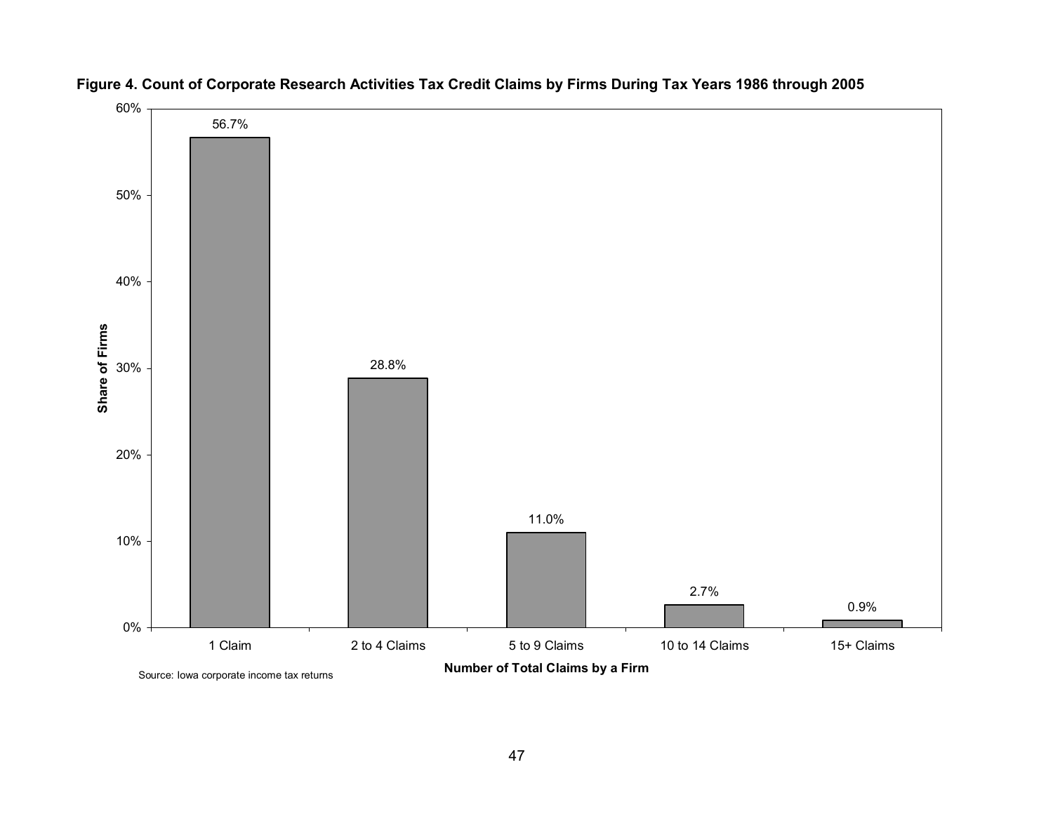**Figure 4. Count of Corporate Research Activities Tax Credit Claims by Firms During Tax Years 1986 through 2005**

| Number of Total Claims by a Firm | Share of Firms |
|---|---|
| 1 Claim | 56.7% |
| 2 to 4 Claims | 28.8% |
| 5 to 9 Claims | 11.0% |
| 10 to 14 Claims | 2.7% |
| 15+ Claims | 0.9% |

Source: Iowa corporate income tax returns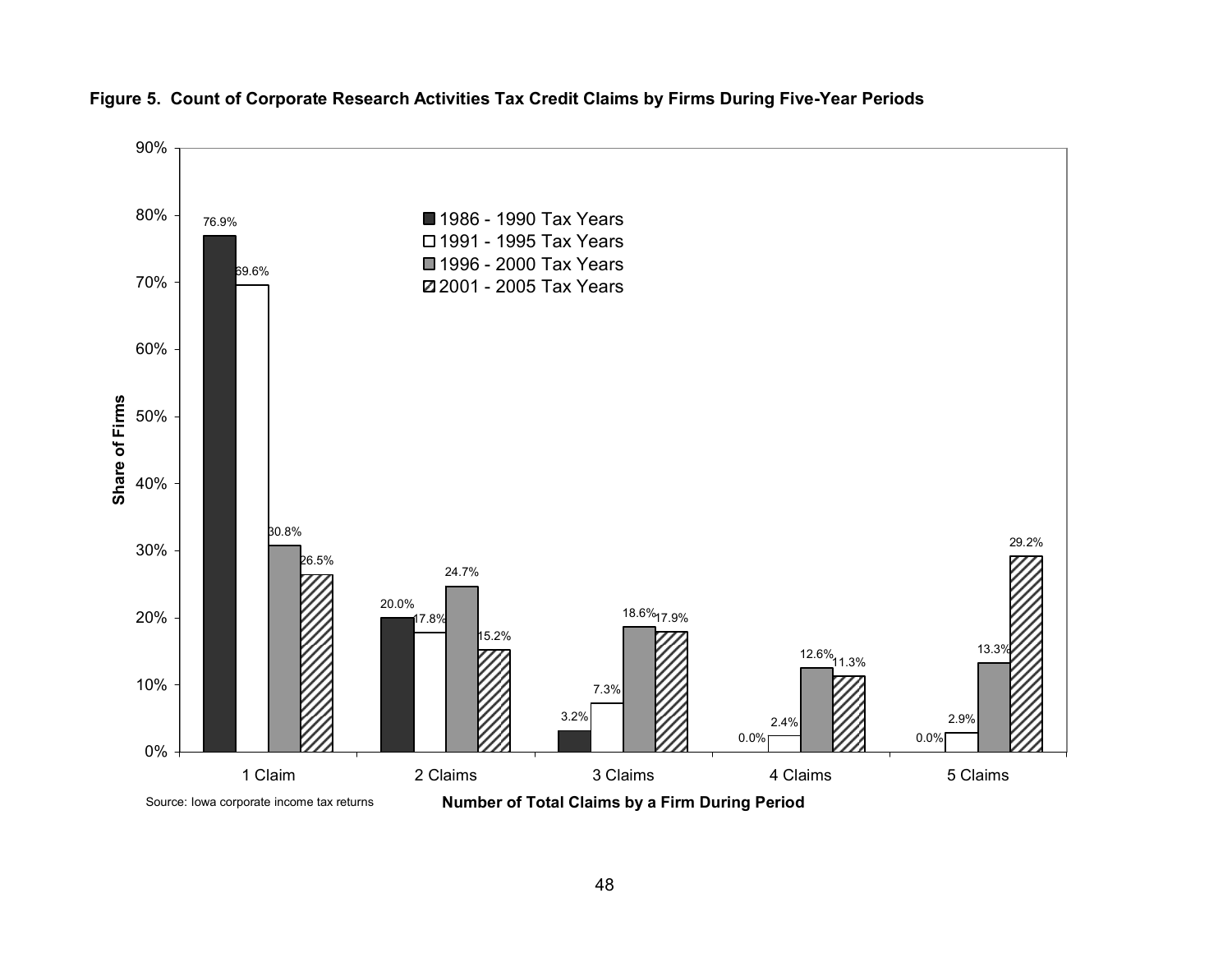**Figure 5. Count of Corporate Research Activities Tax Credit Claims by Firms During Five-Year Periods**

| Number of Total Claims by a Firm During Period | 1986 - 1990 Tax Years | 1991 - 1995 Tax Years | 1996 - 2000 Tax Years | 2001 - 2005 Tax Years |
|---|---|---|---|---|
| 1 Claim | 76.9% | 69.6% | 30.8% | 26.5% |
| 2 Claims | 20.0% | 17.8% | 24.7% | 15.2% |
| 3 Claims | 3.2% | 7.3% | 18.6% | 17.9% |
| 4 Claims | 0.0% | 2.4% | 12.6% | 11.3% |
| 5 Claims | 0.0% | 2.9% | 13.3% | 29.2% |

Share of Firms

Source: Iowa corporate income tax returns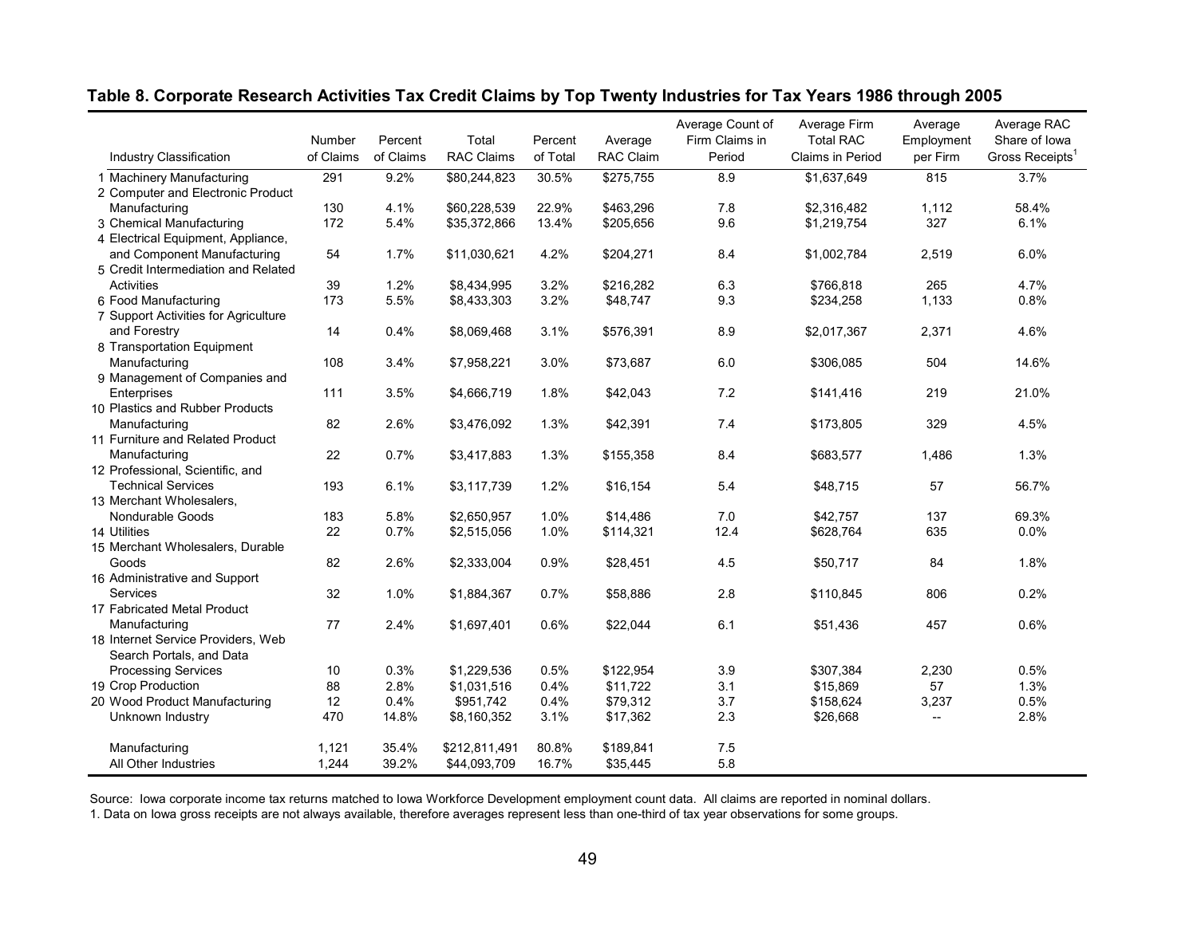**Table 8. Corporate Research Activities Tax Credit Claims by Top Twenty Industries for Tax Years 1986 through 2005**

| Industry Classification | Number of Claims | Percent of Claims | Total RAC Claims | Percent of Total | Average RAC Claim | Average Count of Firm Claims in Period | Average Firm Total RAC Claims in Period | Average Employment per Firm | Average RAC Share of Iowa Gross Receipts[1] |
|---|---|---|---|---|---|---|---|---|---|
| 1 Machinery Manufacturing | 291 | 9.2% | $80,244,823 | 30.5% | $275,755 | 8.9 | $1,637,649 | 815 | 3.7% |
| 2 Computer and Electronic Product Manufacturing | 130 | 4.1% | $60,228,539 | 22.9% | $463,296 | 7.8 | $2,316,482 | 1,112 | 58.4% |
| 3 Chemical Manufacturing | 172 | 5.4% | $35,372,866 | 13.4% | $205,656 | 9.6 | $1,219,754 | 327 | 6.1% |
| 4 Electrical Equipment, Appliance, and Component Manufacturing | 54 | 1.7% | $11,030,621 | 4.2% | $204,271 | 8.4 | $1,002,784 | 2,519 | 6.0% |
| 5 Credit Intermediation and Related Activities | 39 | 1.2% | $8,434,995 | 3.2% | $216,282 | 6.3 | $766,818 | 265 | 4.7% |
| 6 Food Manufacturing | 173 | 5.5% | $8,433,303 | 3.2% | $48,747 | 9.3 | $234,258 | 1,133 | 0.8% |
| 7 Support Activities for Agriculture and Forestry | 14 | 0.4% | $8,069,468 | 3.1% | $576,391 | 8.9 | $2,017,367 | 2,371 | 4.6% |
| 8 Transportation Equipment Manufacturing | 108 | 3.4% | $7,958,221 | 3.0% | $73,687 | 6.0 | $306,085 | 504 | 14.6% |
| 9 Management of Companies and Enterprises | 111 | 3.5% | $4,666,719 | 1.8% | $42,043 | 7.2 | $141,416 | 219 | 21.0% |
| 10 Plastics and Rubber Products Manufacturing | 82 | 2.6% | $3,476,092 | 1.3% | $42,391 | 7.4 | $173,805 | 329 | 4.5% |
| 11 Furniture and Related Product Manufacturing | 22 | 0.7% | $3,417,883 | 1.3% | $155,358 | 8.4 | $683,577 | 1,486 | 1.3% |
| 12 Professional, Scientific, and Technical Services | 193 | 6.1% | $3,117,739 | 1.2% | $16,154 | 5.4 | $48,715 | 57 | 56.7% |
| 13 Merchant Wholesalers, Nondurable Goods | 183 | 5.8% | $2,650,957 | 1.0% | $14,486 | 7.0 | $42,757 | 137 | 69.3% |
| 14 Utilities | 22 | 0.7% | $2,515,056 | 1.0% | $114,321 | 12.4 | $628,764 | 635 | 0.0% |
| 15 Merchant Wholesalers, Durable Goods | 82 | 2.6% | $2,333,004 | 0.9% | $28,451 | 4.5 | $50,717 | 84 | 1.8% |
| 16 Administrative and Support Services | 32 | 1.0% | $1,884,367 | 0.7% | $58,886 | 2.8 | $110,845 | 806 | 0.2% |
| 17 Fabricated Metal Product Manufacturing | 77 | 2.4% | $1,697,401 | 0.6% | $22,044 | 6.1 | $51,436 | 457 | 0.6% |
| 18 Internet Service Providers, Web Search Portals, and Data Processing Services | 10 | 0.3% | $1,229,536 | 0.5% | $122,954 | 3.9 | $307,384 | 2,230 | 0.5% |
| 19 Crop Production | 88 | 2.8% | $1,031,516 | 0.4% | $11,722 | 3.1 | $15,869 | 57 | 1.3% |
| 20 Wood Product Manufacturing | 12 | 0.4% | $951,742 | 0.4% | $79,312 | 3.7 | $158,624 | 3,237 | 0.5% |
| Unknown Industry | 470 | 14.8% | $8,160,352 | 3.1% | $17,362 | 2.3 | $26,668 | -- | 2.8% |
| Manufacturing | 1,121 | 35.4% | $212,811,491 | 80.8% | $189,841 | 7.5 | | | |
| All Other Industries | 1,244 | 39.2% | $44,093,709 | 16.7% | $35,445 | 5.8 | | | |

Source: Iowa corporate income tax returns matched to Iowa Workforce Development employment count data. All claims are reported in nominal dollars.

1. Data on Iowa gross receipts are not always available, therefore averages represent less than one-third of tax year observations for some groups.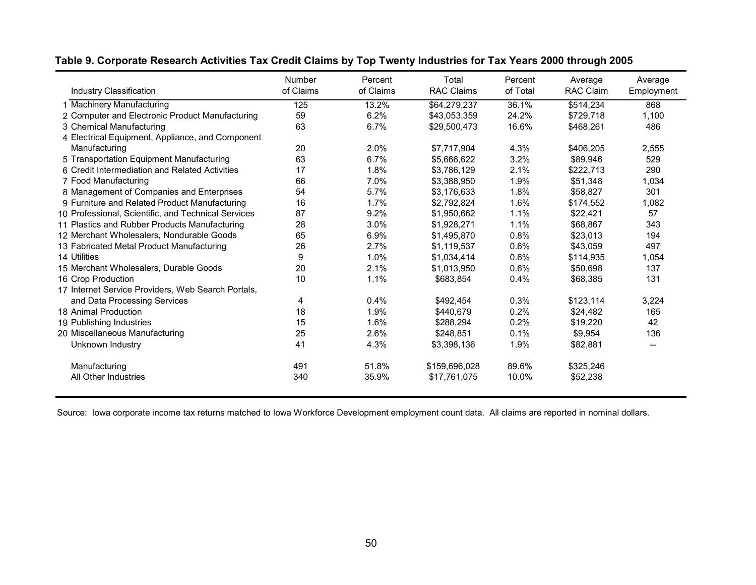**Table 9. Corporate Research Activities Tax Credit Claims by Top Twenty Industries for Tax Years 2000 through 2005**

| | Industry Classification | Number of Claims | Percent of Claims | Total RAC Claims | Percent of Total | Average RAC Claim | Average Employment |
|---|---|---|---|---|---|---|---|
| 1 | Machinery Manufacturing | 125 | 13.2% | $64,279,237 | 36.1% | $514,234 | 868 |
| 2 | Computer and Electronic Product Manufacturing | 59 | 6.2% | $43,053,359 | 24.2% | $729,718 | 1,100 |
| 3 | Chemical Manufacturing | 63 | 6.7% | $29,500,473 | 16.6% | $468,261 | 486 |
| 4 | Electrical Equipment, Appliance, and Component Manufacturing | 20 | 2.0% | $7,717,904 | 4.3% | $406,205 | 2,555 |
| 5 | Transportation Equipment Manufacturing | 63 | 6.7% | $5,666,622 | 3.2% | $89,946 | 529 |
| 6 | Credit Intermediation and Related Activities | 17 | 1.8% | $3,786,129 | 2.1% | $222,713 | 290 |
| 7 | Food Manufacturing | 66 | 7.0% | $3,388,950 | 1.9% | $51,348 | 1,034 |
| 8 | Management of Companies and Enterprises | 54 | 5.7% | $3,176,633 | 1.8% | $58,827 | 301 |
| 9 | Furniture and Related Product Manufacturing | 16 | 1.7% | $2,792,824 | 1.6% | $174,552 | 1,082 |
| 10 | Professional, Scientific, and Technical Services | 87 | 9.2% | $1,950,662 | 1.1% | $22,421 | 57 |
| 11 | Plastics and Rubber Products Manufacturing | 28 | 3.0% | $1,928,271 | 1.1% | $68,867 | 343 |
| 12 | Merchant Wholesalers, Nondurable Goods | 65 | 6.9% | $1,495,870 | 0.8% | $23,013 | 194 |
| 13 | Fabricated Metal Product Manufacturing | 26 | 2.7% | $1,119,537 | 0.6% | $43,059 | 497 |
| 14 | Utilities | 9 | 1.0% | $1,034,414 | 0.6% | $114,935 | 1,054 |
| 15 | Merchant Wholesalers, Durable Goods | 20 | 2.1% | $1,013,950 | 0.6% | $50,698 | 137 |
| 16 | Crop Production | 10 | 1.1% | $683,854 | 0.4% | $68,385 | 131 |
| 17 | Internet Service Providers, Web Search Portals, and Data Processing Services | 4 | 0.4% | $492,454 | 0.3% | $123,114 | 3,224 |
| 18 | Animal Production | 18 | 1.9% | $440,679 | 0.2% | $24,482 | 165 |
| 19 | Publishing Industries | 15 | 1.6% | $288,294 | 0.2% | $19,220 | 42 |
| 20 | Miscellaneous Manufacturing | 25 | 2.6% | $248,851 | 0.1% | $9,954 | 136 |
| | Unknown Industry | 41 | 4.3% | $3,398,136 | 1.9% | $82,881 | -- |
| | Manufacturing | 491 | 51.8% | $159,696,028 | 89.6% | $325,246 | |
| | All Other Industries | 340 | 35.9% | $17,761,075 | 10.0% | $52,238 | |

Source: Iowa corporate income tax returns matched to Iowa Workforce Development employment count data. All claims are reported in nominal dollars.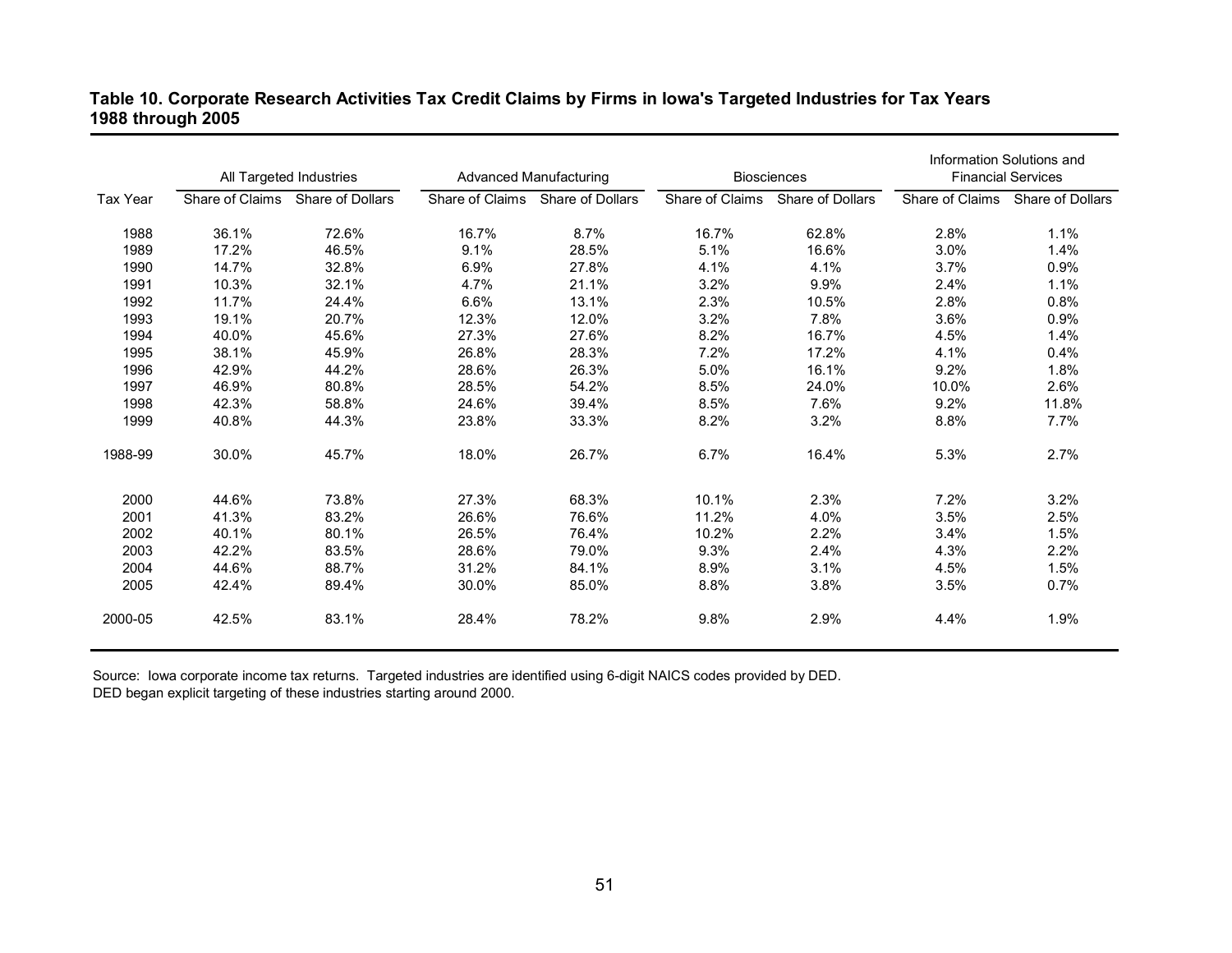**Table 10. Corporate Research Activities Tax Credit Claims by Firms in Iowa's Targeted Industries for Tax Years 1988 through 2005**

| | All Targeted Industries | | Advanced Manufacturing | | Biosciences | | Information Solutions and Financial Services | |
|---|---|---|---|---|---|---|---|---|
| Tax Year | Share of Claims | Share of Dollars | Share of Claims | Share of Dollars | Share of Claims | Share of Dollars | Share of Claims | Share of Dollars |
| 1988 | 36.1% | 72.6% | 16.7% | 8.7% | 16.7% | 62.8% | 2.8% | 1.1% |
| 1989 | 17.2% | 46.5% | 9.1% | 28.5% | 5.1% | 16.6% | 3.0% | 1.4% |
| 1990 | 14.7% | 32.8% | 6.9% | 27.8% | 4.1% | 4.1% | 3.7% | 0.9% |
| 1991 | 10.3% | 32.1% | 4.7% | 21.1% | 3.2% | 9.9% | 2.4% | 1.1% |
| 1992 | 11.7% | 24.4% | 6.6% | 13.1% | 2.3% | 10.5% | 2.8% | 0.8% |
| 1993 | 19.1% | 20.7% | 12.3% | 12.0% | 3.2% | 7.8% | 3.6% | 0.9% |
| 1994 | 40.0% | 45.6% | 27.3% | 27.6% | 8.2% | 16.7% | 4.5% | 1.4% |
| 1995 | 38.1% | 45.9% | 26.8% | 28.3% | 7.2% | 17.2% | 4.1% | 0.4% |
| 1996 | 42.9% | 44.2% | 28.6% | 26.3% | 5.0% | 16.1% | 9.2% | 1.8% |
| 1997 | 46.9% | 80.8% | 28.5% | 54.2% | 8.5% | 24.0% | 10.0% | 2.6% |
| 1998 | 42.3% | 58.8% | 24.6% | 39.4% | 8.5% | 7.6% | 9.2% | 11.8% |
| 1999 | 40.8% | 44.3% | 23.8% | 33.3% | 8.2% | 3.2% | 8.8% | 7.7% |
| 1988-99 | 30.0% | 45.7% | 18.0% | 26.7% | 6.7% | 16.4% | 5.3% | 2.7% |
| 2000 | 44.6% | 73.8% | 27.3% | 68.3% | 10.1% | 2.3% | 7.2% | 3.2% |
| 2001 | 41.3% | 83.2% | 26.6% | 76.6% | 11.2% | 4.0% | 3.5% | 2.5% |
| 2002 | 40.1% | 80.1% | 26.5% | 76.4% | 10.2% | 2.2% | 3.4% | 1.5% |
| 2003 | 42.2% | 83.5% | 28.6% | 79.0% | 9.3% | 2.4% | 4.3% | 2.2% |
| 2004 | 44.6% | 88.7% | 31.2% | 84.1% | 8.9% | 3.1% | 4.5% | 1.5% |
| 2005 | 42.4% | 89.4% | 30.0% | 85.0% | 8.8% | 3.8% | 3.5% | 0.7% |
| 2000-05 | 42.5% | 83.1% | 28.4% | 78.2% | 9.8% | 2.9% | 4.4% | 1.9% |

Source: Iowa corporate income tax returns. Targeted industries are identified using 6-digit NAICS codes provided by DED.
DED began explicit targeting of these industries starting around 2000.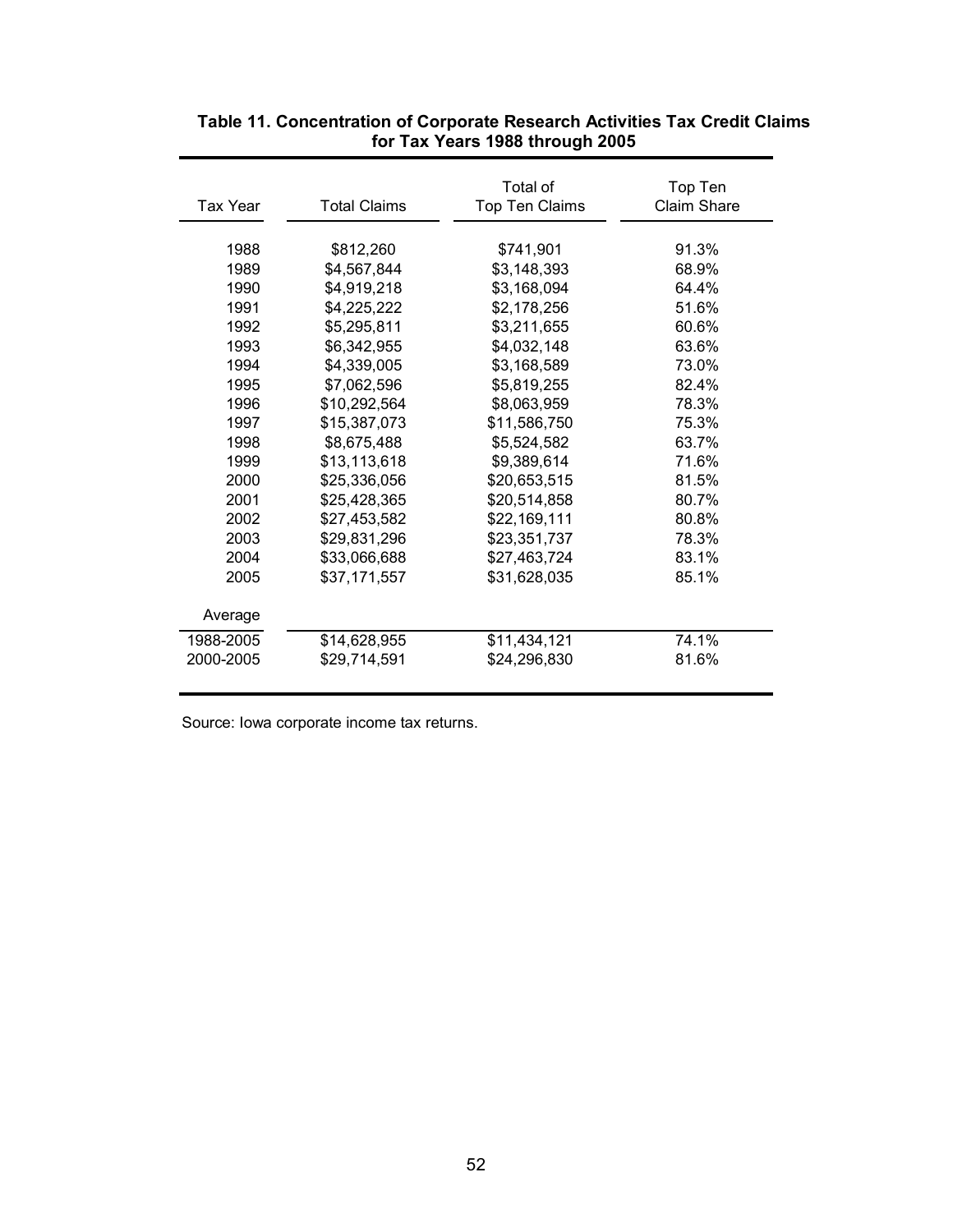**Table 11. Concentration of Corporate Research Activities Tax Credit Claims for Tax Years 1988 through 2005**

| Tax Year | Total Claims | Total of Top Ten Claims | Top Ten Claim Share |
|---|---|---|---|
| 1988 | $812,260 | $741,901 | 91.3% |
| 1989 | $4,567,844 | $3,148,393 | 68.9% |
| 1990 | $4,919,218 | $3,168,094 | 64.4% |
| 1991 | $4,225,222 | $2,178,256 | 51.6% |
| 1992 | $5,295,811 | $3,211,655 | 60.6% |
| 1993 | $6,342,955 | $4,032,148 | 63.6% |
| 1994 | $4,339,005 | $3,168,589 | 73.0% |
| 1995 | $7,062,596 | $5,819,255 | 82.4% |
| 1996 | $10,292,564 | $8,063,959 | 78.3% |
| 1997 | $15,387,073 | $11,586,750 | 75.3% |
| 1998 | $8,675,488 | $5,524,582 | 63.7% |
| 1999 | $13,113,618 | $9,389,614 | 71.6% |
| 2000 | $25,336,056 | $20,653,515 | 81.5% |
| 2001 | $25,428,365 | $20,514,858 | 80.7% |
| 2002 | $27,453,582 | $22,169,111 | 80.8% |
| 2003 | $29,831,296 | $23,351,737 | 78.3% |
| 2004 | $33,066,688 | $27,463,724 | 83.1% |
| 2005 | $37,171,557 | $31,628,035 | 85.1% |
| Average | | | |
| 1988-2005 | $14,628,955 | $11,434,121 | 74.1% |
| 2000-2005 | $29,714,591 | $24,296,830 | 81.6% |

Source: Iowa corporate income tax returns.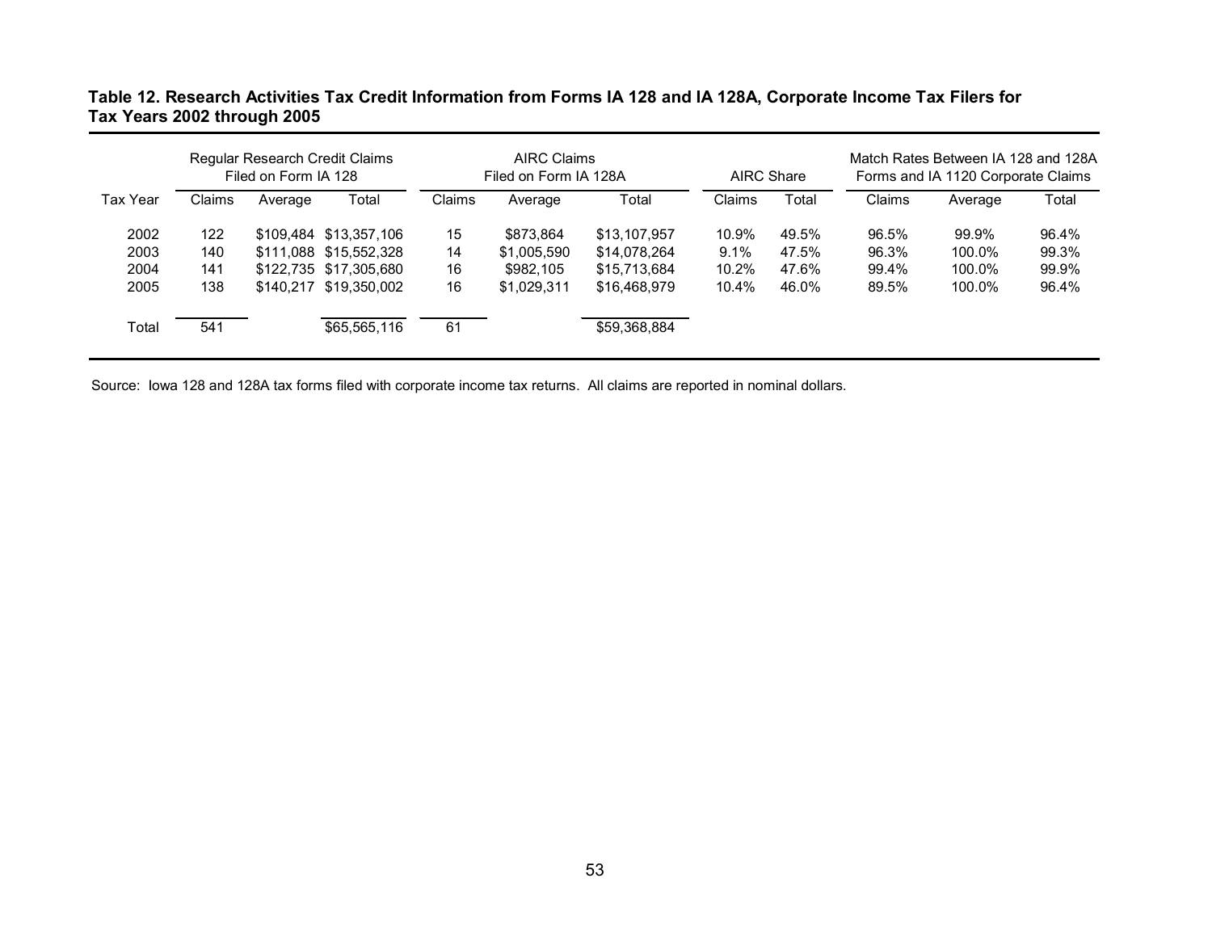**Table 12. Research Activities Tax Credit Information from Forms IA 128 and IA 128A, Corporate Income Tax Filers for Tax Years 2002 through 2005**

| | Regular Research Credit Claims Filed on Form IA 128 | | | AIRC Claims Filed on Form IA 128A | | | AIRC Share | | Match Rates Between IA 128 and 128A Forms and IA 1120 Corporate Claims | | |
|---|---|---|---|---|---|---|---|---|---|---|---|
| Tax Year | Claims | Average | Total | Claims | Average | Total | Claims | Total | Claims | Average | Total |
| 2002 | 122 | $109,484 | $13,357,106 | 15 | $873,864 | $13,107,957 | 10.9% | 49.5% | 96.5% | 99.9% | 96.4% |
| 2003 | 140 | $111,088 | $15,552,328 | 14 | $1,005,590 | $14,078,264 | 9.1% | 47.5% | 96.3% | 100.0% | 99.3% |
| 2004 | 141 | $122,735 | $17,305,680 | 16 | $982,105 | $15,713,684 | 10.2% | 47.6% | 99.4% | 100.0% | 99.9% |
| 2005 | 138 | $140,217 | $19,350,002 | 16 | $1,029,311 | $16,468,979 | 10.4% | 46.0% | 89.5% | 100.0% | 96.4% |
| Total | 541 | | $65,565,116 | 61 | | $59,368,884 | | | | | |

Source: Iowa 128 and 128A tax forms filed with corporate income tax returns. All claims are reported in nominal dollars.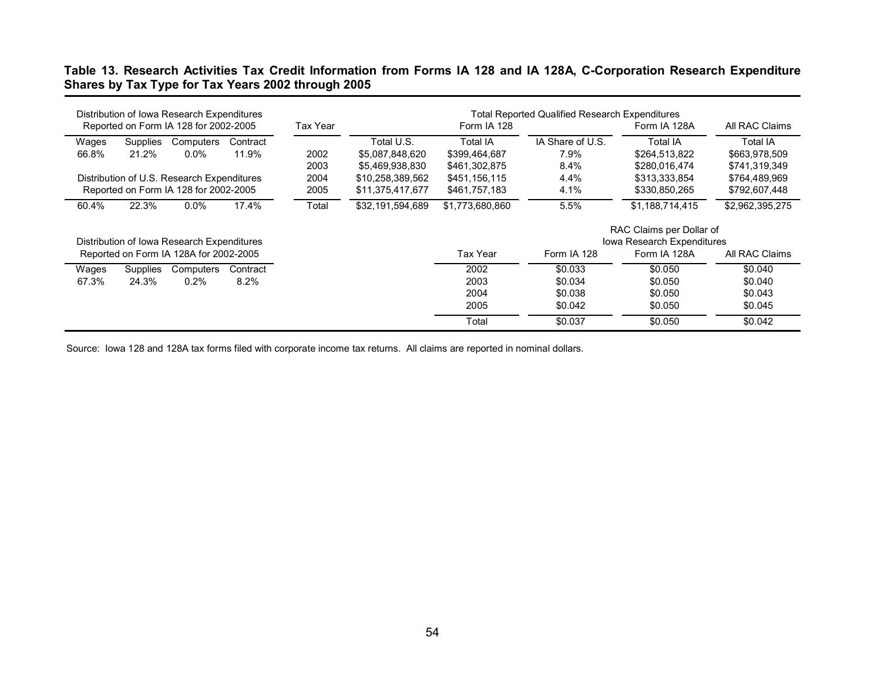**Table 13. Research Activities Tax Credit Information from Forms IA 128 and IA 128A, C-Corporation Research Expenditure Shares by Tax Type for Tax Years 2002 through 2005**

Distribution of Iowa Research Expenditures Reported on Form IA 128 for 2002-2005

| Wages | Supplies | Computers | Contract |
|---|---|---|---|
| 66.8% | 21.2% | 0.0% | 11.9% |

Distribution of U.S. Research Expenditures Reported on Form IA 128 for 2002-2005

| Wages | Supplies | Computers | Contract |
|---|---|---|---|
| 60.4% | 22.3% | 0.0% | 17.4% |

Distribution of Iowa Research Expenditures Reported on Form IA 128A for 2002-2005

| Wages | Supplies | Computers | Contract |
|---|---|---|---|
| 67.3% | 24.3% | 0.2% | 8.2% |

Total Reported Qualified Research Expenditures

| Tax Year | Form IA 128 Total U.S. | Form IA 128 Total IA | Form IA 128 IA Share of U.S. | Form IA 128A Total IA | All RAC Claims Total IA |
|---|---|---|---|---|---|
| 2002 | $5,087,848,620 | $399,464,687 | 7.9% | $264,513,822 | $663,978,509 |
| 2003 | $5,469,938,830 | $461,302,875 | 8.4% | $280,016,474 | $741,319,349 |
| 2004 | $10,258,389,562 | $451,156,115 | 4.4% | $313,333,854 | $764,489,969 |
| 2005 | $11,375,417,677 | $461,757,183 | 4.1% | $330,850,265 | $792,607,448 |
| Total | $32,191,594,689 | $1,773,680,860 | 5.5% | $1,188,714,415 | $2,962,395,275 |

RAC Claims per Dollar of Iowa Research Expenditures

| Tax Year | Form IA 128 | Form IA 128A | All RAC Claims |
|---|---|---|---|
| 2002 | $0.033 | $0.050 | $0.040 |
| 2003 | $0.034 | $0.050 | $0.040 |
| 2004 | $0.038 | $0.050 | $0.043 |
| 2005 | $0.042 | $0.050 | $0.045 |
| Total | $0.037 | $0.050 | $0.042 |

Source: Iowa 128 and 128A tax forms filed with corporate income tax returns. All claims are reported in nominal dollars.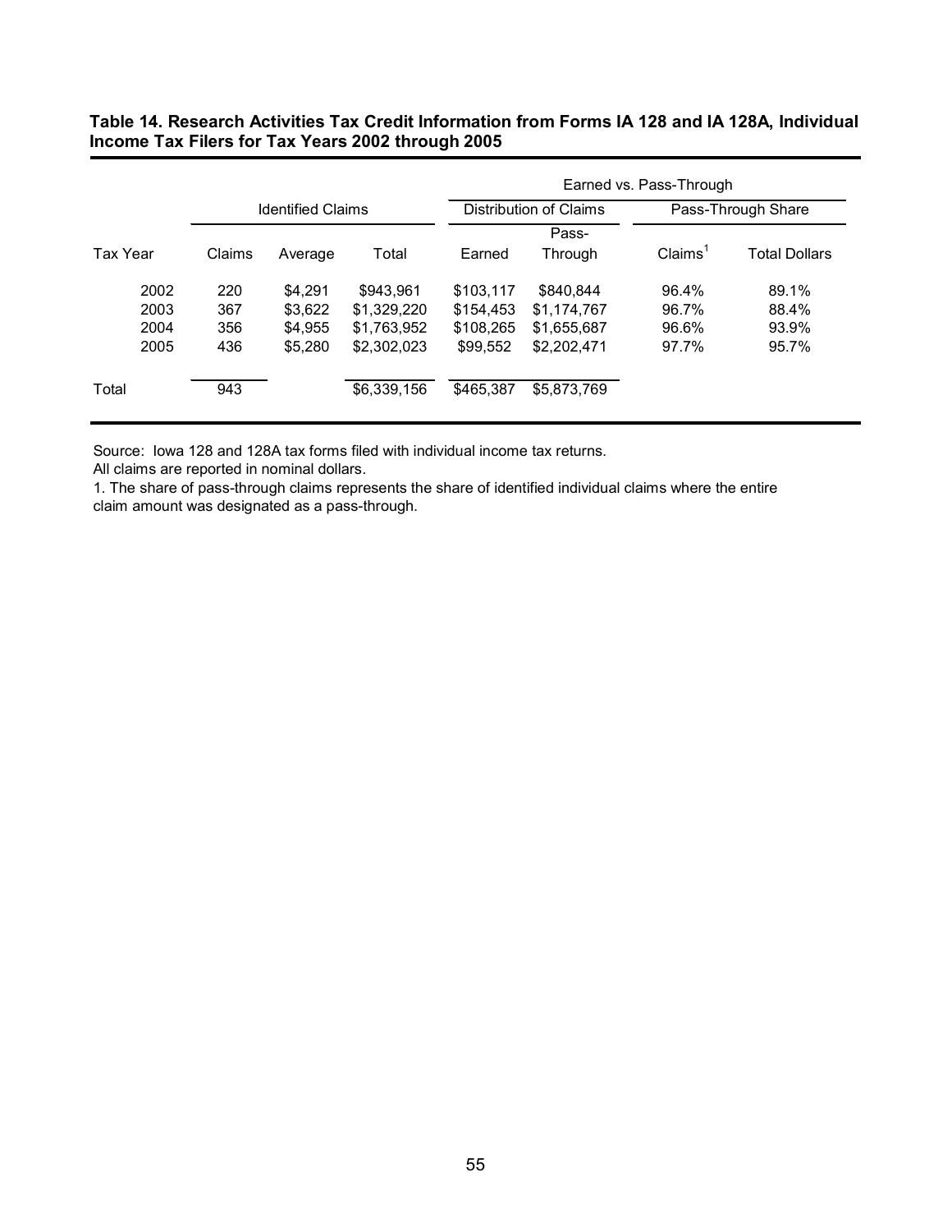**Table 14. Research Activities Tax Credit Information from Forms IA 128 and IA 128A, Individual Income Tax Filers for Tax Years 2002 through 2005**

| | | | | Earned vs. Pass-Through | | | |
|---|---|---|---|---|---|---|---|
| | Identified Claims | | | Distribution of Claims | | Pass-Through Share | |
| Tax Year | Claims | Average | Total | Earned | Pass-Through | Claims[1] | Total Dollars |
| 2002 | 220 | $4,291 | $943,961 | $103,117 | $840,844 | 96.4% | 89.1% |
| 2003 | 367 | $3,622 | $1,329,220 | $154,453 | $1,174,767 | 96.7% | 88.4% |
| 2004 | 356 | $4,955 | $1,763,952 | $108,265 | $1,655,687 | 96.6% | 93.9% |
| 2005 | 436 | $5,280 | $2,302,023 | $99,552 | $2,202,471 | 97.7% | 95.7% |
| Total | 943 | | $6,339,156 | $465,387 | $5,873,769 | | |

Source: Iowa 128 and 128A tax forms filed with individual income tax returns.
All claims are reported in nominal dollars.
1. The share of pass-through claims represents the share of identified individual claims where the entire claim amount was designated as a pass-through.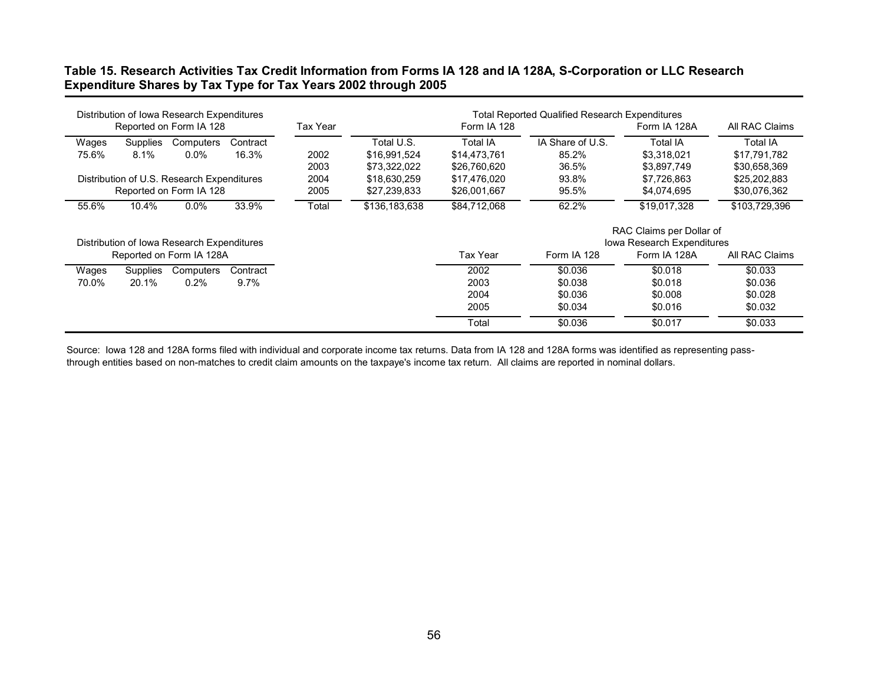**Table 15. Research Activities Tax Credit Information from Forms IA 128 and IA 128A, S-Corporation or LLC Research Expenditure Shares by Tax Type for Tax Years 2002 through 2005**

Distribution of Iowa Research Expenditures Reported on Form IA 128

| Wages | Supplies | Computers | Contract |
|---|---|---|---|
| 75.6% | 8.1% | 0.0% | 16.3% |

Distribution of U.S. Research Expenditures Reported on Form IA 128

| Wages | Supplies | Computers | Contract |
|---|---|---|---|
| 55.6% | 10.4% | 0.0% | 33.9% |

Distribution of Iowa Research Expenditures Reported on Form IA 128A

| Wages | Supplies | Computers | Contract |
|---|---|---|---|
| 70.0% | 20.1% | 0.2% | 9.7% |

Total Reported Qualified Research Expenditures

| Tax Year | Form IA 128 Total U.S. | Form IA 128 Total IA | Form IA 128 IA Share of U.S. | Form IA 128A Total IA | All RAC Claims Total IA |
|---|---|---|---|---|---|
| 2002 | $16,991,524 | $14,473,761 | 85.2% | $3,318,021 | $17,791,782 |
| 2003 | $73,322,022 | $26,760,620 | 36.5% | $3,897,749 | $30,658,369 |
| 2004 | $18,630,259 | $17,476,020 | 93.8% | $7,726,863 | $25,202,883 |
| 2005 | $27,239,833 | $26,001,667 | 95.5% | $4,074,695 | $30,076,362 |
| Total | $136,183,638 | $84,712,068 | 62.2% | $19,017,328 | $103,729,396 |

RAC Claims per Dollar of Iowa Research Expenditures

| Tax Year | Form IA 128 | Form IA 128A | All RAC Claims |
|---|---|---|---|
| 2002 | $0.036 | $0.018 | $0.033 |
| 2003 | $0.038 | $0.018 | $0.036 |
| 2004 | $0.036 | $0.008 | $0.028 |
| 2005 | $0.034 | $0.016 | $0.032 |
| Total | $0.036 | $0.017 | $0.033 |

Source: Iowa 128 and 128A forms filed with individual and corporate income tax returns. Data from IA 128 and 128A forms was identified as representing pass-through entities based on non-matches to credit claim amounts on the taxpaye's income tax return. All claims are reported in nominal dollars.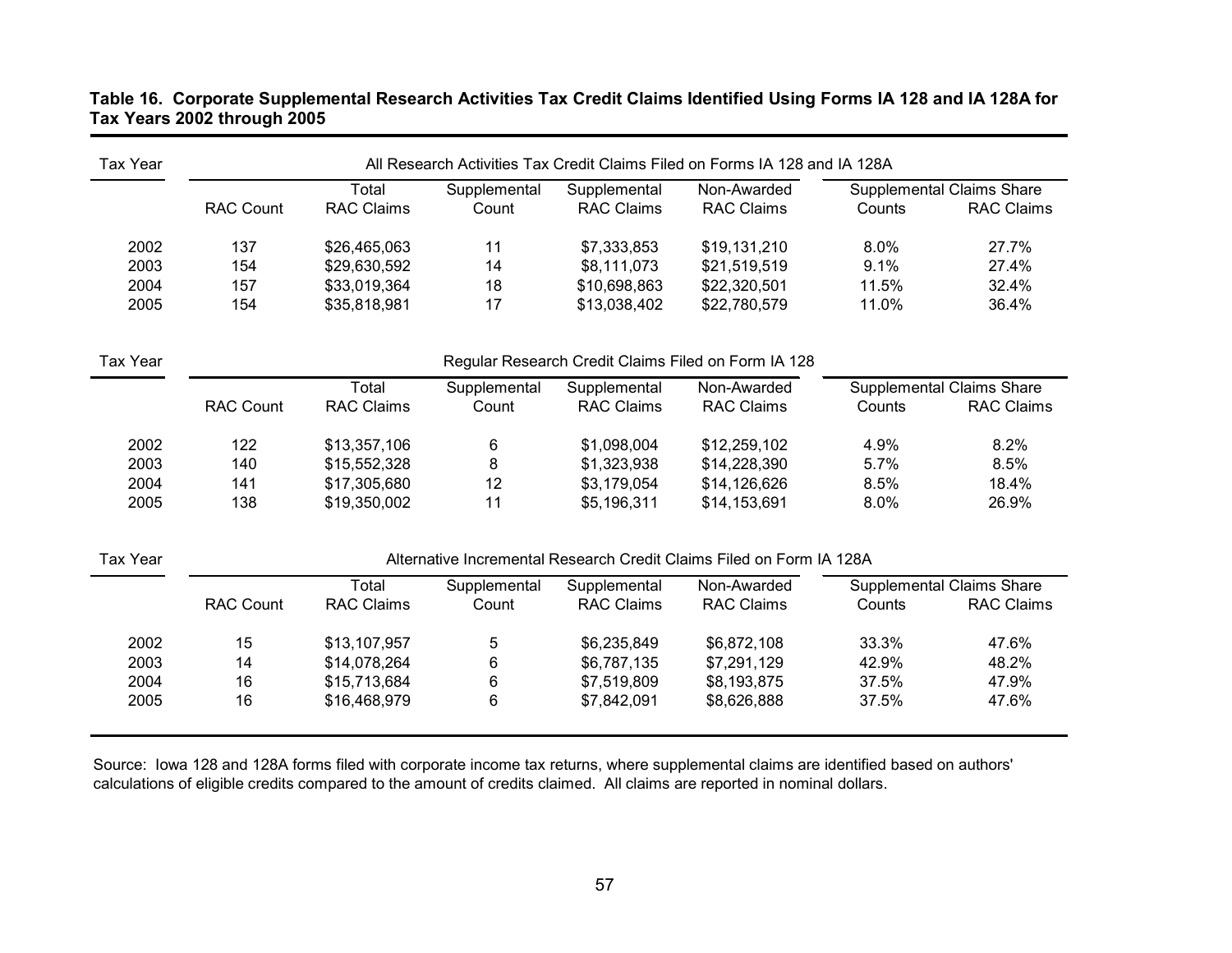**Table 16. Corporate Supplemental Research Activities Tax Credit Claims Identified Using Forms IA 128 and IA 128A for Tax Years 2002 through 2005**

| Tax Year | All Research Activities Tax Credit Claims Filed on Forms IA 128 and IA 128A | | | | | | |
|---|---|---|---|---|---|---|---|
| | | | | | | Supplemental Claims Share | |
| | RAC Count | Total RAC Claims | Supplemental Count | Supplemental RAC Claims | Non-Awarded RAC Claims | Counts | RAC Claims |
| 2002 | 137 | $26,465,063 | 11 | $7,333,853 | $19,131,210 | 8.0% | 27.7% |
| 2003 | 154 | $29,630,592 | 14 | $8,111,073 | $21,519,519 | 9.1% | 27.4% |
| 2004 | 157 | $33,019,364 | 18 | $10,698,863 | $22,320,501 | 11.5% | 32.4% |
| 2005 | 154 | $35,818,981 | 17 | $13,038,402 | $22,780,579 | 11.0% | 36.4% |

| Tax Year | Regular Research Credit Claims Filed on Form IA 128 | | | | | | |
|---|---|---|---|---|---|---|---|
| | | | | | | Supplemental Claims Share | |
| | RAC Count | Total RAC Claims | Supplemental Count | Supplemental RAC Claims | Non-Awarded RAC Claims | Counts | RAC Claims |
| 2002 | 122 | $13,357,106 | 6 | $1,098,004 | $12,259,102 | 4.9% | 8.2% |
| 2003 | 140 | $15,552,328 | 8 | $1,323,938 | $14,228,390 | 5.7% | 8.5% |
| 2004 | 141 | $17,305,680 | 12 | $3,179,054 | $14,126,626 | 8.5% | 18.4% |
| 2005 | 138 | $19,350,002 | 11 | $5,196,311 | $14,153,691 | 8.0% | 26.9% |

| Tax Year | Alternative Incremental Research Credit Claims Filed on Form IA 128A | | | | | | |
|---|---|---|---|---|---|---|---|
| | | | | | | Supplemental Claims Share | |
| | RAC Count | Total RAC Claims | Supplemental Count | Supplemental RAC Claims | Non-Awarded RAC Claims | Counts | RAC Claims |
| 2002 | 15 | $13,107,957 | 5 | $6,235,849 | $6,872,108 | 33.3% | 47.6% |
| 2003 | 14 | $14,078,264 | 6 | $6,787,135 | $7,291,129 | 42.9% | 48.2% |
| 2004 | 16 | $15,713,684 | 6 | $7,519,809 | $8,193,875 | 37.5% | 47.9% |
| 2005 | 16 | $16,468,979 | 6 | $7,842,091 | $8,626,888 | 37.5% | 47.6% |

Source: Iowa 128 and 128A forms filed with corporate income tax returns, where supplemental claims are identified based on authors' calculations of eligible credits compared to the amount of credits claimed. All claims are reported in nominal dollars.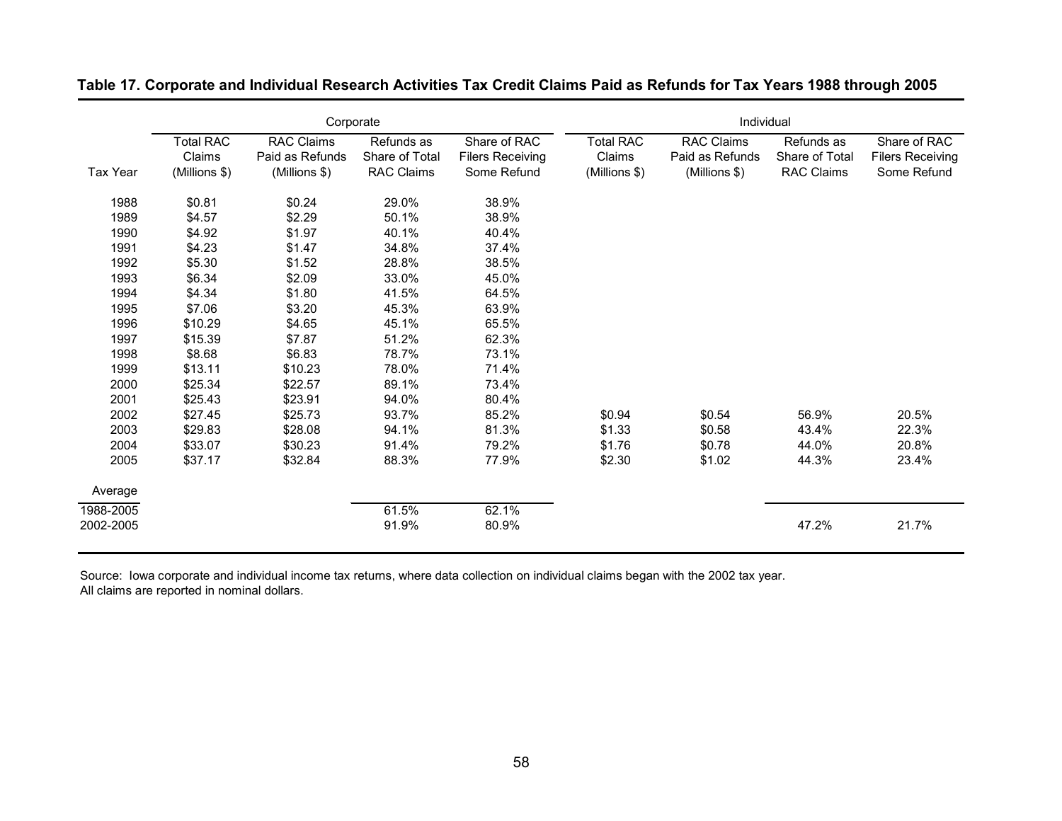**Table 17. Corporate and Individual Research Activities Tax Credit Claims Paid as Refunds for Tax Years 1988 through 2005**

| | Corporate | | | | Individual | | | |
|---|---|---|---|---|---|---|---|---|
| Tax Year | Total RAC Claims (Millions $) | RAC Claims Paid as Refunds (Millions $) | Refunds as Share of Total RAC Claims | Share of RAC Filers Receiving Some Refund | Total RAC Claims (Millions $) | RAC Claims Paid as Refunds (Millions $) | Refunds as Share of Total RAC Claims | Share of RAC Filers Receiving Some Refund |
| 1988 | $0.81 | $0.24 | 29.0% | 38.9% | | | | |
| 1989 | $4.57 | $2.29 | 50.1% | 38.9% | | | | |
| 1990 | $4.92 | $1.97 | 40.1% | 40.4% | | | | |
| 1991 | $4.23 | $1.47 | 34.8% | 37.4% | | | | |
| 1992 | $5.30 | $1.52 | 28.8% | 38.5% | | | | |
| 1993 | $6.34 | $2.09 | 33.0% | 45.0% | | | | |
| 1994 | $4.34 | $1.80 | 41.5% | 64.5% | | | | |
| 1995 | $7.06 | $3.20 | 45.3% | 63.9% | | | | |
| 1996 | $10.29 | $4.65 | 45.1% | 65.5% | | | | |
| 1997 | $15.39 | $7.87 | 51.2% | 62.3% | | | | |
| 1998 | $8.68 | $6.83 | 78.7% | 73.1% | | | | |
| 1999 | $13.11 | $10.23 | 78.0% | 71.4% | | | | |
| 2000 | $25.34 | $22.57 | 89.1% | 73.4% | | | | |
| 2001 | $25.43 | $23.91 | 94.0% | 80.4% | | | | |
| 2002 | $27.45 | $25.73 | 93.7% | 85.2% | $0.94 | $0.54 | 56.9% | 20.5% |
| 2003 | $29.83 | $28.08 | 94.1% | 81.3% | $1.33 | $0.58 | 43.4% | 22.3% |
| 2004 | $33.07 | $30.23 | 91.4% | 79.2% | $1.76 | $0.78 | 44.0% | 20.8% |
| 2005 | $37.17 | $32.84 | 88.3% | 77.9% | $2.30 | $1.02 | 44.3% | 23.4% |
| Average | | | | | | | | |
| 1988-2005 | | | 61.5% | 62.1% | | | | |
| 2002-2005 | | | 91.9% | 80.9% | | | 47.2% | 21.7% |

Source: Iowa corporate and individual income tax returns, where data collection on individual claims began with the 2002 tax year.
All claims are reported in nominal dollars.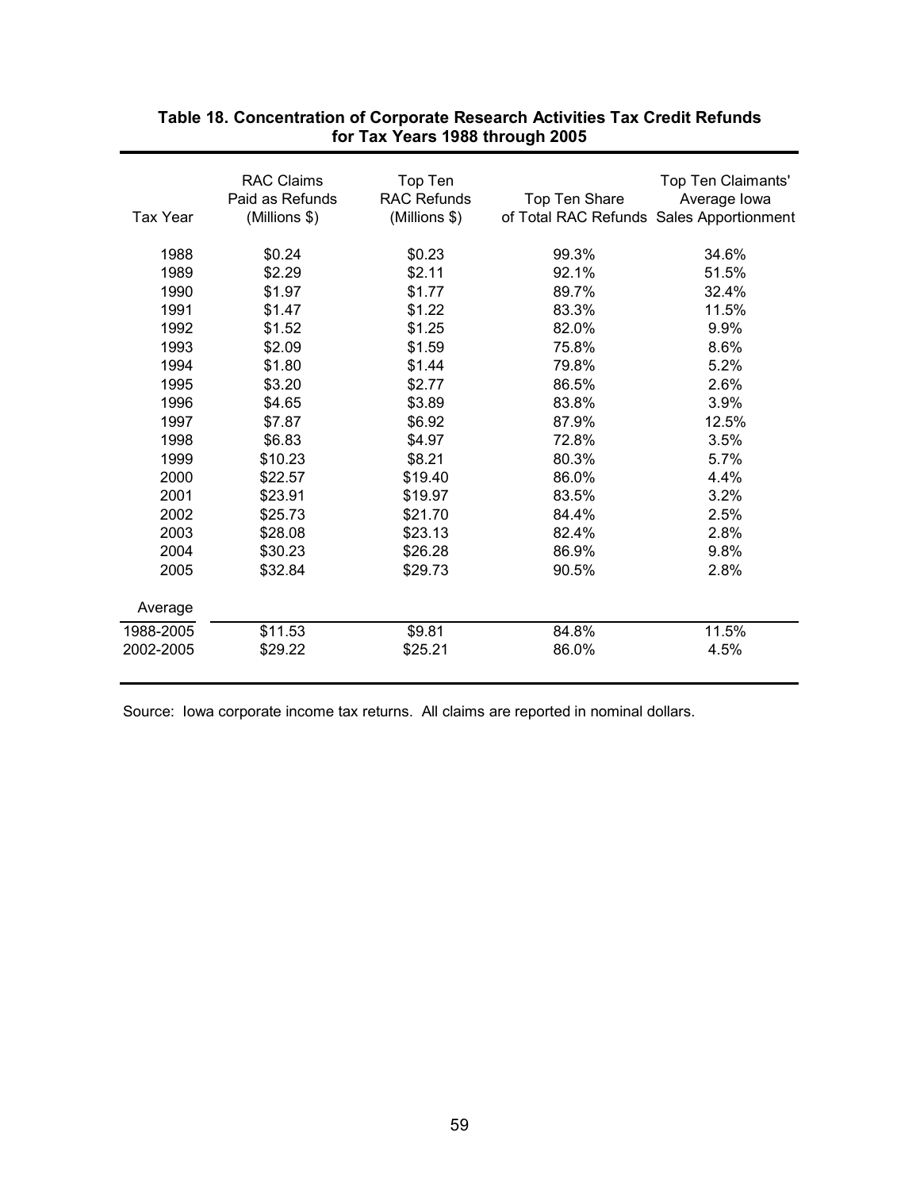**Table 18. Concentration of Corporate Research Activities Tax Credit Refunds for Tax Years 1988 through 2005**

| Tax Year | RAC Claims Paid as Refunds (Millions $) | Top Ten RAC Refunds (Millions $) | Top Ten Share of Total RAC Refunds | Top Ten Claimants' Average Iowa Sales Apportionment |
|---|---|---|---|---|
| 1988 | $0.24 | $0.23 | 99.3% | 34.6% |
| 1989 | $2.29 | $2.11 | 92.1% | 51.5% |
| 1990 | $1.97 | $1.77 | 89.7% | 32.4% |
| 1991 | $1.47 | $1.22 | 83.3% | 11.5% |
| 1992 | $1.52 | $1.25 | 82.0% | 9.9% |
| 1993 | $2.09 | $1.59 | 75.8% | 8.6% |
| 1994 | $1.80 | $1.44 | 79.8% | 5.2% |
| 1995 | $3.20 | $2.77 | 86.5% | 2.6% |
| 1996 | $4.65 | $3.89 | 83.8% | 3.9% |
| 1997 | $7.87 | $6.92 | 87.9% | 12.5% |
| 1998 | $6.83 | $4.97 | 72.8% | 3.5% |
| 1999 | $10.23 | $8.21 | 80.3% | 5.7% |
| 2000 | $22.57 | $19.40 | 86.0% | 4.4% |
| 2001 | $23.91 | $19.97 | 83.5% | 3.2% |
| 2002 | $25.73 | $21.70 | 84.4% | 2.5% |
| 2003 | $28.08 | $23.13 | 82.4% | 2.8% |
| 2004 | $30.23 | $26.28 | 86.9% | 9.8% |
| 2005 | $32.84 | $29.73 | 90.5% | 2.8% |
| Average | | | | |
| 1988-2005 | $11.53 | $9.81 | 84.8% | 11.5% |
| 2002-2005 | $29.22 | $25.21 | 86.0% | 4.5% |

Source: Iowa corporate income tax returns. All claims are reported in nominal dollars.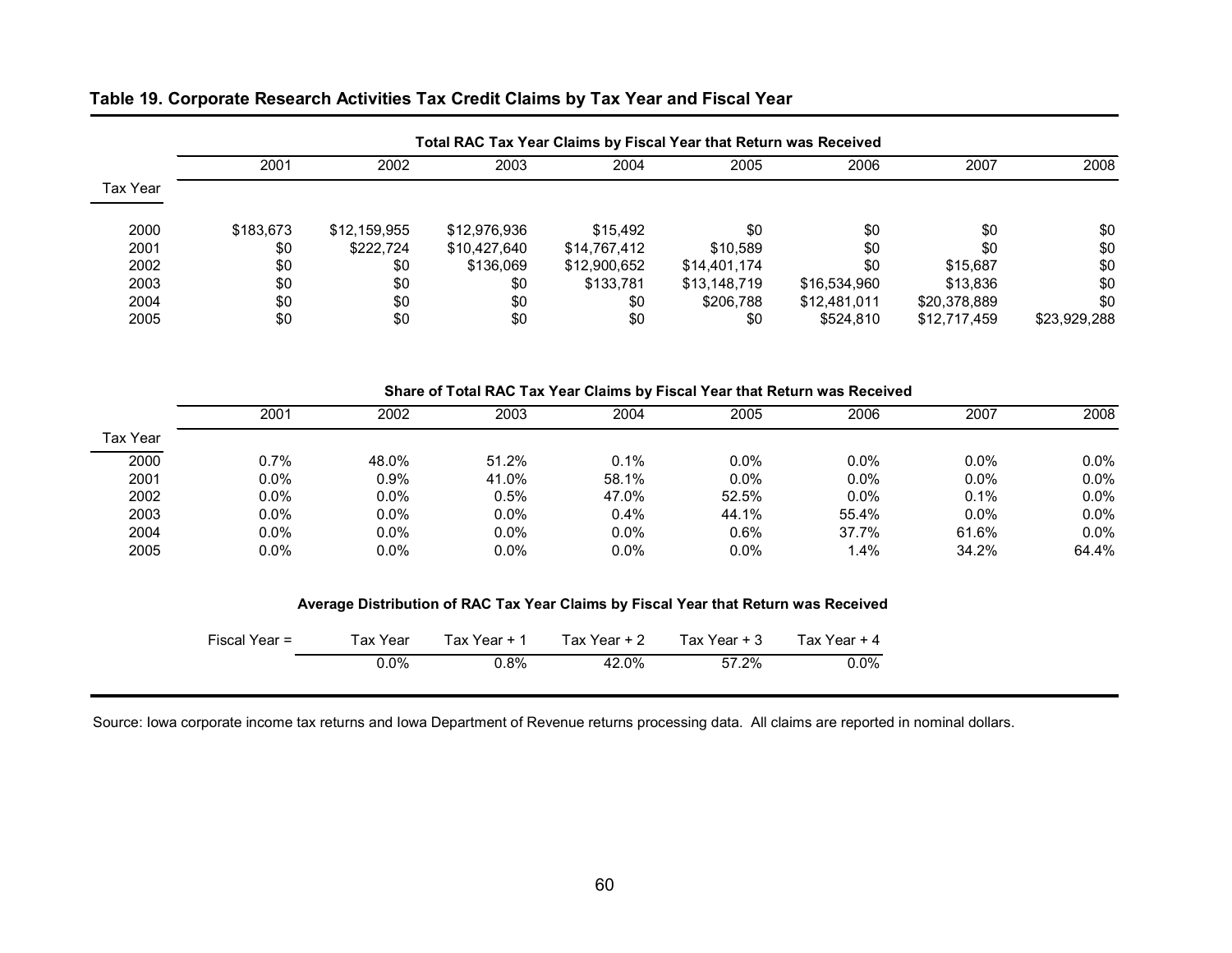**Table 19. Corporate Research Activities Tax Credit Claims by Tax Year and Fiscal Year**

| | Total RAC Tax Year Claims by Fiscal Year that Return was Received | | | | | | | |
|---|---|---|---|---|---|---|---|---|
| Tax Year | 2001 | 2002 | 2003 | 2004 | 2005 | 2006 | 2007 | 2008 |
| 2000 | $183,673 | $12,159,955 | $12,976,936 | $15,492 | $0 | $0 | $0 | $0 |
| 2001 | $0 | $222,724 | $10,427,640 | $14,767,412 | $10,589 | $0 | $0 | $0 |
| 2002 | $0 | $0 | $136,069 | $12,900,652 | $14,401,174 | $0 | $15,687 | $0 |
| 2003 | $0 | $0 | $0 | $133,781 | $13,148,719 | $16,534,960 | $13,836 | $0 |
| 2004 | $0 | $0 | $0 | $0 | $206,788 | $12,481,011 | $20,378,889 | $0 |
| 2005 | $0 | $0 | $0 | $0 | $0 | $524,810 | $12,717,459 | $23,929,288 |

| | Share of Total RAC Tax Year Claims by Fiscal Year that Return was Received | | | | | | | |
|---|---|---|---|---|---|---|---|---|
| Tax Year | 2001 | 2002 | 2003 | 2004 | 2005 | 2006 | 2007 | 2008 |
| 2000 | 0.7% | 48.0% | 51.2% | 0.1% | 0.0% | 0.0% | 0.0% | 0.0% |
| 2001 | 0.0% | 0.9% | 41.0% | 58.1% | 0.0% | 0.0% | 0.0% | 0.0% |
| 2002 | 0.0% | 0.0% | 0.5% | 47.0% | 52.5% | 0.0% | 0.1% | 0.0% |
| 2003 | 0.0% | 0.0% | 0.0% | 0.4% | 44.1% | 55.4% | 0.0% | 0.0% |
| 2004 | 0.0% | 0.0% | 0.0% | 0.0% | 0.6% | 37.7% | 61.6% | 0.0% |
| 2005 | 0.0% | 0.0% | 0.0% | 0.0% | 0.0% | 1.4% | 34.2% | 64.4% |

**Average Distribution of RAC Tax Year Claims by Fiscal Year that Return was Received**

| Fiscal Year = | Tax Year | Tax Year + 1 | Tax Year + 2 | Tax Year + 3 | Tax Year + 4 |
|---|---|---|---|---|---|
| | 0.0% | 0.8% | 42.0% | 57.2% | 0.0% |

Source: Iowa corporate income tax returns and Iowa Department of Revenue returns processing data. All claims are reported in nominal dollars.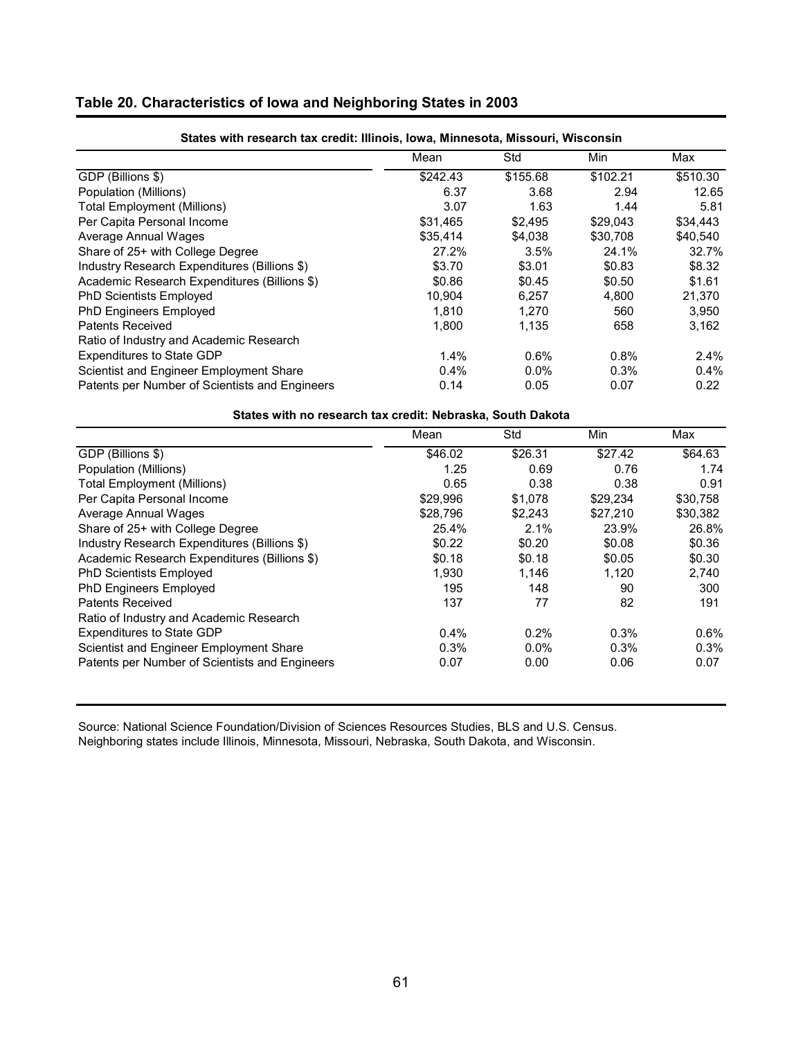### Table 20. Characteristics of Iowa and Neighboring States in 2003

**States with research tax credit: Illinois, Iowa, Minnesota, Missouri, Wisconsin**

| | Mean | Std | Min | Max |
|---|---|---|---|---|
| GDP (Billions $) | $242.43 | $155.68 | $102.21 | $510.30 |
| Population (Millions) | 6.37 | 3.68 | 2.94 | 12.65 |
| Total Employment (Millions) | 3.07 | 1.63 | 1.44 | 5.81 |
| Per Capita Personal Income | $31,465 | $2,495 | $29,043 | $34,443 |
| Average Annual Wages | $35,414 | $4,038 | $30,708 | $40,540 |
| Share of 25+ with College Degree | 27.2% | 3.5% | 24.1% | 32.7% |
| Industry Research Expenditures (Billions $) | $3.70 | $3.01 | $0.83 | $8.32 |
| Academic Research Expenditures (Billions $) | $0.86 | $0.45 | $0.50 | $1.61 |
| PhD Scientists Employed | 10,904 | 6,257 | 4,800 | 21,370 |
| PhD Engineers Employed | 1,810 | 1,270 | 560 | 3,950 |
| Patents Received | 1,800 | 1,135 | 658 | 3,162 |
| Ratio of Industry and Academic Research Expenditures to State GDP | 1.4% | 0.6% | 0.8% | 2.4% |
| Scientist and Engineer Employment Share | 0.4% | 0.0% | 0.3% | 0.4% |
| Patents per Number of Scientists and Engineers | 0.14 | 0.05 | 0.07 | 0.22 |

**States with no research tax credit: Nebraska, South Dakota**

| | Mean | Std | Min | Max |
|---|---|---|---|---|
| GDP (Billions $) | $46.02 | $26.31 | $27.42 | $64.63 |
| Population (Millions) | 1.25 | 0.69 | 0.76 | 1.74 |
| Total Employment (Millions) | 0.65 | 0.38 | 0.38 | 0.91 |
| Per Capita Personal Income | $29,996 | $1,078 | $29,234 | $30,758 |
| Average Annual Wages | $28,796 | $2,243 | $27,210 | $30,382 |
| Share of 25+ with College Degree | 25.4% | 2.1% | 23.9% | 26.8% |
| Industry Research Expenditures (Billions $) | $0.22 | $0.20 | $0.08 | $0.36 |
| Academic Research Expenditures (Billions $) | $0.18 | $0.18 | $0.05 | $0.30 |
| PhD Scientists Employed | 1,930 | 1,146 | 1,120 | 2,740 |
| PhD Engineers Employed | 195 | 148 | 90 | 300 |
| Patents Received | 137 | 77 | 82 | 191 |
| Ratio of Industry and Academic Research Expenditures to State GDP | 0.4% | 0.2% | 0.3% | 0.6% |
| Scientist and Engineer Employment Share | 0.3% | 0.0% | 0.3% | 0.3% |
| Patents per Number of Scientists and Engineers | 0.07 | 0.00 | 0.06 | 0.07 |

Source: National Science Foundation/Division of Sciences Resources Studies, BLS and U.S. Census.
Neighboring states include Illinois, Minnesota, Missouri, Nebraska, South Dakota, and Wisconsin.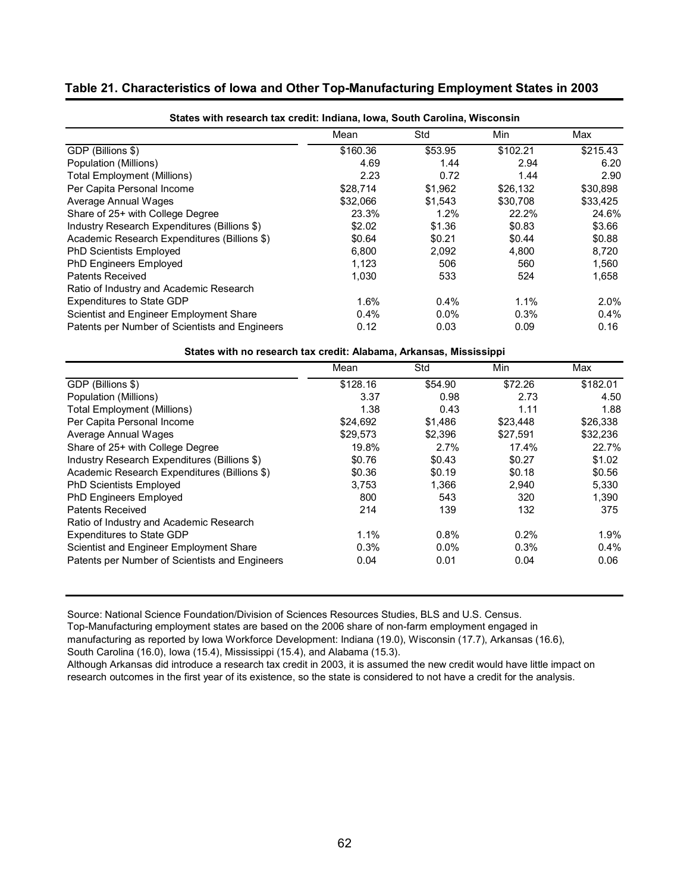## Table 21. Characteristics of Iowa and Other Top-Manufacturing Employment States in 2003

**States with research tax credit: Indiana, Iowa, South Carolina, Wisconsin**

| | Mean | Std | Min | Max |
|---|---|---|---|---|
| GDP (Billions $) | $160.36 | $53.95 | $102.21 | $215.43 |
| Population (Millions) | 4.69 | 1.44 | 2.94 | 6.20 |
| Total Employment (Millions) | 2.23 | 0.72 | 1.44 | 2.90 |
| Per Capita Personal Income | $28,714 | $1,962 | $26,132 | $30,898 |
| Average Annual Wages | $32,066 | $1,543 | $30,708 | $33,425 |
| Share of 25+ with College Degree | 23.3% | 1.2% | 22.2% | 24.6% |
| Industry Research Expenditures (Billions $) | $2.02 | $1.36 | $0.83 | $3.66 |
| Academic Research Expenditures (Billions $) | $0.64 | $0.21 | $0.44 | $0.88 |
| PhD Scientists Employed | 6,800 | 2,092 | 4,800 | 8,720 |
| PhD Engineers Employed | 1,123 | 506 | 560 | 1,560 |
| Patents Received | 1,030 | 533 | 524 | 1,658 |
| Ratio of Industry and Academic Research Expenditures to State GDP | 1.6% | 0.4% | 1.1% | 2.0% |
| Scientist and Engineer Employment Share | 0.4% | 0.0% | 0.3% | 0.4% |
| Patents per Number of Scientists and Engineers | 0.12 | 0.03 | 0.09 | 0.16 |

**States with no research tax credit: Alabama, Arkansas, Mississippi**

| | Mean | Std | Min | Max |
|---|---|---|---|---|
| GDP (Billions $) | $128.16 | $54.90 | $72.26 | $182.01 |
| Population (Millions) | 3.37 | 0.98 | 2.73 | 4.50 |
| Total Employment (Millions) | 1.38 | 0.43 | 1.11 | 1.88 |
| Per Capita Personal Income | $24,692 | $1,486 | $23,448 | $26,338 |
| Average Annual Wages | $29,573 | $2,396 | $27,591 | $32,236 |
| Share of 25+ with College Degree | 19.8% | 2.7% | 17.4% | 22.7% |
| Industry Research Expenditures (Billions $) | $0.76 | $0.43 | $0.27 | $1.02 |
| Academic Research Expenditures (Billions $) | $0.36 | $0.19 | $0.18 | $0.56 |
| PhD Scientists Employed | 3,753 | 1,366 | 2,940 | 5,330 |
| PhD Engineers Employed | 800 | 543 | 320 | 1,390 |
| Patents Received | 214 | 139 | 132 | 375 |
| Ratio of Industry and Academic Research Expenditures to State GDP | 1.1% | 0.8% | 0.2% | 1.9% |
| Scientist and Engineer Employment Share | 0.3% | 0.0% | 0.3% | 0.4% |
| Patents per Number of Scientists and Engineers | 0.04 | 0.01 | 0.04 | 0.06 |

Source: National Science Foundation/Division of Sciences Resources Studies, BLS and U.S. Census.
Top-Manufacturing employment states are based on the 2006 share of non-farm employment engaged in manufacturing as reported by Iowa Workforce Development: Indiana (19.0), Wisconsin (17.7), Arkansas (16.6), South Carolina (16.0), Iowa (15.4), Mississippi (15.4), and Alabama (15.3).
Although Arkansas did introduce a research tax credit in 2003, it is assumed the new credit would have little impact on research outcomes in the first year of its existence, so the state is considered to not have a credit for the analysis.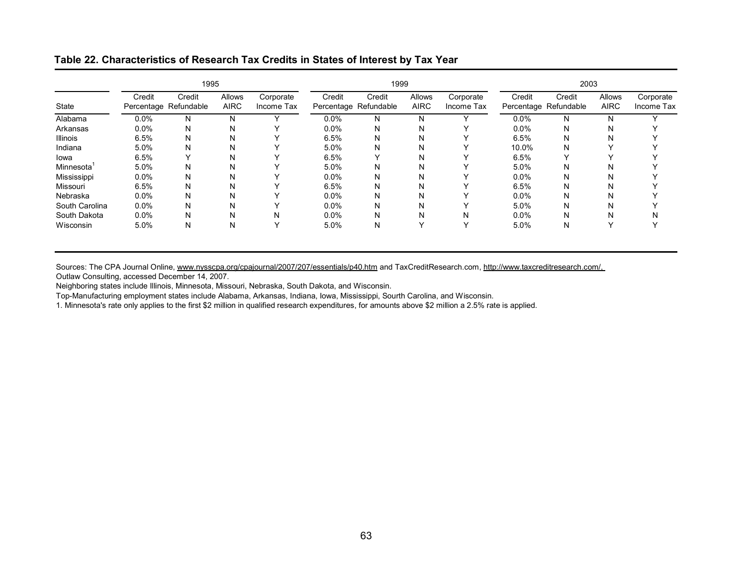**Table 22. Characteristics of Research Tax Credits in States of Interest by Tax Year**

| | 1995 | | | | 1999 | | | | 2003 | | | |
|---|---|---|---|---|---|---|---|---|---|---|---|---|
| State | Credit Percentage | Credit Refundable | Allows AIRC | Corporate Income Tax | Credit Percentage | Credit Refundable | Allows AIRC | Corporate Income Tax | Credit Percentage | Credit Refundable | Allows AIRC | Corporate Income Tax |
| Alabama | 0.0% | N | N | Y | 0.0% | N | N | Y | 0.0% | N | N | Y |
| Arkansas | 0.0% | N | N | Y | 0.0% | N | N | Y | 0.0% | N | N | Y |
| Illinois | 6.5% | N | N | Y | 6.5% | N | N | Y | 6.5% | N | N | Y |
| Indiana | 5.0% | N | N | Y | 5.0% | N | N | Y | 10.0% | N | Y | Y |
| Iowa | 6.5% | Y | N | Y | 6.5% | Y | N | Y | 6.5% | Y | Y | Y |
| Minnesota[1] | 5.0% | N | N | Y | 5.0% | N | N | Y | 5.0% | N | N | Y |
| Mississippi | 0.0% | N | N | Y | 0.0% | N | N | Y | 0.0% | N | N | Y |
| Missouri | 6.5% | N | N | Y | 6.5% | N | N | Y | 6.5% | N | N | Y |
| Nebraska | 0.0% | N | N | Y | 0.0% | N | N | Y | 0.0% | N | N | Y |
| South Carolina | 0.0% | N | N | Y | 0.0% | N | N | Y | 5.0% | N | N | Y |
| South Dakota | 0.0% | N | N | N | 0.0% | N | N | N | 0.0% | N | N | N |
| Wisconsin | 5.0% | N | N | Y | 5.0% | N | Y | Y | 5.0% | N | Y | Y |

Sources: The CPA Journal Online, www.nysscpa.org/cpajournal/2007/207/essentials/p40.htm and TaxCreditResearch.com, http://www.taxcreditresearch.com/, Outlaw Consulting, accessed December 14, 2007.

Neighboring states include Illinois, Minnesota, Missouri, Nebraska, South Dakota, and Wisconsin.

Top-Manufacturing employment states include Alabama, Arkansas, Indiana, Iowa, Mississippi, Sourth Carolina, and Wisconsin.

1. Minnesota's rate only applies to the first $2 million in qualified research expenditures, for amounts above $2 million a 2.5% rate is applied.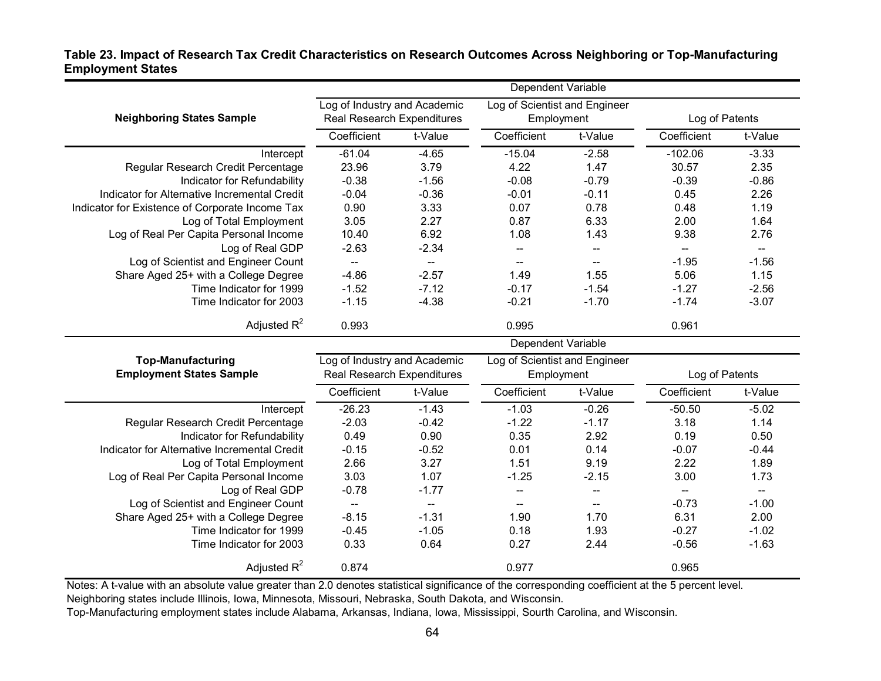**Table 23. Impact of Research Tax Credit Characteristics on Research Outcomes Across Neighboring or Top-Manufacturing Employment States**

| Neighboring States Sample | Log of Industry and Academic Real Research Expenditures | | Log of Scientist and Engineer Employment | | Log of Patents | |
|---|---|---|---|---|---|---|
| | Coefficient | t-Value | Coefficient | t-Value | Coefficient | t-Value |
| Intercept | -61.04 | -4.65 | -15.04 | -2.58 | -102.06 | -3.33 |
| Regular Research Credit Percentage | 23.96 | 3.79 | 4.22 | 1.47 | 30.57 | 2.35 |
| Indicator for Refundability | -0.38 | -1.56 | -0.08 | -0.79 | -0.39 | -0.86 |
| Indicator for Alternative Incremental Credit | -0.04 | -0.36 | -0.01 | -0.11 | 0.45 | 2.26 |
| Indicator for Existence of Corporate Income Tax | 0.90 | 3.33 | 0.07 | 0.78 | 0.48 | 1.19 |
| Log of Total Employment | 3.05 | 2.27 | 0.87 | 6.33 | 2.00 | 1.64 |
| Log of Real Per Capita Personal Income | 10.40 | 6.92 | 1.08 | 1.43 | 9.38 | 2.76 |
| Log of Real GDP | -2.63 | -2.34 | -- | -- | -- | -- |
| Log of Scientist and Engineer Count | -- | -- | -- | -- | -1.95 | -1.56 |
| Share Aged 25+ with a College Degree | -4.86 | -2.57 | 1.49 | 1.55 | 5.06 | 1.15 |
| Time Indicator for 1999 | -1.52 | -7.12 | -0.17 | -1.54 | -1.27 | -2.56 |
| Time Indicator for 2003 | -1.15 | -4.38 | -0.21 | -1.70 | -1.74 | -3.07 |
| Adjusted $R^2$ | 0.993 | | 0.995 | | 0.961 | |

| Top-Manufacturing Employment States Sample | Log of Industry and Academic Real Research Expenditures | | Log of Scientist and Engineer Employment | | Log of Patents | |
|---|---|---|---|---|---|---|
| | Coefficient | t-Value | Coefficient | t-Value | Coefficient | t-Value |
| Intercept | -26.23 | -1.43 | -1.03 | -0.26 | -50.50 | -5.02 |
| Regular Research Credit Percentage | -2.03 | -0.42 | -1.22 | -1.17 | 3.18 | 1.14 |
| Indicator for Refundability | 0.49 | 0.90 | 0.35 | 2.92 | 0.19 | 0.50 |
| Indicator for Alternative Incremental Credit | -0.15 | -0.52 | 0.01 | 0.14 | -0.07 | -0.44 |
| Log of Total Employment | 2.66 | 3.27 | 1.51 | 9.19 | 2.22 | 1.89 |
| Log of Real Per Capita Personal Income | 3.03 | 1.07 | -1.25 | -2.15 | 3.00 | 1.73 |
| Log of Real GDP | -0.78 | -1.77 | -- | -- | -- | -- |
| Log of Scientist and Engineer Count | -- | -- | -- | -- | -0.73 | -1.00 |
| Share Aged 25+ with a College Degree | -8.15 | -1.31 | 1.90 | 1.70 | 6.31 | 2.00 |
| Time Indicator for 1999 | -0.45 | -1.05 | 0.18 | 1.93 | -0.27 | -1.02 |
| Time Indicator for 2003 | 0.33 | 0.64 | 0.27 | 2.44 | -0.56 | -1.63 |
| Adjusted $R^2$ | 0.874 | | 0.977 | | 0.965 | |

Notes: A t-value with an absolute value greater than 2.0 denotes statistical significance of the corresponding coefficient at the 5 percent level.
Neighboring states include Illinois, Iowa, Minnesota, Missouri, Nebraska, South Dakota, and Wisconsin.
Top-Manufacturing employment states include Alabama, Arkansas, Indiana, Iowa, Mississippi, Sourth Carolina, and Wisconsin.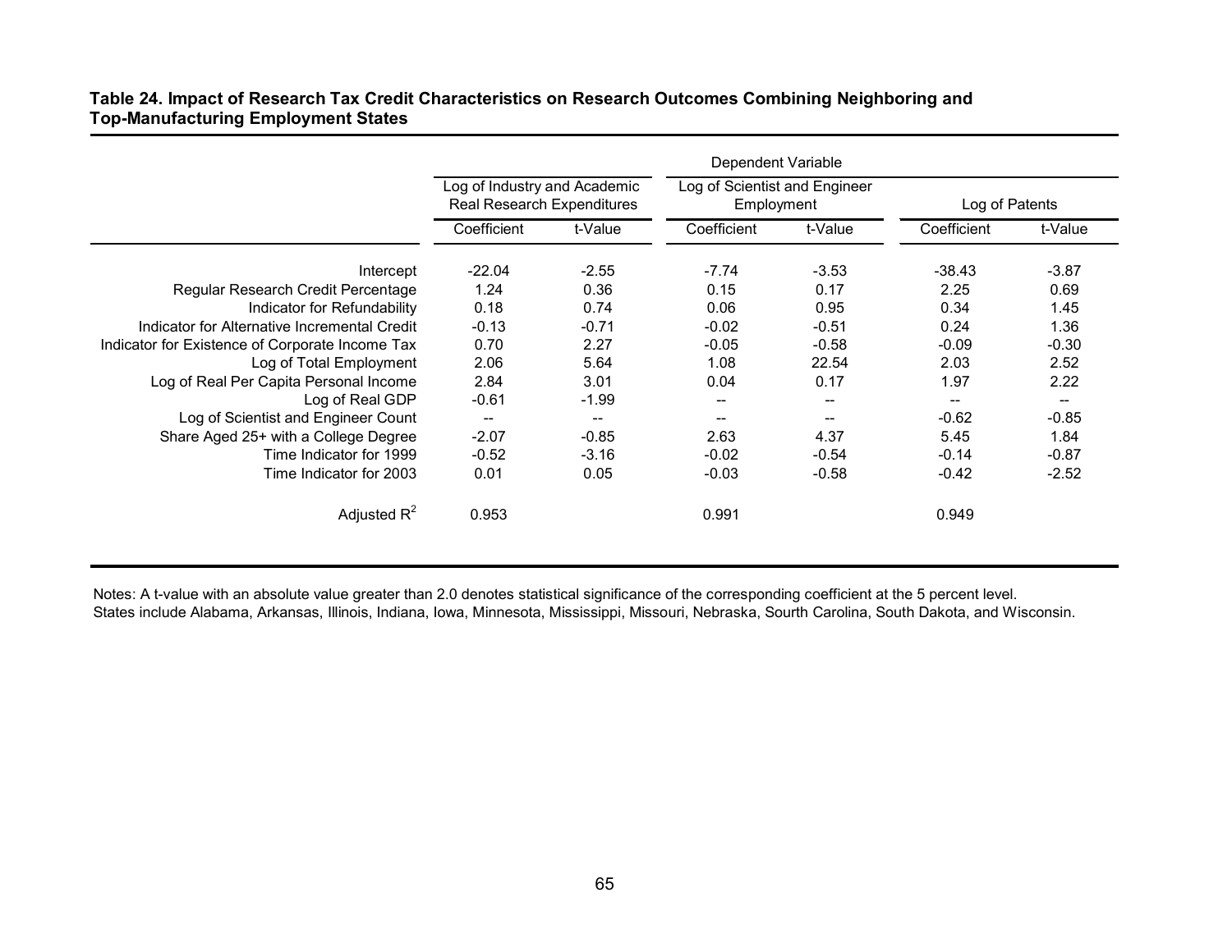**Table 24. Impact of Research Tax Credit Characteristics on Research Outcomes Combining Neighboring and Top-Manufacturing Employment States**

| | Dependent Variable | | | | | |
|---|---|---|---|---|---|---|
| | Log of Industry and Academic Real Research Expenditures | | Log of Scientist and Engineer Employment | | Log of Patents | |
| | Coefficient | t-Value | Coefficient | t-Value | Coefficient | t-Value |
| Intercept | -22.04 | -2.55 | -7.74 | -3.53 | -38.43 | -3.87 |
| Regular Research Credit Percentage | 1.24 | 0.36 | 0.15 | 0.17 | 2.25 | 0.69 |
| Indicator for Refundability | 0.18 | 0.74 | 0.06 | 0.95 | 0.34 | 1.45 |
| Indicator for Alternative Incremental Credit | -0.13 | -0.71 | -0.02 | -0.51 | 0.24 | 1.36 |
| Indicator for Existence of Corporate Income Tax | 0.70 | 2.27 | -0.05 | -0.58 | -0.09 | -0.30 |
| Log of Total Employment | 2.06 | 5.64 | 1.08 | 22.54 | 2.03 | 2.52 |
| Log of Real Per Capita Personal Income | 2.84 | 3.01 | 0.04 | 0.17 | 1.97 | 2.22 |
| Log of Real GDP | -0.61 | -1.99 | -- | -- | -- | -- |
| Log of Scientist and Engineer Count | -- | -- | -- | -- | -0.62 | -0.85 |
| Share Aged 25+ with a College Degree | -2.07 | -0.85 | 2.63 | 4.37 | 5.45 | 1.84 |
| Time Indicator for 1999 | -0.52 | -3.16 | -0.02 | -0.54 | -0.14 | -0.87 |
| Time Indicator for 2003 | 0.01 | 0.05 | -0.03 | -0.58 | -0.42 | -2.52 |
| Adjusted $R^2$ | 0.953 | | 0.991 | | 0.949 | |

Notes: A t-value with an absolute value greater than 2.0 denotes statistical significance of the corresponding coefficient at the 5 percent level.
States include Alabama, Arkansas, Illinois, Indiana, Iowa, Minnesota, Mississippi, Missouri, Nebraska, Sourth Carolina, South Dakota, and Wisconsin.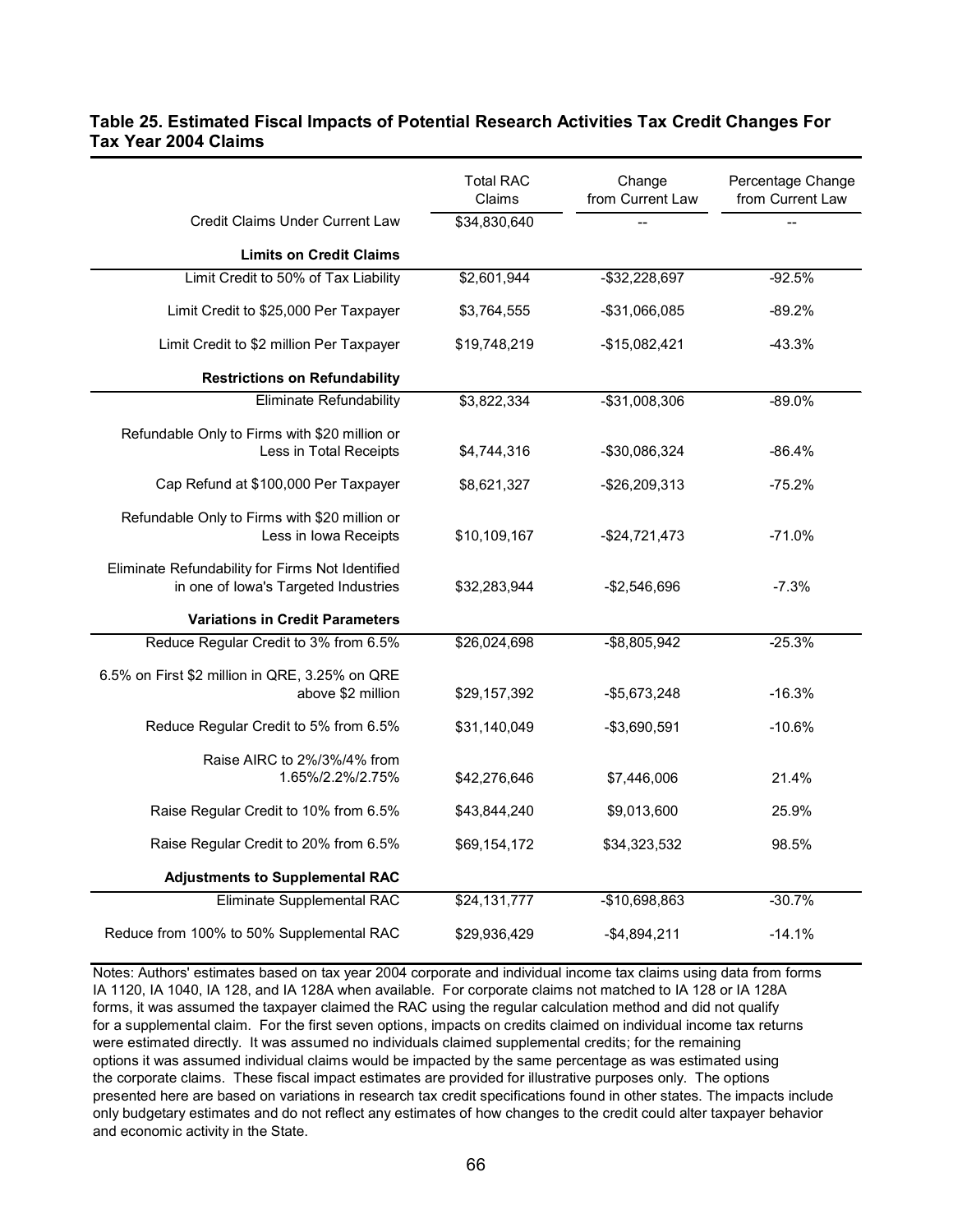**Table 25. Estimated Fiscal Impacts of Potential Research Activities Tax Credit Changes For Tax Year 2004 Claims**

| | Total RAC Claims | Change from Current Law | Percentage Change from Current Law |
|---|---|---|---|
| Credit Claims Under Current Law | $34,830,640 | -- | -- |
| **Limits on Credit Claims** | | | |
| Limit Credit to 50% of Tax Liability | $2,601,944 | -$32,228,697 | -92.5% |
| Limit Credit to $25,000 Per Taxpayer | $3,764,555 | -$31,066,085 | -89.2% |
| Limit Credit to $2 million Per Taxpayer | $19,748,219 | -$15,082,421 | -43.3% |
| **Restrictions on Refundability** | | | |
| Eliminate Refundability | $3,822,334 | -$31,008,306 | -89.0% |
| Refundable Only to Firms with $20 million or Less in Total Receipts | $4,744,316 | -$30,086,324 | -86.4% |
| Cap Refund at $100,000 Per Taxpayer | $8,621,327 | -$26,209,313 | -75.2% |
| Refundable Only to Firms with $20 million or Less in Iowa Receipts | $10,109,167 | -$24,721,473 | -71.0% |
| Eliminate Refundability for Firms Not Identified in one of Iowa's Targeted Industries | $32,283,944 | -$2,546,696 | -7.3% |
| **Variations in Credit Parameters** | | | |
| Reduce Regular Credit to 3% from 6.5% | $26,024,698 | -$8,805,942 | -25.3% |
| 6.5% on First $2 million in QRE, 3.25% on QRE above $2 million | $29,157,392 | -$5,673,248 | -16.3% |
| Reduce Regular Credit to 5% from 6.5% | $31,140,049 | -$3,690,591 | -10.6% |
| Raise AIRC to 2%/3%/4% from 1.65%/2.2%/2.75% | $42,276,646 | $7,446,006 | 21.4% |
| Raise Regular Credit to 10% from 6.5% | $43,844,240 | $9,013,600 | 25.9% |
| Raise Regular Credit to 20% from 6.5% | $69,154,172 | $34,323,532 | 98.5% |
| **Adjustments to Supplemental RAC** | | | |
| Eliminate Supplemental RAC | $24,131,777 | -$10,698,863 | -30.7% |
| Reduce from 100% to 50% Supplemental RAC | $29,936,429 | -$4,894,211 | -14.1% |

Notes: Authors' estimates based on tax year 2004 corporate and individual income tax claims using data from forms IA 1120, IA 1040, IA 128, and IA 128A when available. For corporate claims not matched to IA 128 or IA 128A forms, it was assumed the taxpayer claimed the RAC using the regular calculation method and did not qualify for a supplemental claim. For the first seven options, impacts on credits claimed on individual income tax returns were estimated directly. It was assumed no individuals claimed supplemental credits; for the remaining options it was assumed individual claims would be impacted by the same percentage as was estimated using the corporate claims. These fiscal impact estimates are provided for illustrative purposes only. The options presented here are based on variations in research tax credit specifications found in other states. The impacts include only budgetary estimates and do not reflect any estimates of how changes to the credit could alter taxpayer behavior and economic activity in the State.